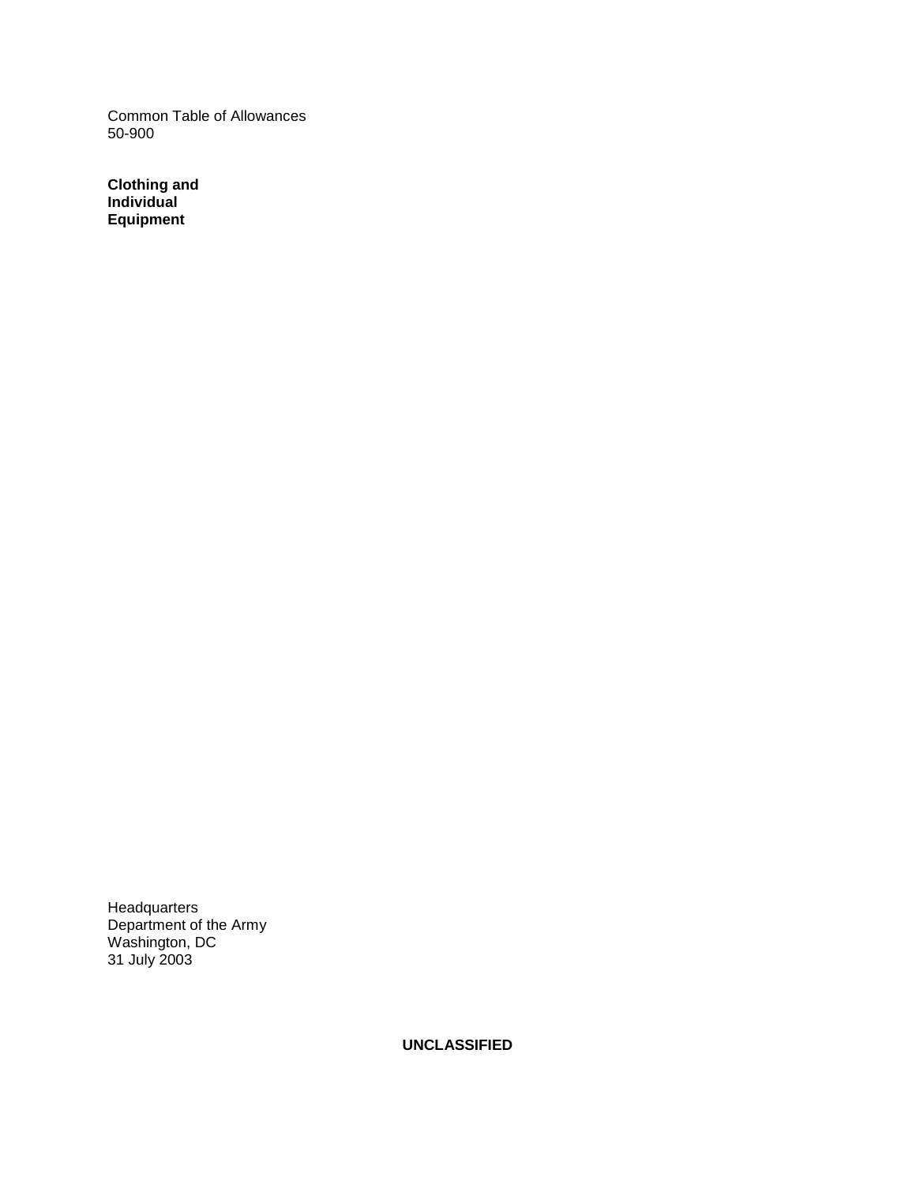Common Table of Allowances
50-900

**Clothing and Individual Equipment**

Headquarters
Department of the Army
Washington, DC
31 July 2003

**UNCLASSIFIED**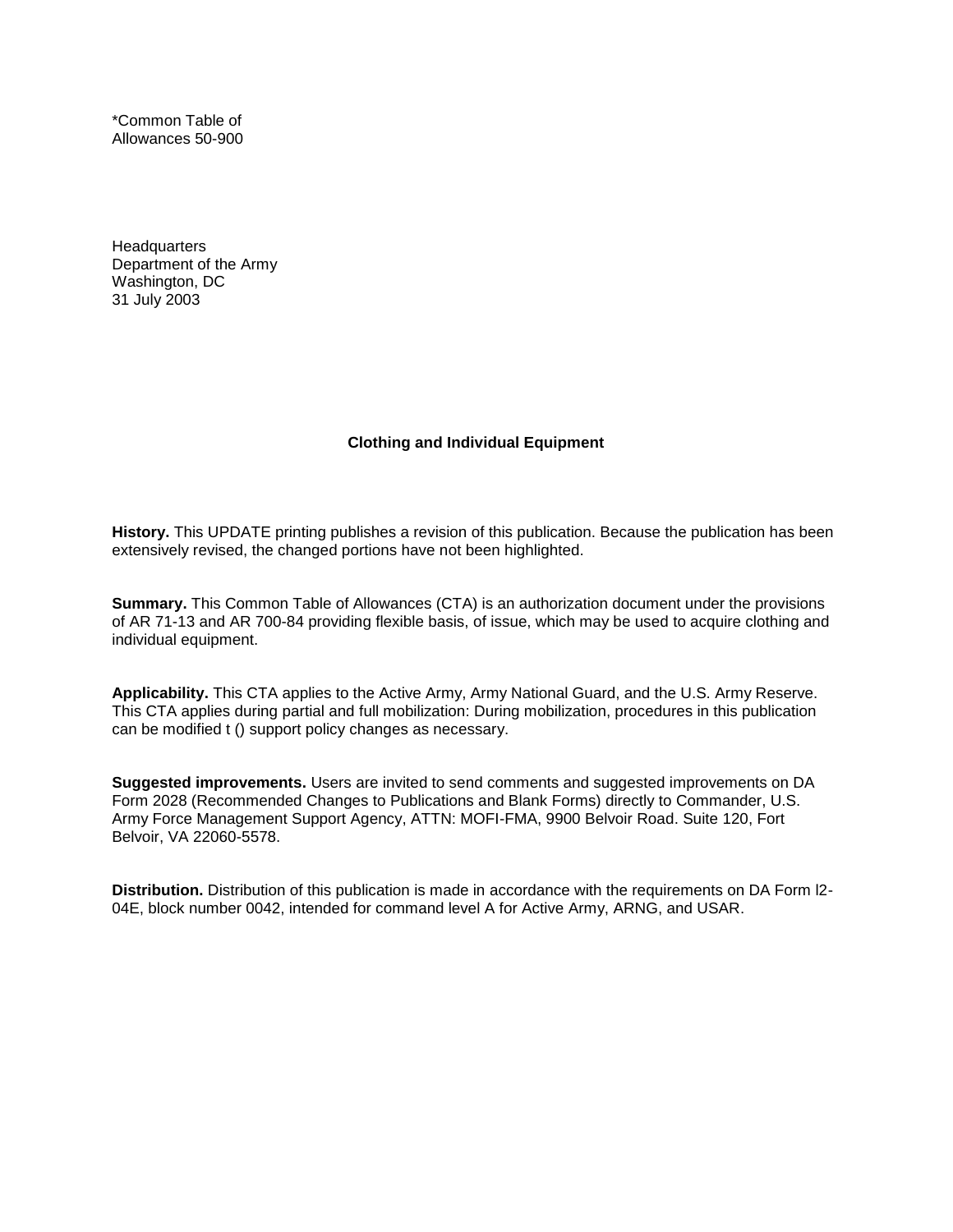*Common Table of
Allowances 50-900

Headquarters
Department of the Army
Washington, DC
31 July 2003

**Clothing and Individual Equipment**

**History.** This UPDATE printing publishes a revision of this publication. Because the publication has been extensively revised, the changed portions have not been highlighted.

**Summary.** This Common Table of Allowances (CTA) is an authorization document under the provisions of AR 71-13 and AR 700-84 providing flexible basis, of issue, which may be used to acquire clothing and individual equipment.

**Applicability.** This CTA applies to the Active Army, Army National Guard, and the U.S. Army Reserve. This CTA applies during partial and full mobilization: During mobilization, procedures in this publication can be modified t () support policy changes as necessary.

**Suggested improvements.** Users are invited to send comments and suggested improvements on DA Form 2028 (Recommended Changes to Publications and Blank Forms) directly to Commander, U.S. Army Force Management Support Agency, ATTN: MOFI-FMA, 9900 Belvoir Road. Suite 120, Fort Belvoir, VA 22060-5578.

**Distribution.** Distribution of this publication is made in accordance with the requirements on DA Form l2-04E, block number 0042, intended for command level A for Active Army, ARNG, and USAR.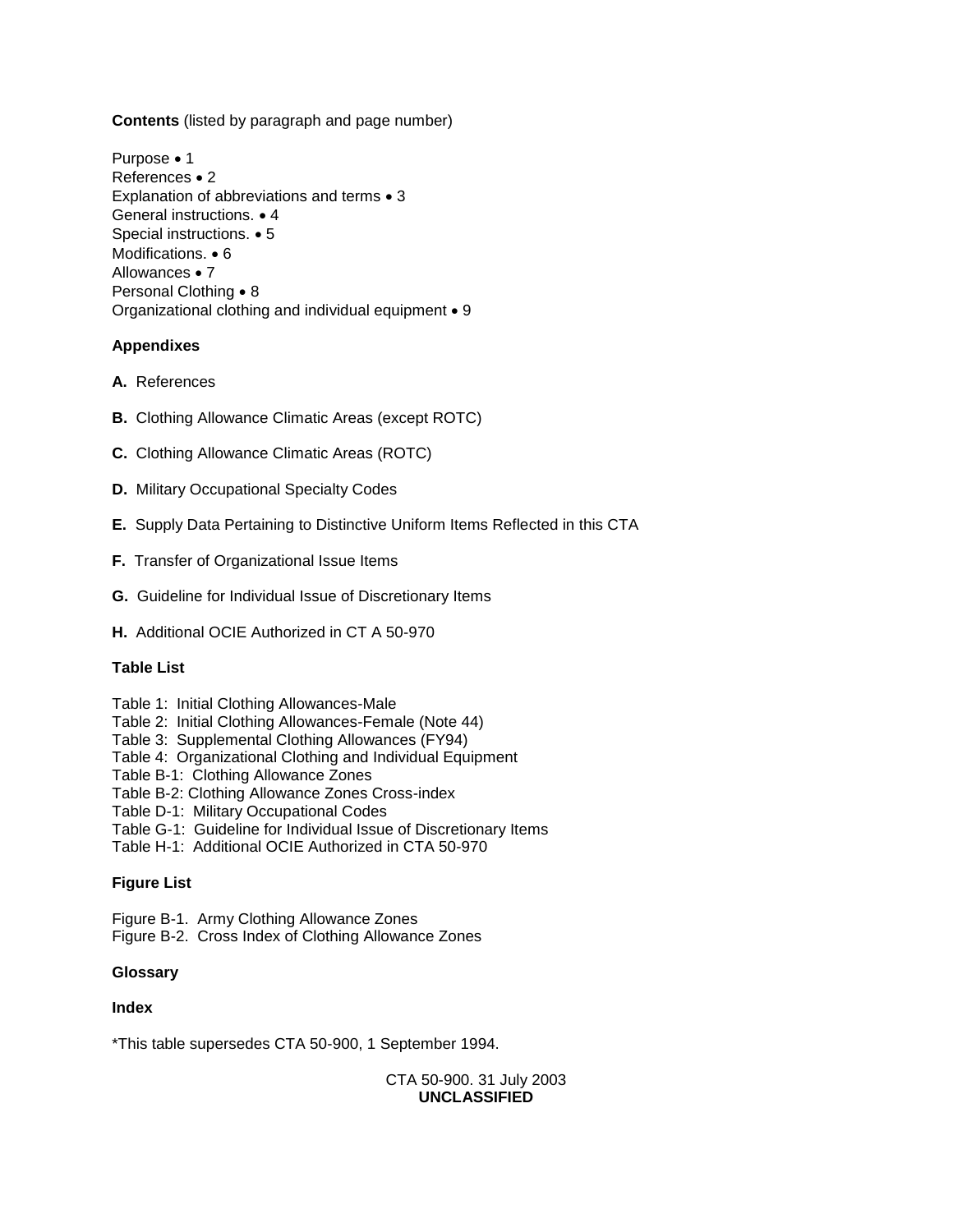**Contents** (listed by paragraph and page number)

Purpose • 1
References • 2
Explanation of abbreviations and terms • 3
General instructions. • 4
Special instructions. • 5
Modifications. • 6
Allowances • 7
Personal Clothing • 8
Organizational clothing and individual equipment • 9

**Appendixes**

**A.** References

**B.** Clothing Allowance Climatic Areas (except ROTC)

**C.** Clothing Allowance Climatic Areas (ROTC)

**D.** Military Occupational Specialty Codes

**E.** Supply Data Pertaining to Distinctive Uniform Items Reflected in this CTA

**F.** Transfer of Organizational Issue Items

**G.** Guideline for Individual Issue of Discretionary Items

**H.** Additional OCIE Authorized in CT A 50-970

**Table List**

Table 1: Initial Clothing Allowances-Male
Table 2: Initial Clothing Allowances-Female (Note 44)
Table 3: Supplemental Clothing Allowances (FY94)
Table 4: Organizational Clothing and Individual Equipment
Table B-1: Clothing Allowance Zones
Table B-2: Clothing Allowance Zones Cross-index
Table D-1: Military Occupational Codes
Table G-1: Guideline for Individual Issue of Discretionary Items
Table H-1: Additional OCIE Authorized in CTA 50-970

**Figure List**

Figure B-1. Army Clothing Allowance Zones
Figure B-2. Cross Index of Clothing Allowance Zones

**Glossary**

**Index**

*This table supersedes CTA 50-900, 1 September 1994.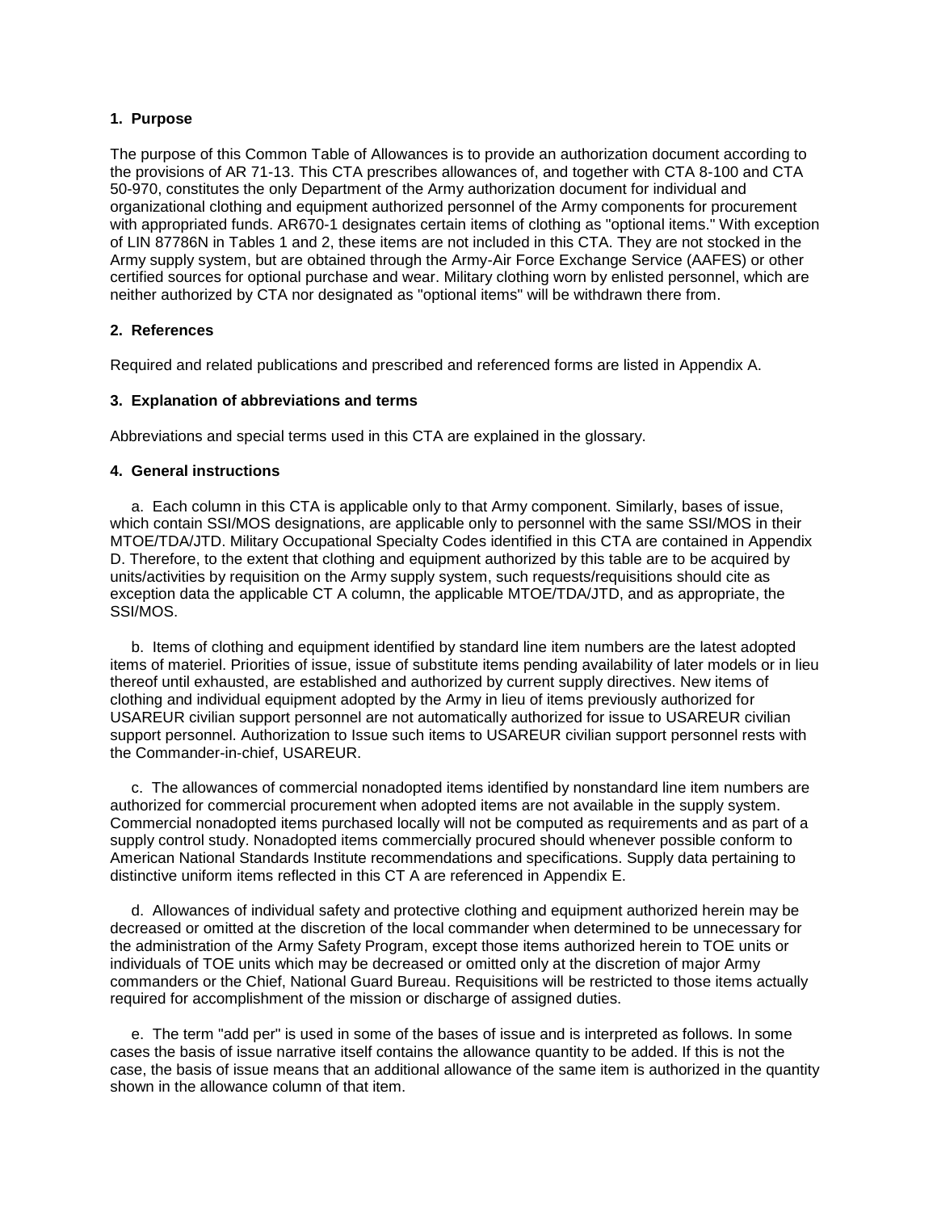**1. Purpose**

The purpose of this Common Table of Allowances is to provide an authorization document according to the provisions of AR 71-13. This CTA prescribes allowances of, and together with CTA 8-100 and CTA 50-970, constitutes the only Department of the Army authorization document for individual and organizational clothing and equipment authorized personnel of the Army components for procurement with appropriated funds. AR670-1 designates certain items of clothing as "optional items." With exception of LIN 87786N in Tables 1 and 2, these items are not included in this CTA. They are not stocked in the Army supply system, but are obtained through the Army-Air Force Exchange Service (AAFES) or other certified sources for optional purchase and wear. Military clothing worn by enlisted personnel, which are neither authorized by CTA nor designated as "optional items" will be withdrawn there from.

**2. References**

Required and related publications and prescribed and referenced forms are listed in Appendix A.

**3. Explanation of abbreviations and terms**

Abbreviations and special terms used in this CTA are explained in the glossary.

**4. General instructions**

a. Each column in this CTA is applicable only to that Army component. Similarly, bases of issue, which contain SSI/MOS designations, are applicable only to personnel with the same SSI/MOS in their MTOE/TDA/JTD. Military Occupational Specialty Codes identified in this CTA are contained in Appendix D. Therefore, to the extent that clothing and equipment authorized by this table are to be acquired by units/activities by requisition on the Army supply system, such requests/requisitions should cite as exception data the applicable CT A column, the applicable MTOE/TDA/JTD, and as appropriate, the SSI/MOS.

b. Items of clothing and equipment identified by standard line item numbers are the latest adopted items of materiel. Priorities of issue, issue of substitute items pending availability of later models or in lieu thereof until exhausted, are established and authorized by current supply directives. New items of clothing and individual equipment adopted by the Army in lieu of items previously authorized for USAREUR civilian support personnel are not automatically authorized for issue to USAREUR civilian support personnel. Authorization to Issue such items to USAREUR civilian support personnel rests with the Commander-in-chief, USAREUR.

c. The allowances of commercial nonadopted items identified by nonstandard line item numbers are authorized for commercial procurement when adopted items are not available in the supply system. Commercial nonadopted items purchased locally will not be computed as requirements and as part of a supply control study. Nonadopted items commercially procured should whenever possible conform to American National Standards Institute recommendations and specifications. Supply data pertaining to distinctive uniform items reflected in this CT A are referenced in Appendix E.

d. Allowances of individual safety and protective clothing and equipment authorized herein may be decreased or omitted at the discretion of the local commander when determined to be unnecessary for the administration of the Army Safety Program, except those items authorized herein to TOE units or individuals of TOE units which may be decreased or omitted only at the discretion of major Army commanders or the Chief, National Guard Bureau. Requisitions will be restricted to those items actually required for accomplishment of the mission or discharge of assigned duties.

e. The term "add per" is used in some of the bases of issue and is interpreted as follows. In some cases the basis of issue narrative itself contains the allowance quantity to be added. If this is not the case, the basis of issue means that an additional allowance of the same item is authorized in the quantity shown in the allowance column of that item.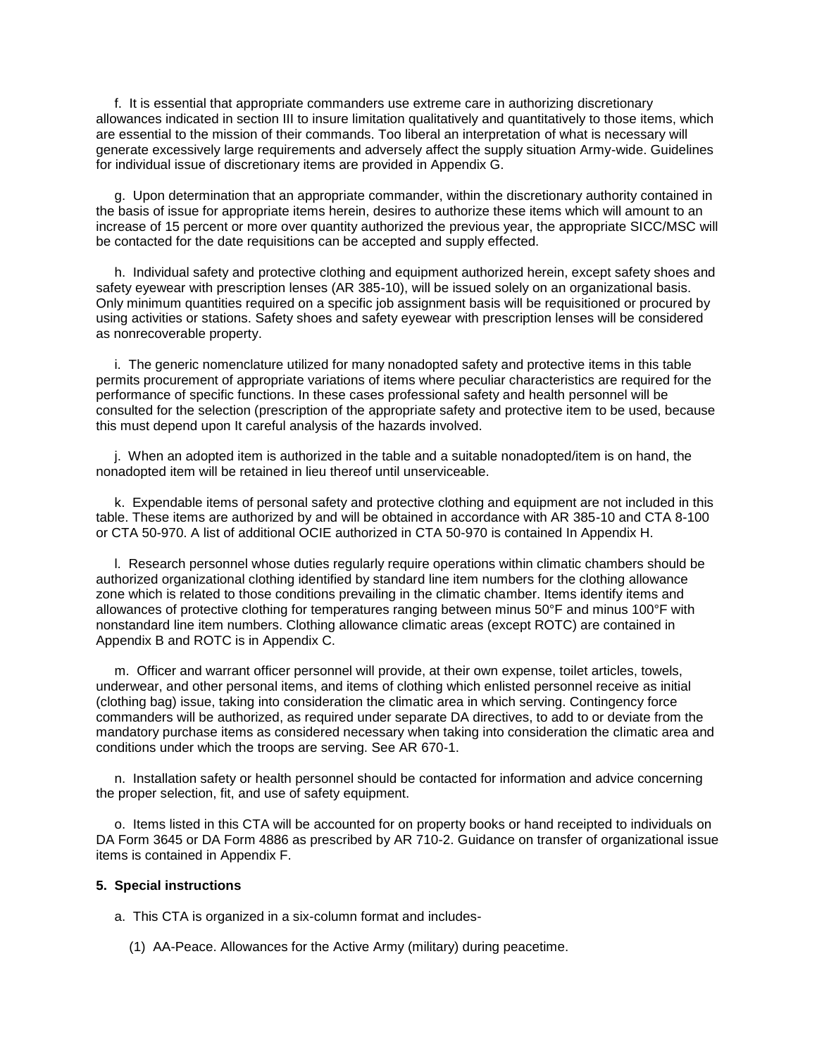f. It is essential that appropriate commanders use extreme care in authorizing discretionary allowances indicated in section III to insure limitation qualitatively and quantitatively to those items, which are essential to the mission of their commands. Too liberal an interpretation of what is necessary will generate excessively large requirements and adversely affect the supply situation Army-wide. Guidelines for individual issue of discretionary items are provided in Appendix G.

g. Upon determination that an appropriate commander, within the discretionary authority contained in the basis of issue for appropriate items herein, desires to authorize these items which will amount to an increase of 15 percent or more over quantity authorized the previous year, the appropriate SICC/MSC will be contacted for the date requisitions can be accepted and supply effected.

h. Individual safety and protective clothing and equipment authorized herein, except safety shoes and safety eyewear with prescription lenses (AR 385-10), will be issued solely on an organizational basis. Only minimum quantities required on a specific job assignment basis will be requisitioned or procured by using activities or stations. Safety shoes and safety eyewear with prescription lenses will be considered as nonrecoverable property.

i. The generic nomenclature utilized for many nonadopted safety and protective items in this table permits procurement of appropriate variations of items where peculiar characteristics are required for the performance of specific functions. In these cases professional safety and health personnel will be consulted for the selection (prescription of the appropriate safety and protective item to be used, because this must depend upon It careful analysis of the hazards involved.

j. When an adopted item is authorized in the table and a suitable nonadopted/item is on hand, the nonadopted item will be retained in lieu thereof until unserviceable.

k. Expendable items of personal safety and protective clothing and equipment are not included in this table. These items are authorized by and will be obtained in accordance with AR 385-10 and CTA 8-100 or CTA 50-970. A list of additional OCIE authorized in CTA 50-970 is contained In Appendix H.

l. Research personnel whose duties regularly require operations within climatic chambers should be authorized organizational clothing identified by standard line item numbers for the clothing allowance zone which is related to those conditions prevailing in the climatic chamber. Items identify items and allowances of protective clothing for temperatures ranging between minus 50°F and minus 100°F with nonstandard line item numbers. Clothing allowance climatic areas (except ROTC) are contained in Appendix B and ROTC is in Appendix C.

m. Officer and warrant officer personnel will provide, at their own expense, toilet articles, towels, underwear, and other personal items, and items of clothing which enlisted personnel receive as initial (clothing bag) issue, taking into consideration the climatic area in which serving. Contingency force commanders will be authorized, as required under separate DA directives, to add to or deviate from the mandatory purchase items as considered necessary when taking into consideration the climatic area and conditions under which the troops are serving. See AR 670-1.

n. Installation safety or health personnel should be contacted for information and advice concerning the proper selection, fit, and use of safety equipment.

o. Items listed in this CTA will be accounted for on property books or hand receipted to individuals on DA Form 3645 or DA Form 4886 as prescribed by AR 710-2. Guidance on transfer of organizational issue items is contained in Appendix F.

**5. Special instructions**

a. This CTA is organized in a six-column format and includes-

(1) AA-Peace. Allowances for the Active Army (military) during peacetime.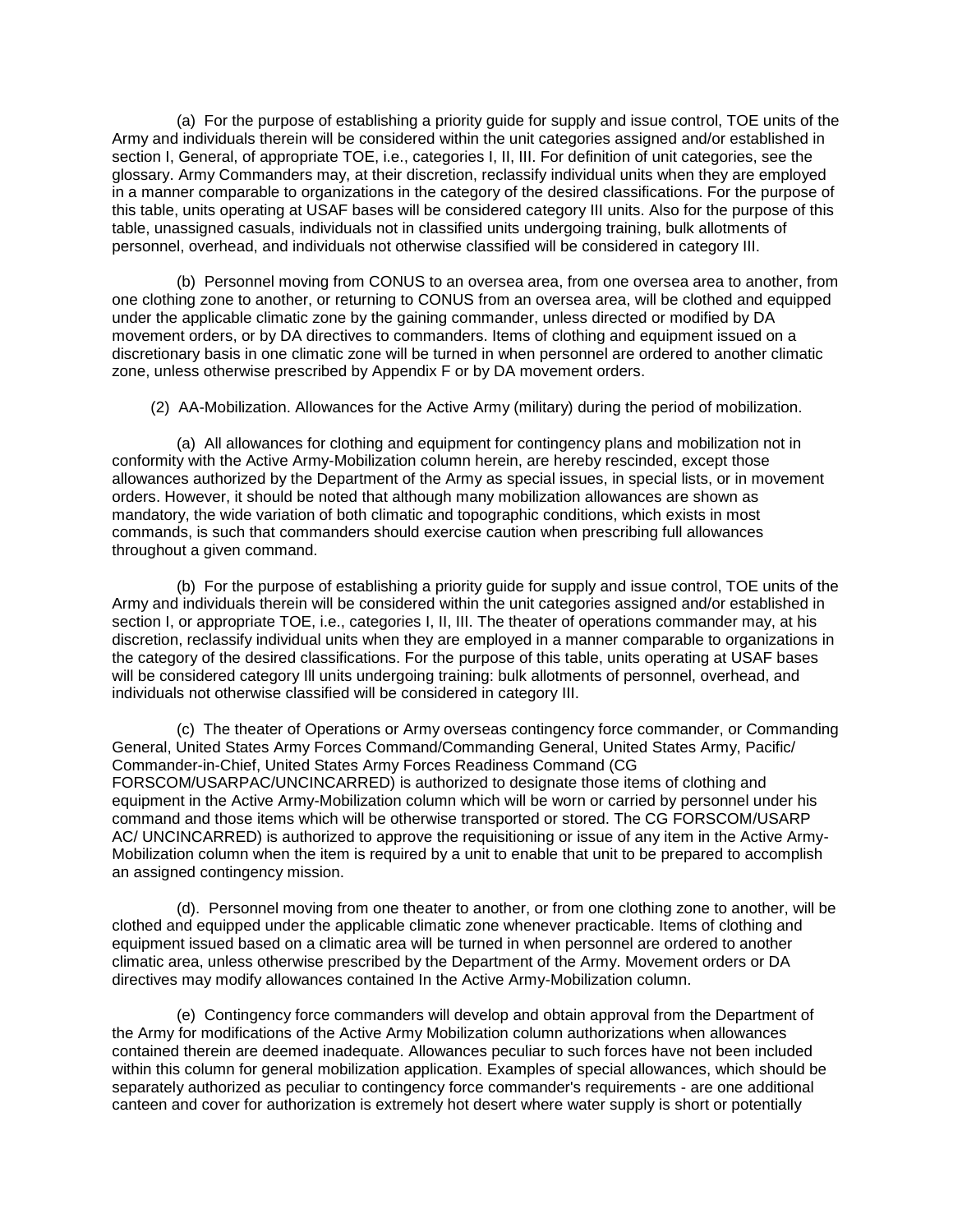(a) For the purpose of establishing a priority guide for supply and issue control, TOE units of the Army and individuals therein will be considered within the unit categories assigned and/or established in section I, General, of appropriate TOE, i.e., categories I, II, III. For definition of unit categories, see the glossary. Army Commanders may, at their discretion, reclassify individual units when they are employed in a manner comparable to organizations in the category of the desired classifications. For the purpose of this table, units operating at USAF bases will be considered category III units. Also for the purpose of this table, unassigned casuals, individuals not in classified units undergoing training, bulk allotments of personnel, overhead, and individuals not otherwise classified will be considered in category III.

(b) Personnel moving from CONUS to an oversea area, from one oversea area to another, from one clothing zone to another, or returning to CONUS from an oversea area, will be clothed and equipped under the applicable climatic zone by the gaining commander, unless directed or modified by DA movement orders, or by DA directives to commanders. Items of clothing and equipment issued on a discretionary basis in one climatic zone will be turned in when personnel are ordered to another climatic zone, unless otherwise prescribed by Appendix F or by DA movement orders.

(2) AA-Mobilization. Allowances for the Active Army (military) during the period of mobilization.

(a) All allowances for clothing and equipment for contingency plans and mobilization not in conformity with the Active Army-Mobilization column herein, are hereby rescinded, except those allowances authorized by the Department of the Army as special issues, in special lists, or in movement orders. However, it should be noted that although many mobilization allowances are shown as mandatory, the wide variation of both climatic and topographic conditions, which exists in most commands, is such that commanders should exercise caution when prescribing full allowances throughout a given command.

(b) For the purpose of establishing a priority guide for supply and issue control, TOE units of the Army and individuals therein will be considered within the unit categories assigned and/or established in section I, or appropriate TOE, i.e., categories I, II, III. The theater of operations commander may, at his discretion, reclassify individual units when they are employed in a manner comparable to organizations in the category of the desired classifications. For the purpose of this table, units operating at USAF bases will be considered category Ill units undergoing training: bulk allotments of personnel, overhead, and individuals not otherwise classified will be considered in category III.

(c) The theater of Operations or Army overseas contingency force commander, or Commanding General, United States Army Forces Command/Commanding General, United States Army, Pacific/ Commander-in-Chief, United States Army Forces Readiness Command (CG FORSCOM/USARPAC/UNCINCARRED) is authorized to designate those items of clothing and equipment in the Active Army-Mobilization column which will be worn or carried by personnel under his command and those items which will be otherwise transported or stored. The CG FORSCOM/USARP AC/ UNCINCARRED) is authorized to approve the requisitioning or issue of any item in the Active Army-Mobilization column when the item is required by a unit to enable that unit to be prepared to accomplish an assigned contingency mission.

(d). Personnel moving from one theater to another, or from one clothing zone to another, will be clothed and equipped under the applicable climatic zone whenever practicable. Items of clothing and equipment issued based on a climatic area will be turned in when personnel are ordered to another climatic area, unless otherwise prescribed by the Department of the Army. Movement orders or DA directives may modify allowances contained In the Active Army-Mobilization column.

(e) Contingency force commanders will develop and obtain approval from the Department of the Army for modifications of the Active Army Mobilization column authorizations when allowances contained therein are deemed inadequate. Allowances peculiar to such forces have not been included within this column for general mobilization application. Examples of special allowances, which should be separately authorized as peculiar to contingency force commander's requirements - are one additional canteen and cover for authorization is extremely hot desert where water supply is short or potentially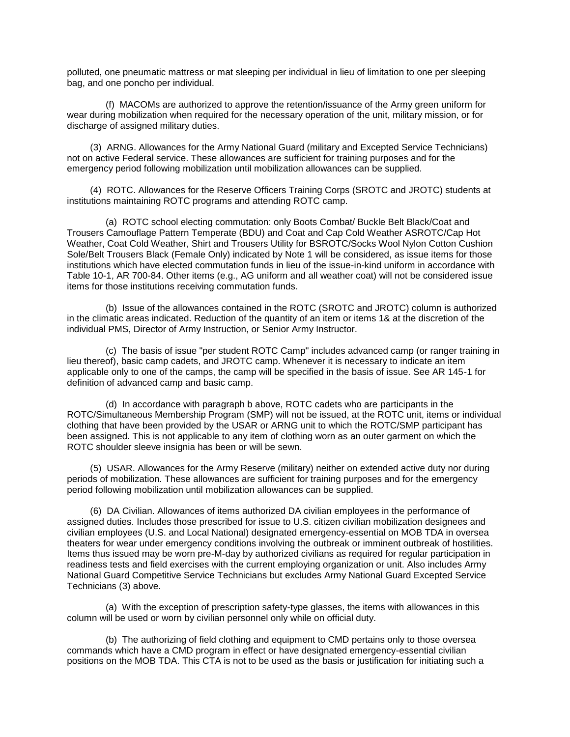polluted, one pneumatic mattress or mat sleeping per individual in lieu of limitation to one per sleeping bag, and one poncho per individual.

(f) MACOMs are authorized to approve the retention/issuance of the Army green uniform for wear during mobilization when required for the necessary operation of the unit, military mission, or for discharge of assigned military duties.

(3) ARNG. Allowances for the Army National Guard (military and Excepted Service Technicians) not on active Federal service. These allowances are sufficient for training purposes and for the emergency period following mobilization until mobilization allowances can be supplied.

(4) ROTC. Allowances for the Reserve Officers Training Corps (SROTC and JROTC) students at institutions maintaining ROTC programs and attending ROTC camp.

(a) ROTC school electing commutation: only Boots Combat/ Buckle Belt Black/Coat and Trousers Camouflage Pattern Temperate (BDU) and Coat and Cap Cold Weather ASROTC/Cap Hot Weather, Coat Cold Weather, Shirt and Trousers Utility for BSROTC/Socks Wool Nylon Cotton Cushion Sole/Belt Trousers Black (Female Only) indicated by Note 1 will be considered, as issue items for those institutions which have elected commutation funds in lieu of the issue-in-kind uniform in accordance with Table 10-1, AR 700-84. Other items (e.g., AG uniform and all weather coat) will not be considered issue items for those institutions receiving commutation funds.

(b) Issue of the allowances contained in the ROTC (SROTC and JROTC) column is authorized in the climatic areas indicated. Reduction of the quantity of an item or items 1& at the discretion of the individual PMS, Director of Army Instruction, or Senior Army Instructor.

(c) The basis of issue "per student ROTC Camp" includes advanced camp (or ranger training in lieu thereof), basic camp cadets, and JROTC camp. Whenever it is necessary to indicate an item applicable only to one of the camps, the camp will be specified in the basis of issue. See AR 145-1 for definition of advanced camp and basic camp.

(d) In accordance with paragraph b above, ROTC cadets who are participants in the ROTC/Simultaneous Membership Program (SMP) will not be issued, at the ROTC unit, items or individual clothing that have been provided by the USAR or ARNG unit to which the ROTC/SMP participant has been assigned. This is not applicable to any item of clothing worn as an outer garment on which the ROTC shoulder sleeve insignia has been or will be sewn.

(5) USAR. Allowances for the Army Reserve (military) neither on extended active duty nor during periods of mobilization. These allowances are sufficient for training purposes and for the emergency period following mobilization until mobilization allowances can be supplied.

(6) DA Civilian. Allowances of items authorized DA civilian employees in the performance of assigned duties. Includes those prescribed for issue to U.S. citizen civilian mobilization designees and civilian employees (U.S. and Local National) designated emergency-essential on MOB TDA in oversea theaters for wear under emergency conditions involving the outbreak or imminent outbreak of hostilities. Items thus issued may be worn pre-M-day by authorized civilians as required for regular participation in readiness tests and field exercises with the current employing organization or unit. Also includes Army National Guard Competitive Service Technicians but excludes Army National Guard Excepted Service Technicians (3) above.

(a) With the exception of prescription safety-type glasses, the items with allowances in this column will be used or worn by civilian personnel only while on official duty.

(b) The authorizing of field clothing and equipment to CMD pertains only to those oversea commands which have a CMD program in effect or have designated emergency-essential civilian positions on the MOB TDA. This CTA is not to be used as the basis or justification for initiating such a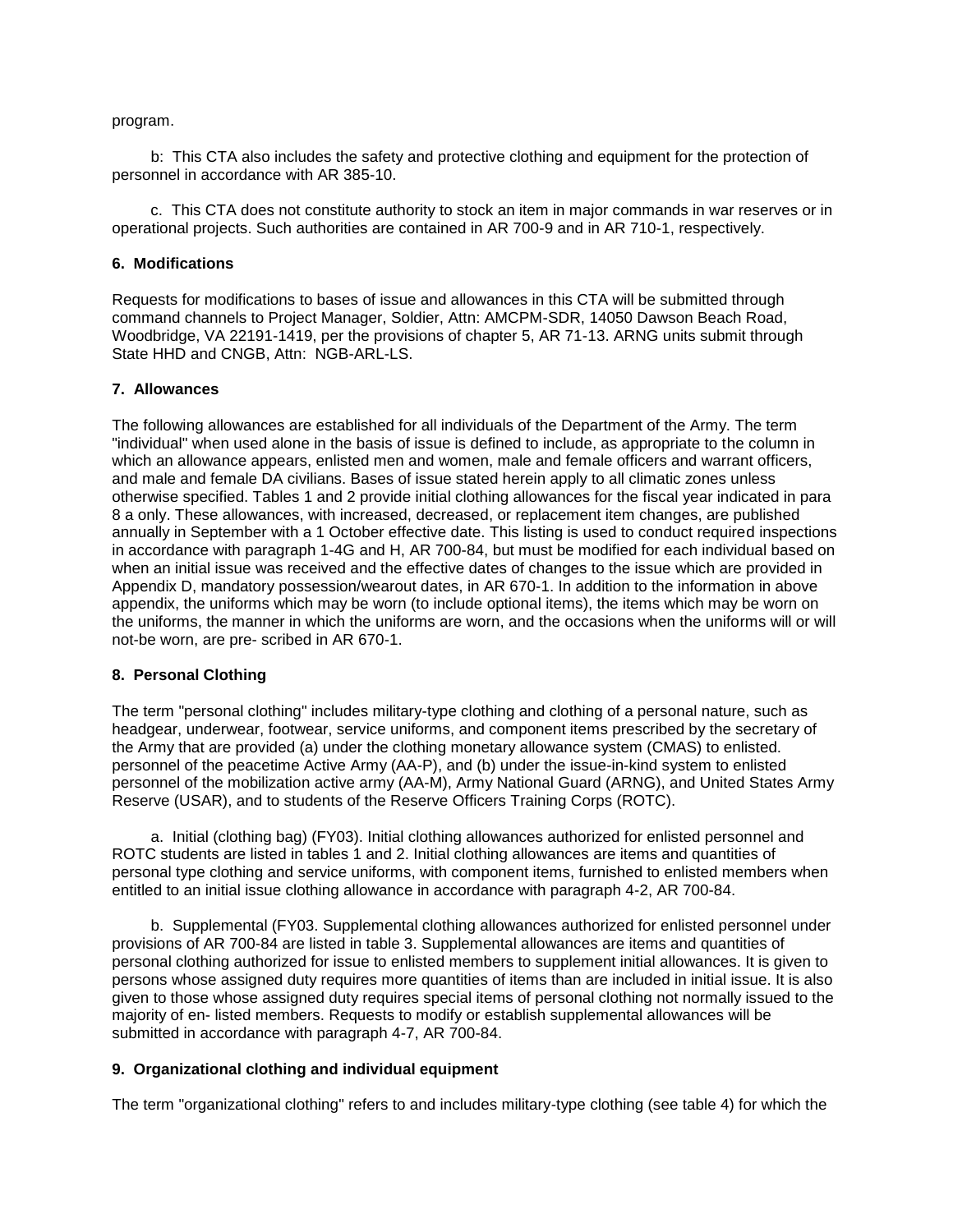program.

b: This CTA also includes the safety and protective clothing and equipment for the protection of personnel in accordance with AR 385-10.

c. This CTA does not constitute authority to stock an item in major commands in war reserves or in operational projects. Such authorities are contained in AR 700-9 and in AR 710-1, respectively.

**6. Modifications**

Requests for modifications to bases of issue and allowances in this CTA will be submitted through command channels to Project Manager, Soldier, Attn: AMCPM-SDR, 14050 Dawson Beach Road, Woodbridge, VA 22191-1419, per the provisions of chapter 5, AR 71-13. ARNG units submit through State HHD and CNGB, Attn: NGB-ARL-LS.

**7. Allowances**

The following allowances are established for all individuals of the Department of the Army. The term "individual" when used alone in the basis of issue is defined to include, as appropriate to the column in which an allowance appears, enlisted men and women, male and female officers and warrant officers, and male and female DA civilians. Bases of issue stated herein apply to all climatic zones unless otherwise specified. Tables 1 and 2 provide initial clothing allowances for the fiscal year indicated in para 8 a only. These allowances, with increased, decreased, or replacement item changes, are published annually in September with a 1 October effective date. This listing is used to conduct required inspections in accordance with paragraph 1-4G and H, AR 700-84, but must be modified for each individual based on when an initial issue was received and the effective dates of changes to the issue which are provided in Appendix D, mandatory possession/wearout dates, in AR 670-1. In addition to the information in above appendix, the uniforms which may be worn (to include optional items), the items which may be worn on the uniforms, the manner in which the uniforms are worn, and the occasions when the uniforms will or will not-be worn, are pre- scribed in AR 670-1.

**8. Personal Clothing**

The term "personal clothing" includes military-type clothing and clothing of a personal nature, such as headgear, underwear, footwear, service uniforms, and component items prescribed by the secretary of the Army that are provided (a) under the clothing monetary allowance system (CMAS) to enlisted. personnel of the peacetime Active Army (AA-P), and (b) under the issue-in-kind system to enlisted personnel of the mobilization active army (AA-M), Army National Guard (ARNG), and United States Army Reserve (USAR), and to students of the Reserve Officers Training Corps (ROTC).

a. Initial (clothing bag) (FY03). Initial clothing allowances authorized for enlisted personnel and ROTC students are listed in tables 1 and 2. Initial clothing allowances are items and quantities of personal type clothing and service uniforms, with component items, furnished to enlisted members when entitled to an initial issue clothing allowance in accordance with paragraph 4-2, AR 700-84.

b. Supplemental (FY03. Supplemental clothing allowances authorized for enlisted personnel under provisions of AR 700-84 are listed in table 3. Supplemental allowances are items and quantities of personal clothing authorized for issue to enlisted members to supplement initial allowances. It is given to persons whose assigned duty requires more quantities of items than are included in initial issue. It is also given to those whose assigned duty requires special items of personal clothing not normally issued to the majority of en- listed members. Requests to modify or establish supplemental allowances will be submitted in accordance with paragraph 4-7, AR 700-84.

**9. Organizational clothing and individual equipment**

The term "organizational clothing" refers to and includes military-type clothing (see table 4) for which the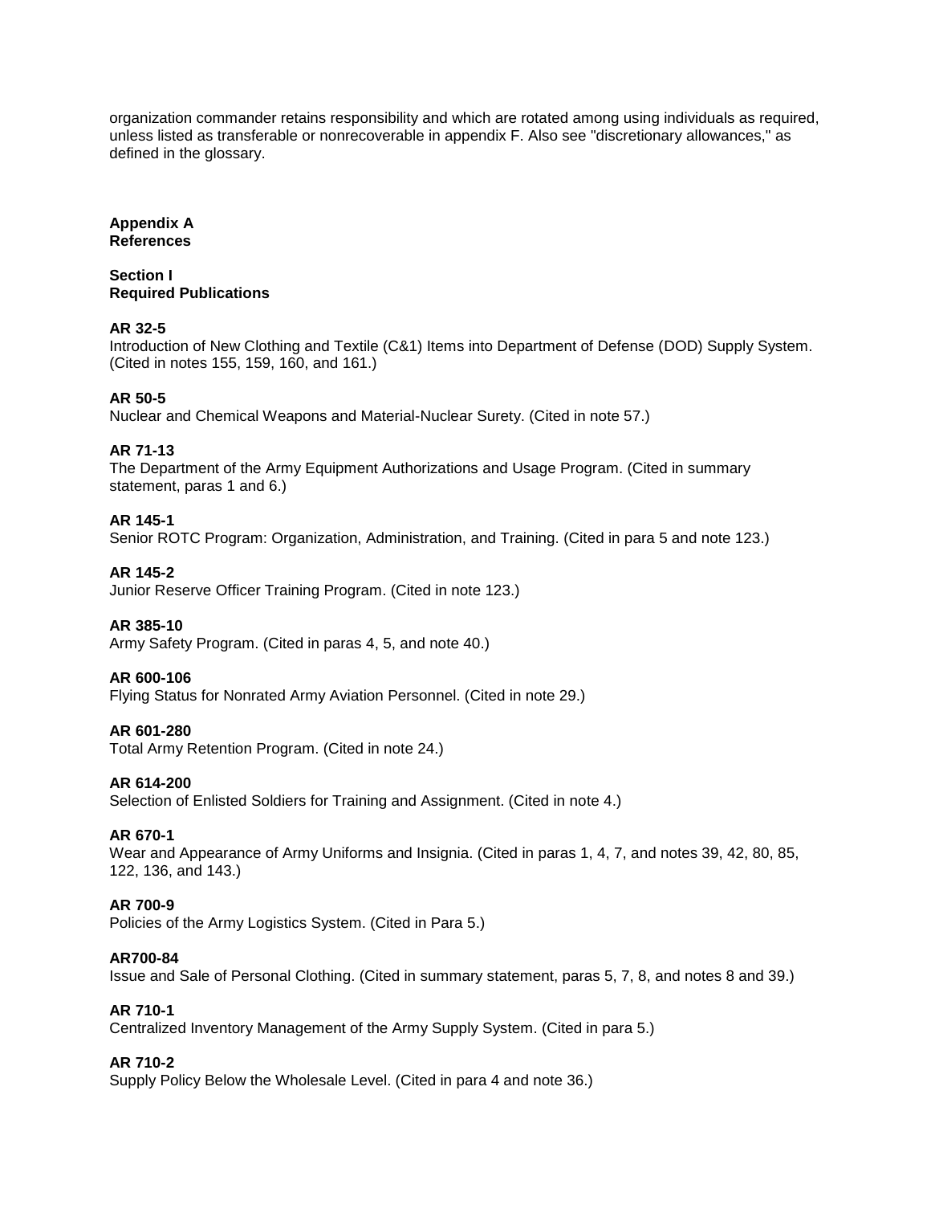organization commander retains responsibility and which are rotated among using individuals as required, unless listed as transferable or nonrecoverable in appendix F. Also see "discretionary allowances," as defined in the glossary.

## Appendix A
## References

### Section I
### Required Publications

**AR 32-5**
Introduction of New Clothing and Textile (C&1) Items into Department of Defense (DOD) Supply System. (Cited in notes 155, 159, 160, and 161.)

**AR 50-5**
Nuclear and Chemical Weapons and Material-Nuclear Surety. (Cited in note 57.)

**AR 71-13**
The Department of the Army Equipment Authorizations and Usage Program. (Cited in summary statement, paras 1 and 6.)

**AR 145-1**
Senior ROTC Program: Organization, Administration, and Training. (Cited in para 5 and note 123.)

**AR 145-2**
Junior Reserve Officer Training Program. (Cited in note 123.)

**AR 385-10**
Army Safety Program. (Cited in paras 4, 5, and note 40.)

**AR 600-106**
Flying Status for Nonrated Army Aviation Personnel. (Cited in note 29.)

**AR 601-280**
Total Army Retention Program. (Cited in note 24.)

**AR 614-200**
Selection of Enlisted Soldiers for Training and Assignment. (Cited in note 4.)

**AR 670-1**
Wear and Appearance of Army Uniforms and Insignia. (Cited in paras 1, 4, 7, and notes 39, 42, 80, 85, 122, 136, and 143.)

**AR 700-9**
Policies of the Army Logistics System. (Cited in Para 5.)

**AR700-84**
Issue and Sale of Personal Clothing. (Cited in summary statement, paras 5, 7, 8, and notes 8 and 39.)

**AR 710-1**
Centralized Inventory Management of the Army Supply System. (Cited in para 5.)

**AR 710-2**
Supply Policy Below the Wholesale Level. (Cited in para 4 and note 36.)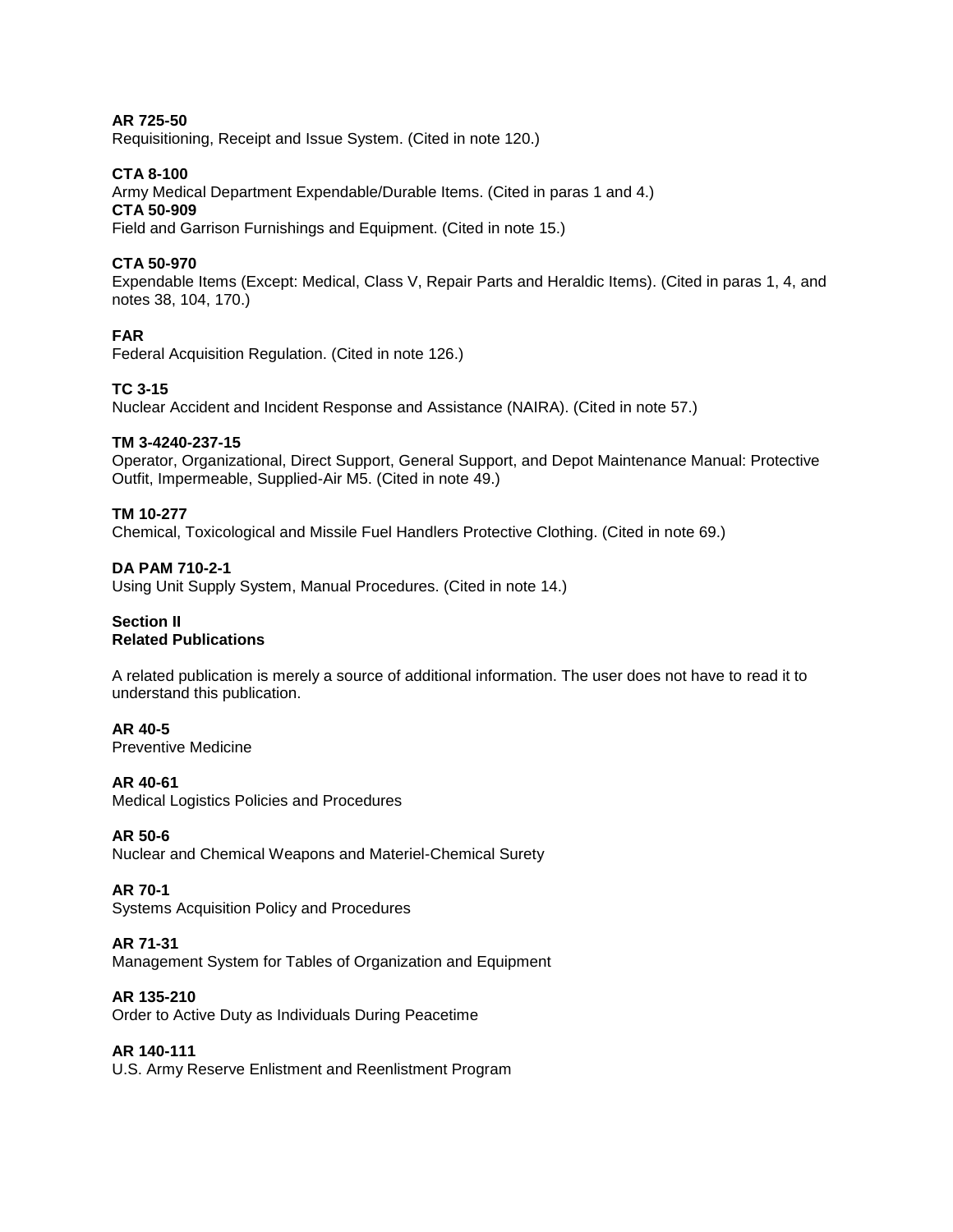**AR 725-50**
Requisitioning, Receipt and Issue System. (Cited in note 120.)

**CTA 8-100**
Army Medical Department Expendable/Durable Items. (Cited in paras 1 and 4.)
**CTA 50-909**
Field and Garrison Furnishings and Equipment. (Cited in note 15.)

**CTA 50-970**
Expendable Items (Except: Medical, Class V, Repair Parts and Heraldic Items). (Cited in paras 1, 4, and notes 38, 104, 170.)

**FAR**
Federal Acquisition Regulation. (Cited in note 126.)

**TC 3-15**
Nuclear Accident and Incident Response and Assistance (NAIRA). (Cited in note 57.)

**TM 3-4240-237-15**
Operator, Organizational, Direct Support, General Support, and Depot Maintenance Manual: Protective Outfit, Impermeable, Supplied-Air M5. (Cited in note 49.)

**TM 10-277**
Chemical, Toxicological and Missile Fuel Handlers Protective Clothing. (Cited in note 69.)

**DA PAM 710-2-1**
Using Unit Supply System, Manual Procedures. (Cited in note 14.)

## Section II
## Related Publications

A related publication is merely a source of additional information. The user does not have to read it to understand this publication.

**AR 40-5**
Preventive Medicine

**AR 40-61**
Medical Logistics Policies and Procedures

**AR 50-6**
Nuclear and Chemical Weapons and Materiel-Chemical Surety

**AR 70-1**
Systems Acquisition Policy and Procedures

**AR 71-31**
Management System for Tables of Organization and Equipment

**AR 135-210**
Order to Active Duty as Individuals During Peacetime

**AR 140-111**
U.S. Army Reserve Enlistment and Reenlistment Program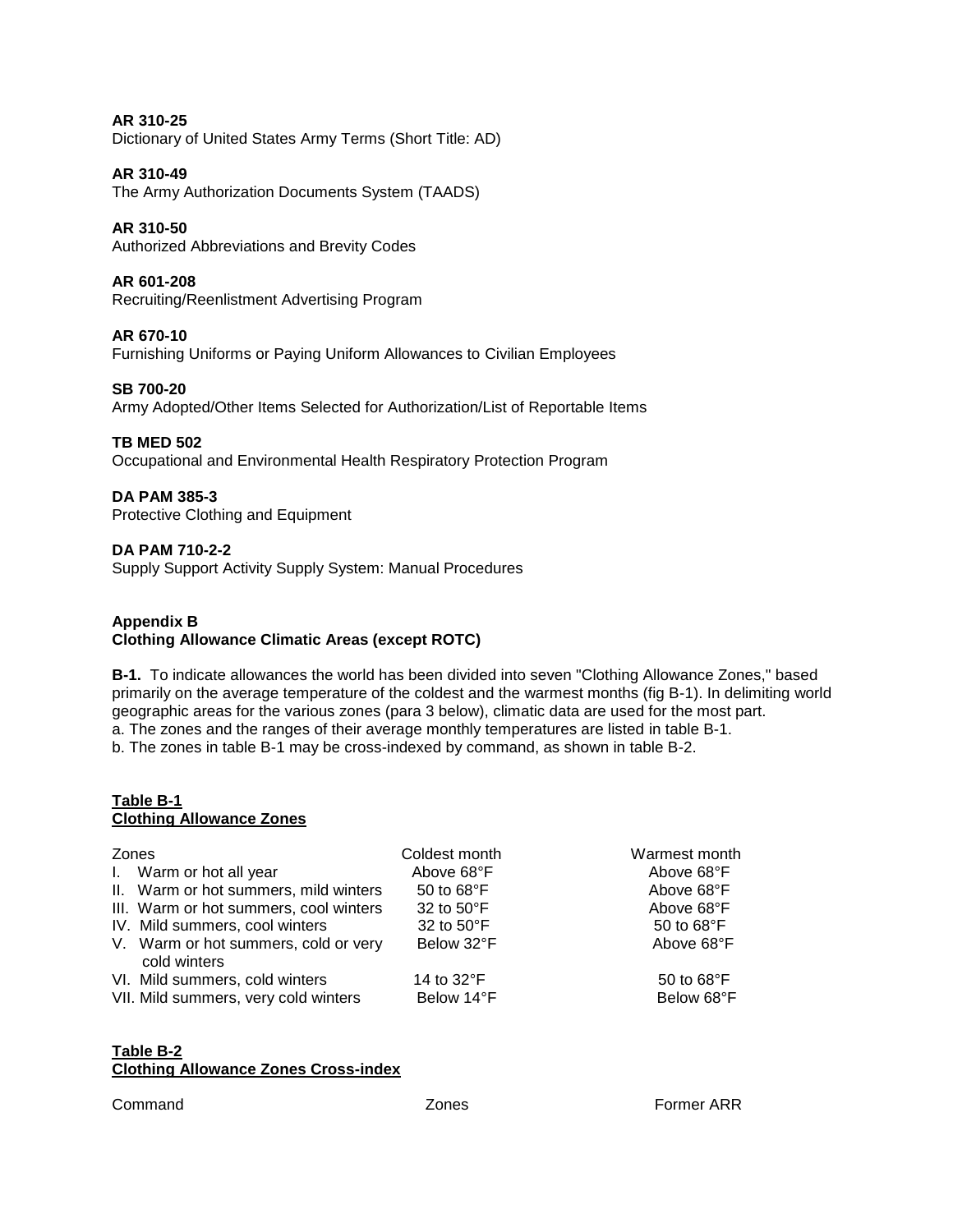**AR 310-25**
Dictionary of United States Army Terms (Short Title: AD)

**AR 310-49**
The Army Authorization Documents System (TAADS)

**AR 310-50**
Authorized Abbreviations and Brevity Codes

**AR 601-208**
Recruiting/Reenlistment Advertising Program

**AR 670-10**
Furnishing Uniforms or Paying Uniform Allowances to Civilian Employees

**SB 700-20**
Army Adopted/Other Items Selected for Authorization/List of Reportable Items

**TB MED 502**
Occupational and Environmental Health Respiratory Protection Program

**DA PAM 385-3**
Protective Clothing and Equipment

**DA PAM 710-2-2**
Supply Support Activity Supply System: Manual Procedures

## Appendix B
## Clothing Allowance Climatic Areas (except ROTC)

**B-1.** To indicate allowances the world has been divided into seven "Clothing Allowance Zones," based primarily on the average temperature of the coldest and the warmest months (fig B-1). In delimiting world geographic areas for the various zones (para 3 below), climatic data are used for the most part.
a. The zones and the ranges of their average monthly temperatures are listed in table B-1.
b. The zones in table B-1 may be cross-indexed by command, as shown in table B-2.

**Table B-1**
**Clothing Allowance Zones**

| Zones | Coldest month | Warmest month |
|---|---|---|
| I. Warm or hot all year | Above 68°F | Above 68°F |
| II. Warm or hot summers, mild winters | 50 to 68°F | Above 68°F |
| III. Warm or hot summers, cool winters | 32 to 50°F | Above 68°F |
| IV. Mild summers, cool winters | 32 to 50°F | 50 to 68°F |
| V. Warm or hot summers, cold or very cold winters | Below 32°F | Above 68°F |
| VI. Mild summers, cold winters | 14 to 32°F | 50 to 68°F |
| VII. Mild summers, very cold winters | Below 14°F | Below 68°F |

**Table B-2**
**Clothing Allowance Zones Cross-index**

| Command | Zones | Former ARR |
|---|---|---|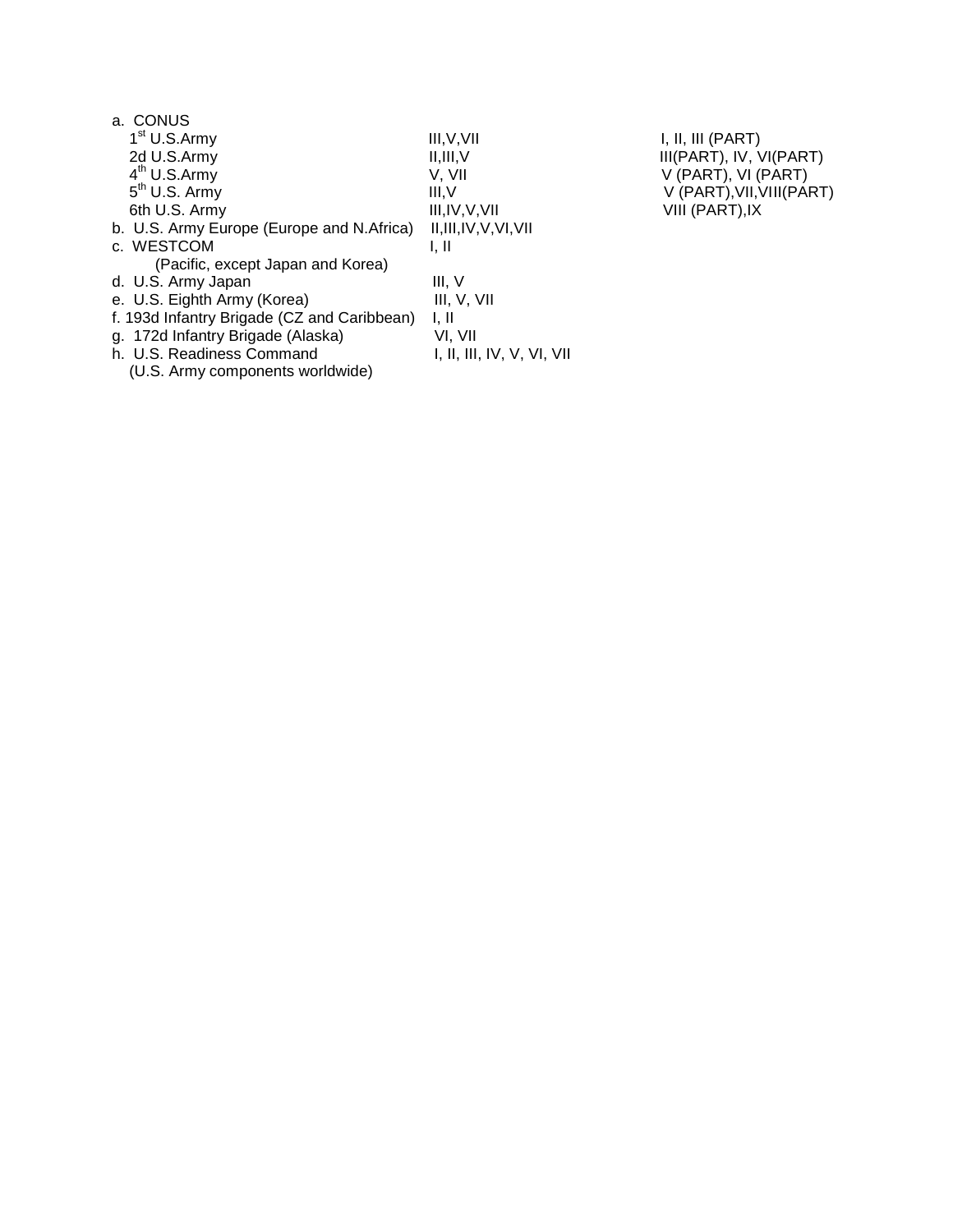| | | |
|---|---|---|
| a. CONUS | | |
| 1st U.S.Army | III,V,VII | I, II, III (PART) |
| 2d U.S.Army | II,III,V | III(PART), IV, VI(PART) |
| 4th U.S.Army | V, VII | V (PART), VI (PART) |
| 5th U.S. Army | III,V | V (PART),VII,VIII(PART) |
| 6th U.S. Army | III,IV,V,VII | VIII (PART),IX |
| b. U.S. Army Europe (Europe and N.Africa) | II,III,IV,V,VI,VII | |
| c. WESTCOM (Pacific, except Japan and Korea) | I, II | |
| d. U.S. Army Japan | III, V | |
| e. U.S. Eighth Army (Korea) | III, V, VII | |
| f. 193d Infantry Brigade (CZ and Caribbean) | I, II | |
| g. 172d Infantry Brigade (Alaska) | VI, VII | |
| h. U.S. Readiness Command (U.S. Army components worldwide) | I, II, III, IV, V, VI, VII | |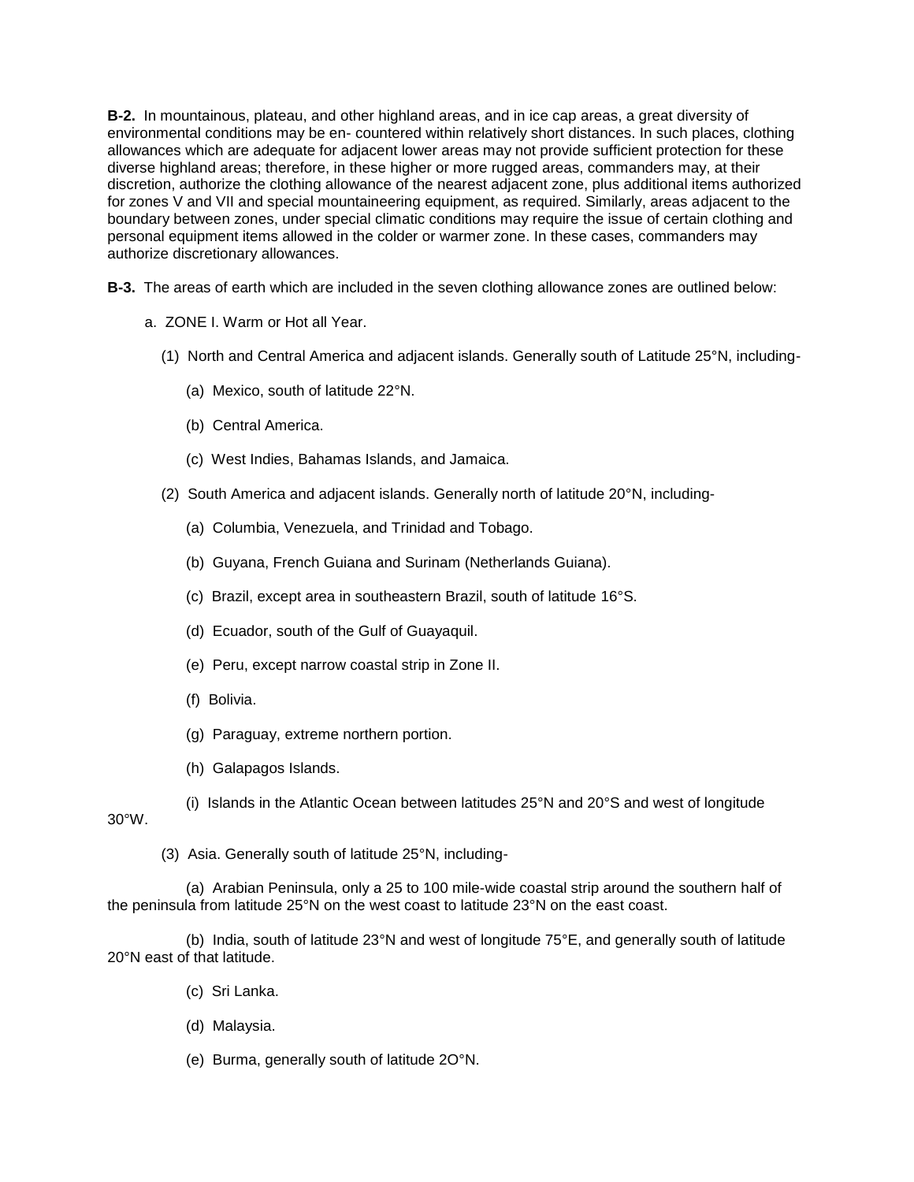**B-2.** In mountainous, plateau, and other highland areas, and in ice cap areas, a great diversity of environmental conditions may be en- countered within relatively short distances. In such places, clothing allowances which are adequate for adjacent lower areas may not provide sufficient protection for these diverse highland areas; therefore, in these higher or more rugged areas, commanders may, at their discretion, authorize the clothing allowance of the nearest adjacent zone, plus additional items authorized for zones V and VII and special mountaineering equipment, as required. Similarly, areas adjacent to the boundary between zones, under special climatic conditions may require the issue of certain clothing and personal equipment items allowed in the colder or warmer zone. In these cases, commanders may authorize discretionary allowances.

**B-3.** The areas of earth which are included in the seven clothing allowance zones are outlined below:

a. ZONE I. Warm or Hot all Year.

(1) North and Central America and adjacent islands. Generally south of Latitude 25°N, including-

(a) Mexico, south of latitude 22°N.

(b) Central America.

(c) West Indies, Bahamas Islands, and Jamaica.

(2) South America and adjacent islands. Generally north of latitude 20°N, including-

(a) Columbia, Venezuela, and Trinidad and Tobago.

(b) Guyana, French Guiana and Surinam (Netherlands Guiana).

(c) Brazil, except area in southeastern Brazil, south of latitude 16°S.

(d) Ecuador, south of the Gulf of Guayaquil.

(e) Peru, except narrow coastal strip in Zone II.

(f) Bolivia.

(g) Paraguay, extreme northern portion.

(h) Galapagos Islands.

(i) Islands in the Atlantic Ocean between latitudes 25°N and 20°S and west of longitude 30°W.

(3) Asia. Generally south of latitude 25°N, including-

(a) Arabian Peninsula, only a 25 to 100 mile-wide coastal strip around the southern half of the peninsula from latitude 25°N on the west coast to latitude 23°N on the east coast.

(b) India, south of latitude 23°N and west of longitude 75°E, and generally south of latitude 20°N east of that latitude.

(c) Sri Lanka.

(d) Malaysia.

(e) Burma, generally south of latitude 2O°N.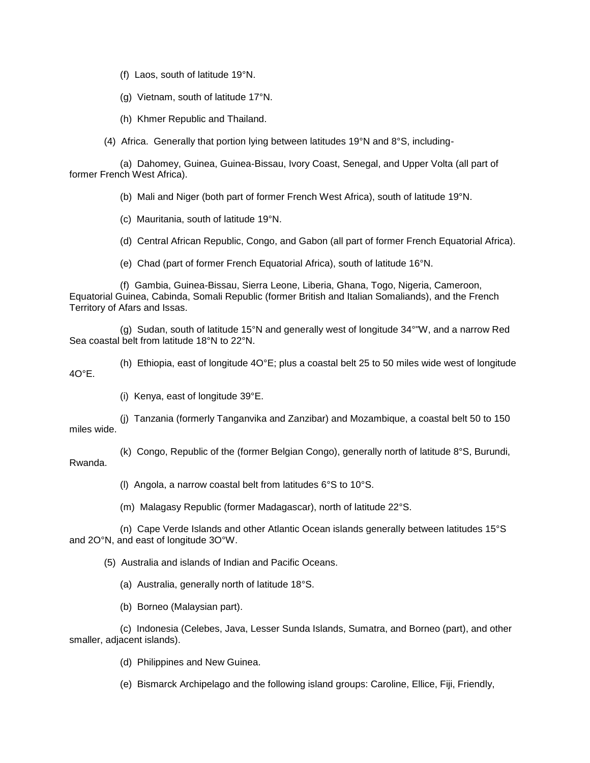(f) Laos, south of latitude 19°N.

(g) Vietnam, south of latitude 17°N.

(h) Khmer Republic and Thailand.

(4) Africa. Generally that portion lying between latitudes 19°N and 8°S, including-

(a) Dahomey, Guinea, Guinea-Bissau, Ivory Coast, Senegal, and Upper Volta (all part of former French West Africa).

(b) Mali and Niger (both part of former French West Africa), south of latitude 19°N.

(c) Mauritania, south of latitude 19°N.

(d) Central African Republic, Congo, and Gabon (all part of former French Equatorial Africa).

(e) Chad (part of former French Equatorial Africa), south of latitude 16°N.

(f) Gambia, Guinea-Bissau, Sierra Leone, Liberia, Ghana, Togo, Nigeria, Cameroon, Equatorial Guinea, Cabinda, Somali Republic (former British and Italian Somaliands), and the French Territory of Afars and Issas.

(g) Sudan, south of latitude 15°N and generally west of longitude 34°"W, and a narrow Red Sea coastal belt from latitude 18°N to 22°N.

(h) Ethiopia, east of longitude 4O°E; plus a coastal belt 25 to 50 miles wide west of longitude 4O°E.

(i) Kenya, east of longitude 39°E.

(j) Tanzania (formerly Tanganvika and Zanzibar) and Mozambique, a coastal belt 50 to 150 miles wide.

(k) Congo, Republic of the (former Belgian Congo), generally north of latitude 8°S, Burundi, Rwanda.

(l) Angola, a narrow coastal belt from latitudes 6°S to 10°S.

(m) Malagasy Republic (former Madagascar), north of latitude 22°S.

(n) Cape Verde Islands and other Atlantic Ocean islands generally between latitudes 15°S and 2O°N, and east of longitude 3O°W.

(5) Australia and islands of Indian and Pacific Oceans.

(a) Australia, generally north of latitude 18°S.

(b) Borneo (Malaysian part).

(c) Indonesia (Celebes, Java, Lesser Sunda Islands, Sumatra, and Borneo (part), and other smaller, adjacent islands).

(d) Philippines and New Guinea.

(e) Bismarck Archipelago and the following island groups: Caroline, Ellice, Fiji, Friendly,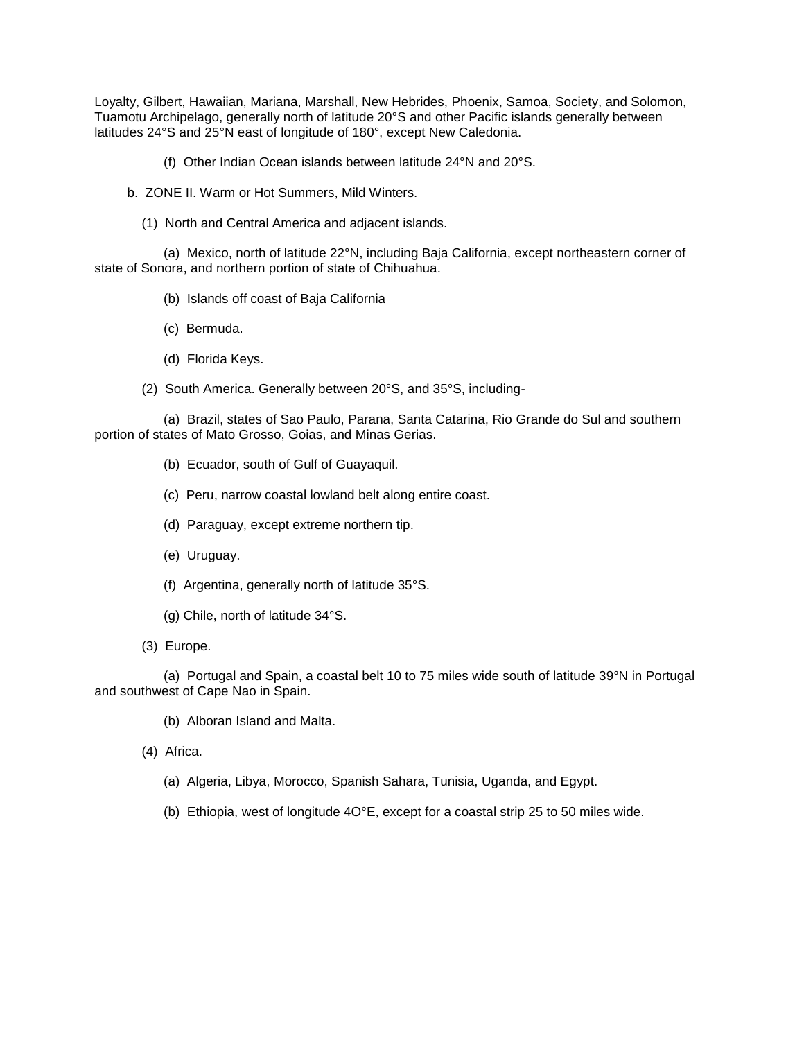Loyalty, Gilbert, Hawaiian, Mariana, Marshall, New Hebrides, Phoenix, Samoa, Society, and Solomon, Tuamotu Archipelago, generally north of latitude 20°S and other Pacific islands generally between latitudes 24°S and 25°N east of longitude of 180°, except New Caledonia.

(f) Other Indian Ocean islands between latitude 24°N and 20°S.

b. ZONE II. Warm or Hot Summers, Mild Winters.

(1) North and Central America and adjacent islands.

(a) Mexico, north of latitude 22°N, including Baja California, except northeastern corner of state of Sonora, and northern portion of state of Chihuahua.

(b) Islands off coast of Baja California

(c) Bermuda.

(d) Florida Keys.

(2) South America. Generally between 20°S, and 35°S, including-

(a) Brazil, states of Sao Paulo, Parana, Santa Catarina, Rio Grande do Sul and southern portion of states of Mato Grosso, Goias, and Minas Gerias.

(b) Ecuador, south of Gulf of Guayaquil.

(c) Peru, narrow coastal lowland belt along entire coast.

(d) Paraguay, except extreme northern tip.

(e) Uruguay.

(f) Argentina, generally north of latitude 35°S.

(g) Chile, north of latitude 34°S.

(3) Europe.

(a) Portugal and Spain, a coastal belt 10 to 75 miles wide south of latitude 39°N in Portugal and southwest of Cape Nao in Spain.

(b) Alboran Island and Malta.

(4) Africa.

(a) Algeria, Libya, Morocco, Spanish Sahara, Tunisia, Uganda, and Egypt.

(b) Ethiopia, west of longitude 4O°E, except for a coastal strip 25 to 50 miles wide.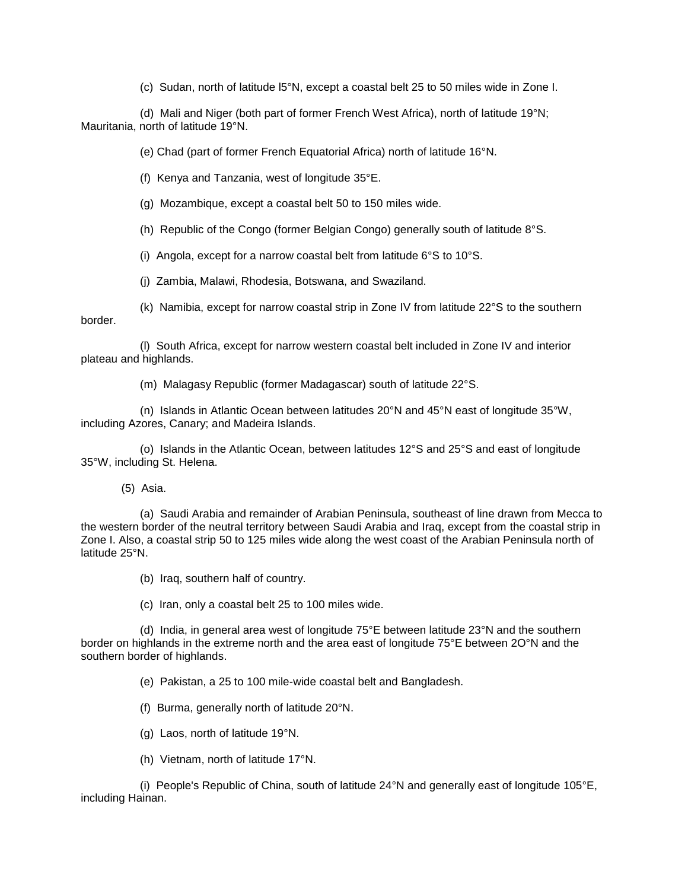(c) Sudan, north of latitude l5°N, except a coastal belt 25 to 50 miles wide in Zone I.

(d) Mali and Niger (both part of former French West Africa), north of latitude 19°N; Mauritania, north of latitude 19°N.

(e) Chad (part of former French Equatorial Africa) north of latitude 16°N.

(f) Kenya and Tanzania, west of longitude 35°E.

(g) Mozambique, except a coastal belt 50 to 150 miles wide.

(h) Republic of the Congo (former Belgian Congo) generally south of latitude 8°S.

(i) Angola, except for a narrow coastal belt from latitude 6°S to 10°S.

(j) Zambia, Malawi, Rhodesia, Botswana, and Swaziland.

(k) Namibia, except for narrow coastal strip in Zone IV from latitude 22°S to the southern border.

(l) South Africa, except for narrow western coastal belt included in Zone IV and interior plateau and highlands.

(m) Malagasy Republic (former Madagascar) south of latitude 22°S.

(n) Islands in Atlantic Ocean between latitudes 20°N and 45°N east of longitude 35°W, including Azores, Canary; and Madeira Islands.

(o) Islands in the Atlantic Ocean, between latitudes 12°S and 25°S and east of longitude 35°W, including St. Helena.

(5) Asia.

(a) Saudi Arabia and remainder of Arabian Peninsula, southeast of line drawn from Mecca to the western border of the neutral territory between Saudi Arabia and Iraq, except from the coastal strip in Zone I. Also, a coastal strip 50 to 125 miles wide along the west coast of the Arabian Peninsula north of latitude 25°N.

(b) Iraq, southern half of country.

(c) Iran, only a coastal belt 25 to 100 miles wide.

(d) India, in general area west of longitude 75°E between latitude 23°N and the southern border on highlands in the extreme north and the area east of longitude 75°E between 2O°N and the southern border of highlands.

(e) Pakistan, a 25 to 100 mile-wide coastal belt and Bangladesh.

(f) Burma, generally north of latitude 20°N.

(g) Laos, north of latitude 19°N.

(h) Vietnam, north of latitude 17°N.

(i) People's Republic of China, south of latitude 24°N and generally east of longitude 105°E, including Hainan.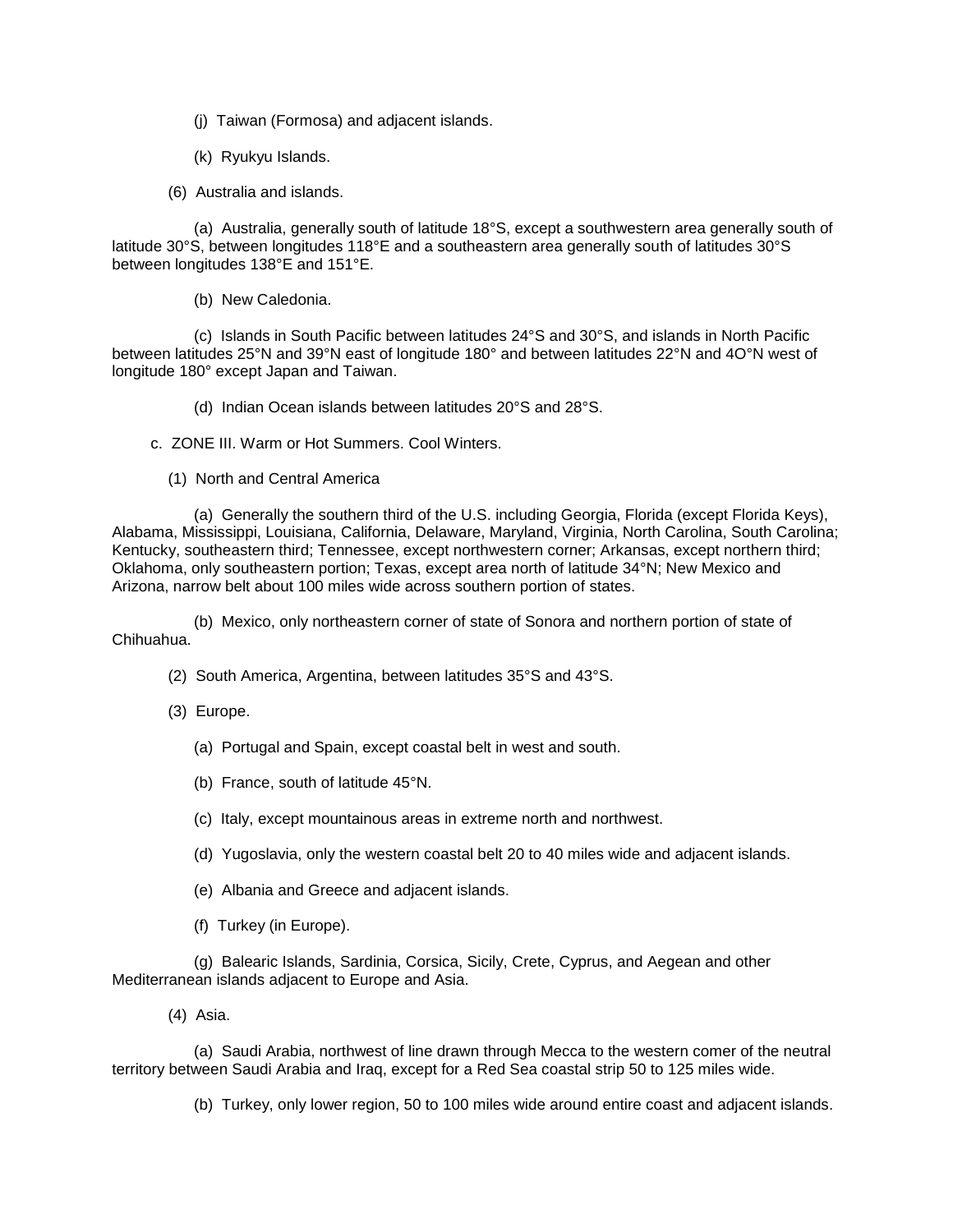(j) Taiwan (Formosa) and adjacent islands.

(k) Ryukyu Islands.

(6) Australia and islands.

(a) Australia, generally south of latitude 18°S, except a southwestern area generally south of latitude 30°S, between longitudes 118°E and a southeastern area generally south of latitudes 30°S between longitudes 138°E and 151°E.

(b) New Caledonia.

(c) Islands in South Pacific between latitudes 24°S and 30°S, and islands in North Pacific between latitudes 25°N and 39°N east of longitude 180° and between latitudes 22°N and 4O°N west of longitude 180° except Japan and Taiwan.

(d) Indian Ocean islands between latitudes 20°S and 28°S.

c. ZONE III. Warm or Hot Summers. Cool Winters.

(1) North and Central America

(a) Generally the southern third of the U.S. including Georgia, Florida (except Florida Keys), Alabama, Mississippi, Louisiana, California, Delaware, Maryland, Virginia, North Carolina, South Carolina; Kentucky, southeastern third; Tennessee, except northwestern corner; Arkansas, except northern third; Oklahoma, only southeastern portion; Texas, except area north of latitude 34°N; New Mexico and Arizona, narrow belt about 100 miles wide across southern portion of states.

(b) Mexico, only northeastern corner of state of Sonora and northern portion of state of Chihuahua.

(2) South America, Argentina, between latitudes 35°S and 43°S.

(3) Europe.

(a) Portugal and Spain, except coastal belt in west and south.

(b) France, south of latitude 45°N.

(c) Italy, except mountainous areas in extreme north and northwest.

(d) Yugoslavia, only the western coastal belt 20 to 40 miles wide and adjacent islands.

(e) Albania and Greece and adjacent islands.

(f) Turkey (in Europe).

(g) Balearic Islands, Sardinia, Corsica, Sicily, Crete, Cyprus, and Aegean and other Mediterranean islands adjacent to Europe and Asia.

(4) Asia.

(a) Saudi Arabia, northwest of line drawn through Mecca to the western comer of the neutral territory between Saudi Arabia and Iraq, except for a Red Sea coastal strip 50 to 125 miles wide.

(b) Turkey, only lower region, 50 to 100 miles wide around entire coast and adjacent islands.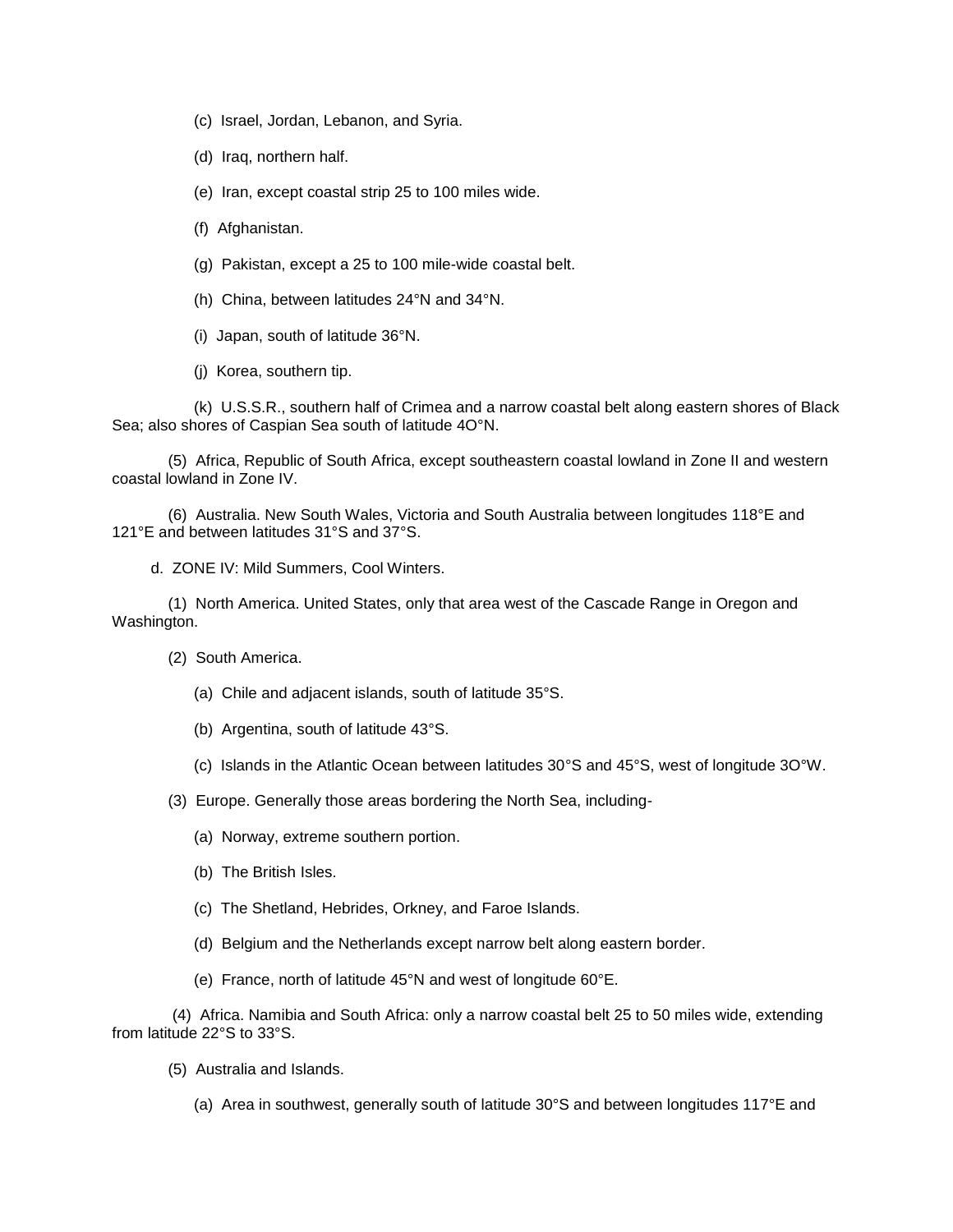(c) Israel, Jordan, Lebanon, and Syria.

(d) Iraq, northern half.

(e) Iran, except coastal strip 25 to 100 miles wide.

(f) Afghanistan.

(g) Pakistan, except a 25 to 100 mile-wide coastal belt.

(h) China, between latitudes 24°N and 34°N.

(i) Japan, south of latitude 36°N.

(j) Korea, southern tip.

(k) U.S.S.R., southern half of Crimea and a narrow coastal belt along eastern shores of Black Sea; also shores of Caspian Sea south of latitude 4O°N.

(5) Africa, Republic of South Africa, except southeastern coastal lowland in Zone II and western coastal lowland in Zone IV.

(6) Australia. New South Wales, Victoria and South Australia between longitudes 118°E and 121°E and between latitudes 31°S and 37°S.

d. ZONE IV: Mild Summers, Cool Winters.

(1) North America. United States, only that area west of the Cascade Range in Oregon and Washington.

(2) South America.

(a) Chile and adjacent islands, south of latitude 35°S.

(b) Argentina, south of latitude 43°S.

(c) Islands in the Atlantic Ocean between latitudes 30°S and 45°S, west of longitude 3O°W.

(3) Europe. Generally those areas bordering the North Sea, including-

(a) Norway, extreme southern portion.

(b) The British Isles.

(c) The Shetland, Hebrides, Orkney, and Faroe Islands.

(d) Belgium and the Netherlands except narrow belt along eastern border.

(e) France, north of latitude 45°N and west of longitude 60°E.

(4) Africa. Namibia and South Africa: only a narrow coastal belt 25 to 50 miles wide, extending from latitude 22°S to 33°S.

(5) Australia and Islands.

(a) Area in southwest, generally south of latitude 30°S and between longitudes 117°E and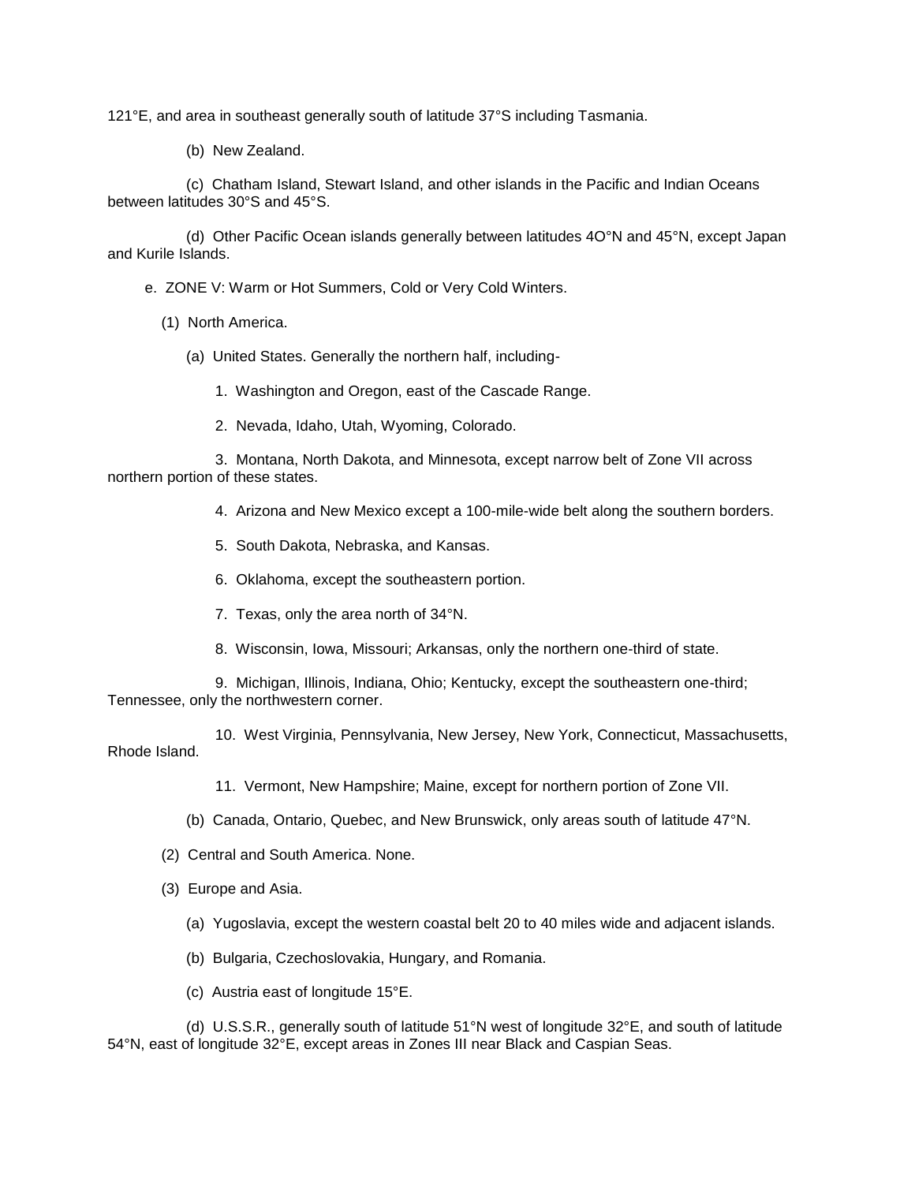121°E, and area in southeast generally south of latitude 37°S including Tasmania.

(b) New Zealand.

(c) Chatham Island, Stewart Island, and other islands in the Pacific and Indian Oceans between latitudes 30°S and 45°S.

(d) Other Pacific Ocean islands generally between latitudes 4O°N and 45°N, except Japan and Kurile Islands.

e. ZONE V: Warm or Hot Summers, Cold or Very Cold Winters.

(1) North America.

(a) United States. Generally the northern half, including-

1. Washington and Oregon, east of the Cascade Range.

2. Nevada, Idaho, Utah, Wyoming, Colorado.

3. Montana, North Dakota, and Minnesota, except narrow belt of Zone VII across northern portion of these states.

4. Arizona and New Mexico except a 100-mile-wide belt along the southern borders.

5. South Dakota, Nebraska, and Kansas.

6. Oklahoma, except the southeastern portion.

7. Texas, only the area north of 34°N.

8. Wisconsin, Iowa, Missouri; Arkansas, only the northern one-third of state.

9. Michigan, Illinois, Indiana, Ohio; Kentucky, except the southeastern one-third; Tennessee, only the northwestern corner.

10. West Virginia, Pennsylvania, New Jersey, New York, Connecticut, Massachusetts, Rhode Island.

11. Vermont, New Hampshire; Maine, except for northern portion of Zone VII.

(b) Canada, Ontario, Quebec, and New Brunswick, only areas south of latitude 47°N.

(2) Central and South America. None.

(3) Europe and Asia.

(a) Yugoslavia, except the western coastal belt 20 to 40 miles wide and adjacent islands.

(b) Bulgaria, Czechoslovakia, Hungary, and Romania.

(c) Austria east of longitude 15°E.

(d) U.S.S.R., generally south of latitude 51°N west of longitude 32°E, and south of latitude 54°N, east of longitude 32°E, except areas in Zones III near Black and Caspian Seas.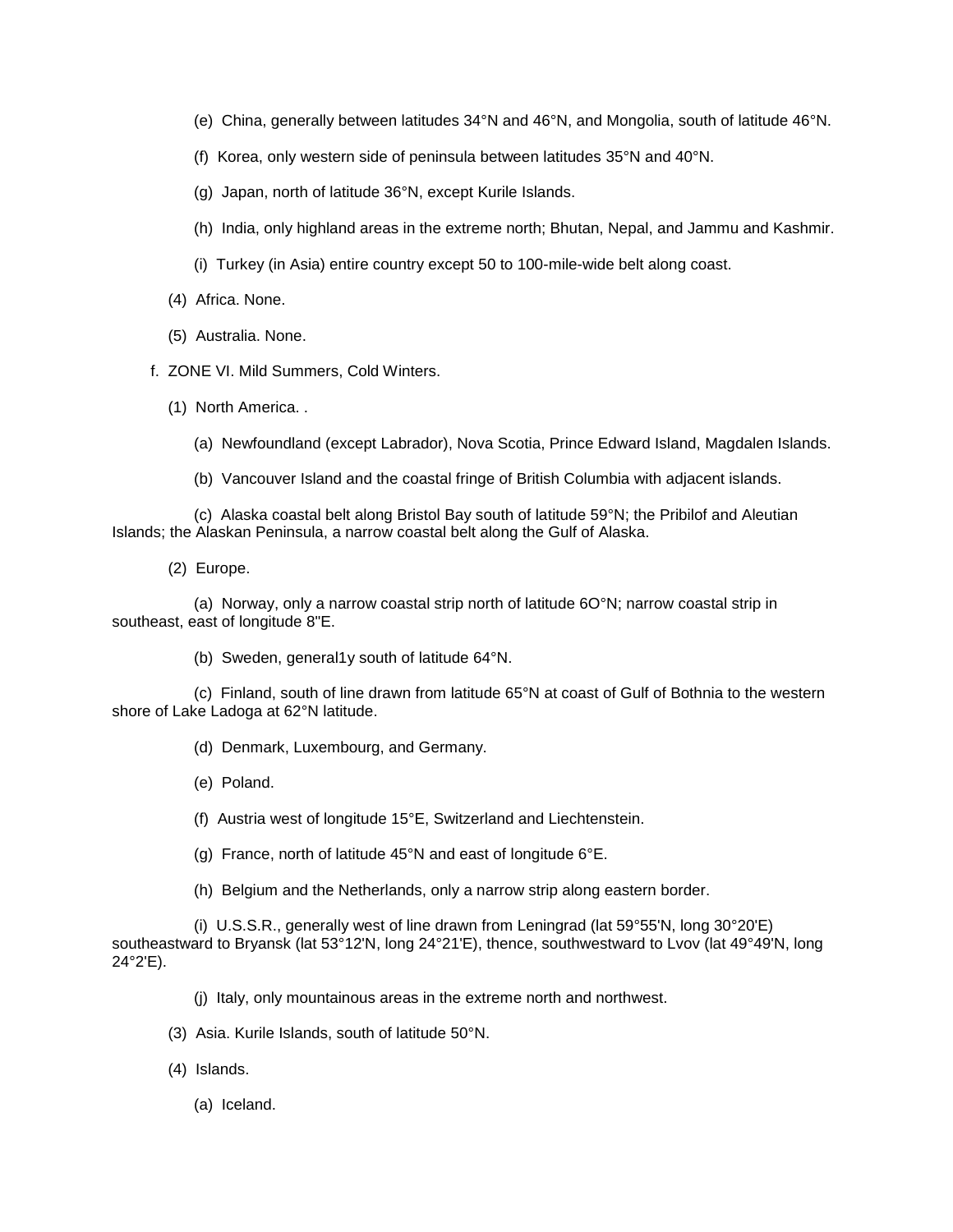(e) China, generally between latitudes 34°N and 46°N, and Mongolia, south of latitude 46°N.

(f) Korea, only western side of peninsula between latitudes 35°N and 40°N.

(g) Japan, north of latitude 36°N, except Kurile Islands.

(h) India, only highland areas in the extreme north; Bhutan, Nepal, and Jammu and Kashmir.

(i) Turkey (in Asia) entire country except 50 to 100-mile-wide belt along coast.

(4) Africa. None.

(5) Australia. None.

f. ZONE VI. Mild Summers, Cold Winters.

(1) North America. .

(a) Newfoundland (except Labrador), Nova Scotia, Prince Edward Island, Magdalen Islands.

(b) Vancouver Island and the coastal fringe of British Columbia with adjacent islands.

(c) Alaska coastal belt along Bristol Bay south of latitude 59°N; the Pribilof and Aleutian Islands; the Alaskan Peninsula, a narrow coastal belt along the Gulf of Alaska.

(2) Europe.

(a) Norway, only a narrow coastal strip north of latitude 6O°N; narrow coastal strip in southeast, east of longitude 8"E.

(b) Sweden, general1y south of latitude 64°N.

(c) Finland, south of line drawn from latitude 65°N at coast of Gulf of Bothnia to the western shore of Lake Ladoga at 62°N latitude.

(d) Denmark, Luxembourg, and Germany.

(e) Poland.

(f) Austria west of longitude 15°E, Switzerland and Liechtenstein.

(g) France, north of latitude 45°N and east of longitude 6°E.

(h) Belgium and the Netherlands, only a narrow strip along eastern border.

(i) U.S.S.R., generally west of line drawn from Leningrad (lat 59°55'N, long 30°20'E) southeastward to Bryansk (lat 53°12'N, long 24°21'E), thence, southwestward to Lvov (lat 49°49'N, long 24°2'E).

(j) Italy, only mountainous areas in the extreme north and northwest.

(3) Asia. Kurile Islands, south of latitude 50°N.

(4) Islands.

(a) Iceland.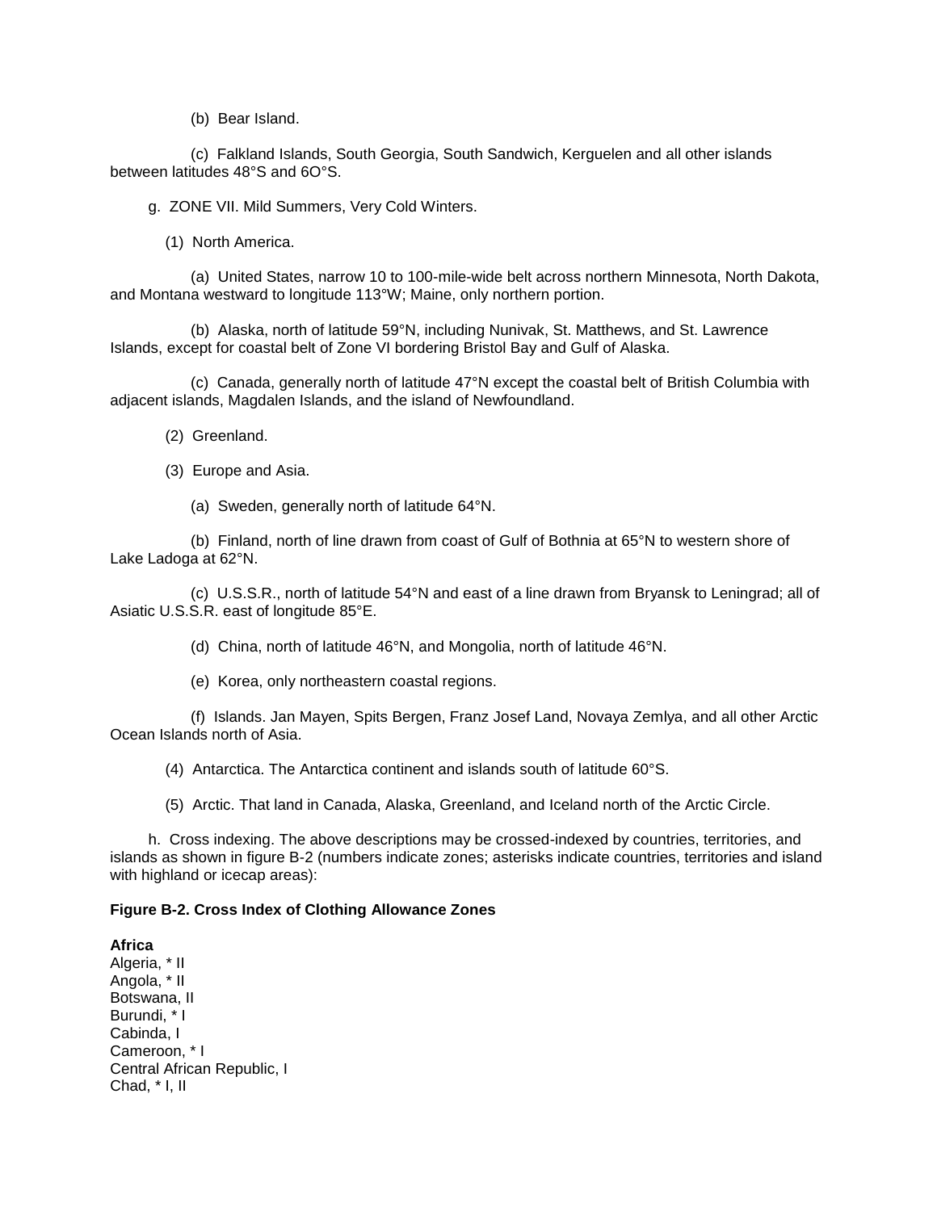(b) Bear Island.

(c) Falkland Islands, South Georgia, South Sandwich, Kerguelen and all other islands between latitudes 48°S and 6O°S.

g. ZONE VII. Mild Summers, Very Cold Winters.

(1) North America.

(a) United States, narrow 10 to 100-mile-wide belt across northern Minnesota, North Dakota, and Montana westward to longitude 113°W; Maine, only northern portion.

(b) Alaska, north of latitude 59°N, including Nunivak, St. Matthews, and St. Lawrence Islands, except for coastal belt of Zone VI bordering Bristol Bay and Gulf of Alaska.

(c) Canada, generally north of latitude 47°N except the coastal belt of British Columbia with adjacent islands, Magdalen Islands, and the island of Newfoundland.

(2) Greenland.

(3) Europe and Asia.

(a) Sweden, generally north of latitude 64°N.

(b) Finland, north of line drawn from coast of Gulf of Bothnia at 65°N to western shore of Lake Ladoga at 62°N.

(c) U.S.S.R., north of latitude 54°N and east of a line drawn from Bryansk to Leningrad; all of Asiatic U.S.S.R. east of longitude 85°E.

(d) China, north of latitude 46°N, and Mongolia, north of latitude 46°N.

(e) Korea, only northeastern coastal regions.

(f) Islands. Jan Mayen, Spits Bergen, Franz Josef Land, Novaya Zemlya, and all other Arctic Ocean Islands north of Asia.

(4) Antarctica. The Antarctica continent and islands south of latitude 60°S.

(5) Arctic. That land in Canada, Alaska, Greenland, and Iceland north of the Arctic Circle.

h. Cross indexing. The above descriptions may be crossed-indexed by countries, territories, and islands as shown in figure B-2 (numbers indicate zones; asterisks indicate countries, territories and island with highland or icecap areas):

**Figure B-2. Cross Index of Clothing Allowance Zones**

**Africa**
Algeria, * II
Angola, * II
Botswana, II
Burundi, * I
Cabinda, I
Cameroon, * I
Central African Republic, I
Chad, * I, II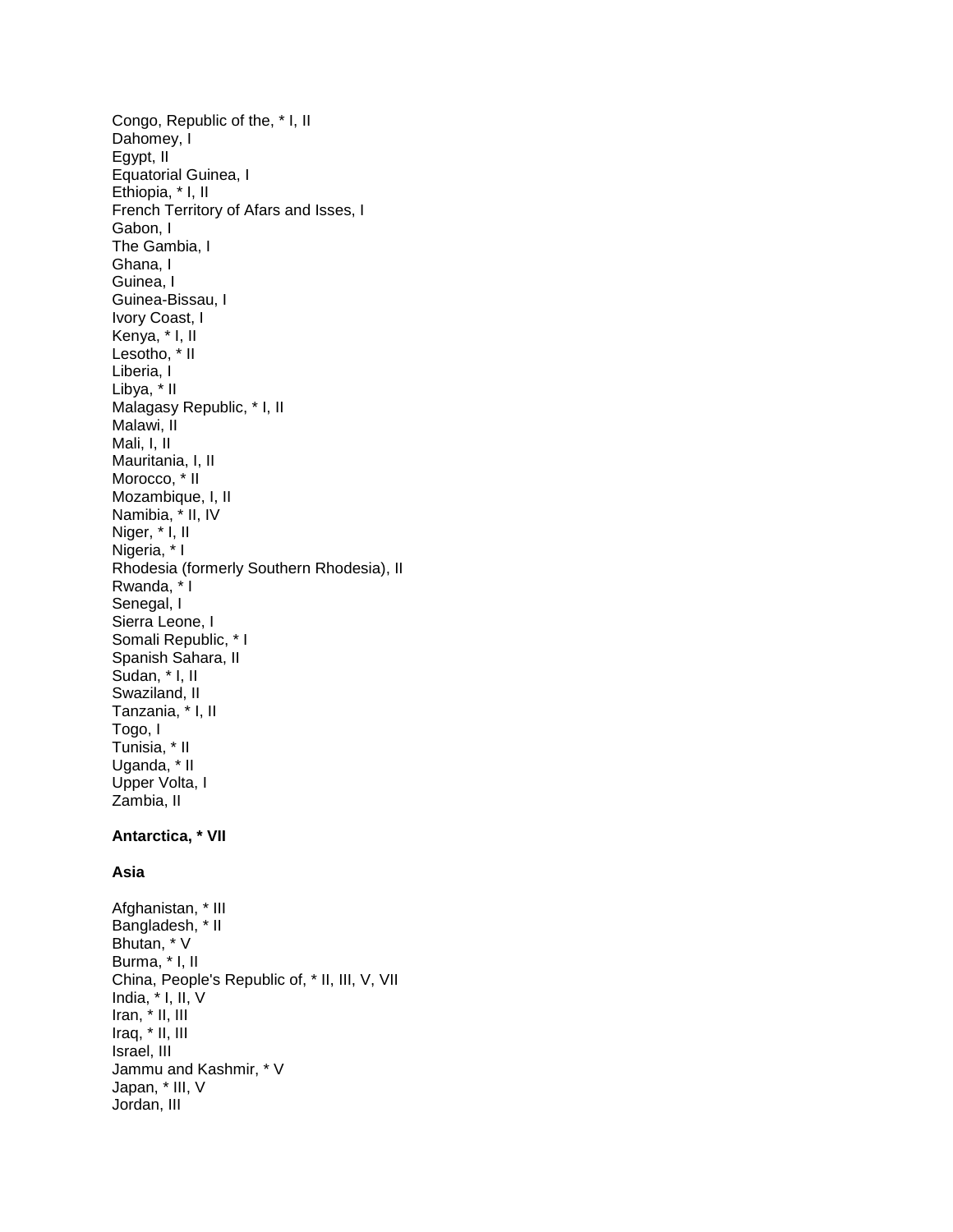Congo, Republic of the, * I, II
Dahomey, I
Egypt, II
Equatorial Guinea, I
Ethiopia, * I, II
French Territory of Afars and Isses, I
Gabon, I
The Gambia, I
Ghana, I
Guinea, I
Guinea-Bissau, I
Ivory Coast, I
Kenya, * I, II
Lesotho, * II
Liberia, I
Libya, * II
Malagasy Republic, * I, II
Malawi, II
Mali, I, II
Mauritania, I, II
Morocco, * II
Mozambique, I, II
Namibia, * II, IV
Niger, * I, II
Nigeria, * I
Rhodesia (formerly Southern Rhodesia), II
Rwanda, * I
Senegal, I
Sierra Leone, I
Somali Republic, * I
Spanish Sahara, II
Sudan, * I, II
Swaziland, II
Tanzania, * I, II
Togo, I
Tunisia, * II
Uganda, * II
Upper Volta, I
Zambia, II

**Antarctica, * VII**

**Asia**

Afghanistan, * III
Bangladesh, * II
Bhutan, * V
Burma, * I, II
China, People's Republic of, * II, III, V, VII
India, * I, II, V
Iran, * II, III
Iraq, * II, III
Israel, III
Jammu and Kashmir, * V
Japan, * III, V
Jordan, III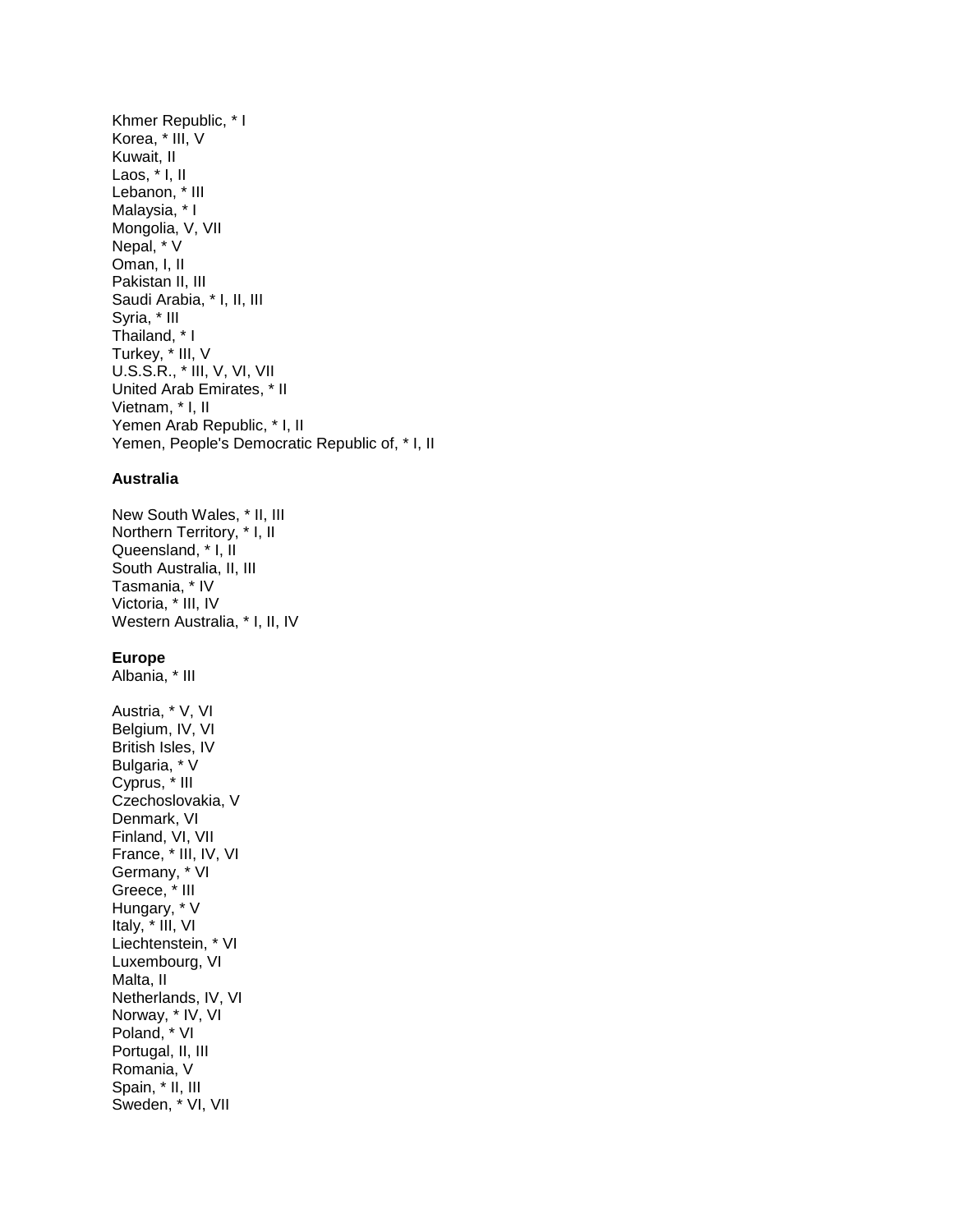Khmer Republic, * I
Korea, * III, V
Kuwait, II
Laos, * I, II
Lebanon, * III
Malaysia, * I
Mongolia, V, VII
Nepal, * V
Oman, I, II
Pakistan II, III
Saudi Arabia, * I, II, III
Syria, * III
Thailand, * I
Turkey, * III, V
U.S.S.R., * III, V, VI, VII
United Arab Emirates, * II
Vietnam, * I, II
Yemen Arab Republic, * I, II
Yemen, People's Democratic Republic of, * I, II

**Australia**

New South Wales, * II, III
Northern Territory, * I, II
Queensland, * I, II
South Australia, II, III
Tasmania, * IV
Victoria, * III, IV
Western Australia, * I, II, IV

**Europe**
Albania, * III

Austria, * V, VI
Belgium, IV, VI
British Isles, IV
Bulgaria, * V
Cyprus, * III
Czechoslovakia, V
Denmark, VI
Finland, VI, VII
France, * III, IV, VI
Germany, * VI
Greece, * III
Hungary, * V
Italy, * III, VI
Liechtenstein, * VI
Luxembourg, VI
Malta, II
Netherlands, IV, VI
Norway, * IV, VI
Poland, * VI
Portugal, II, III
Romania, V
Spain, * II, III
Sweden, * VI, VII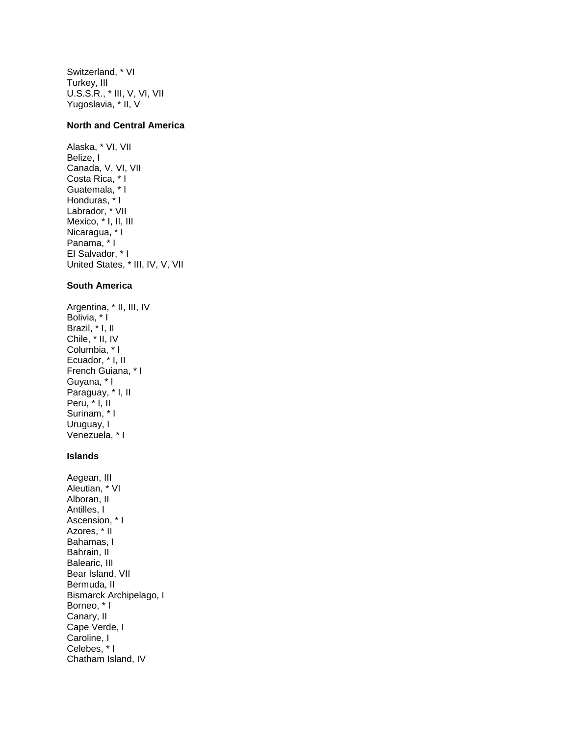Switzerland, * VI
Turkey, III
U.S.S.R., * III, V, VI, VII
Yugoslavia, * II, V

**North and Central America**

Alaska, * VI, VII
Belize, I
Canada, V, VI, VII
Costa Rica, * I
Guatemala, * I
Honduras, * I
Labrador, * VII
Mexico, * I, II, III
Nicaragua, * I
Panama, * I
El Salvador, * I
United States, * III, IV, V, VII

**South America**

Argentina, * II, III, IV
Bolivia, * I
Brazil, * I, II
Chile, * II, IV
Columbia, * I
Ecuador, * I, II
French Guiana, * I
Guyana, * I
Paraguay, * I, II
Peru, * I, II
Surinam, * I
Uruguay, I
Venezuela, * I

**Islands**

Aegean, III
Aleutian, * VI
Alboran, II
Antilles, I
Ascension, * I
Azores, * II
Bahamas, I
Bahrain, II
Balearic, III
Bear Island, VII
Bermuda, II
Bismarck Archipelago, I
Borneo, * I
Canary, II
Cape Verde, I
Caroline, I
Celebes, * I
Chatham Island, IV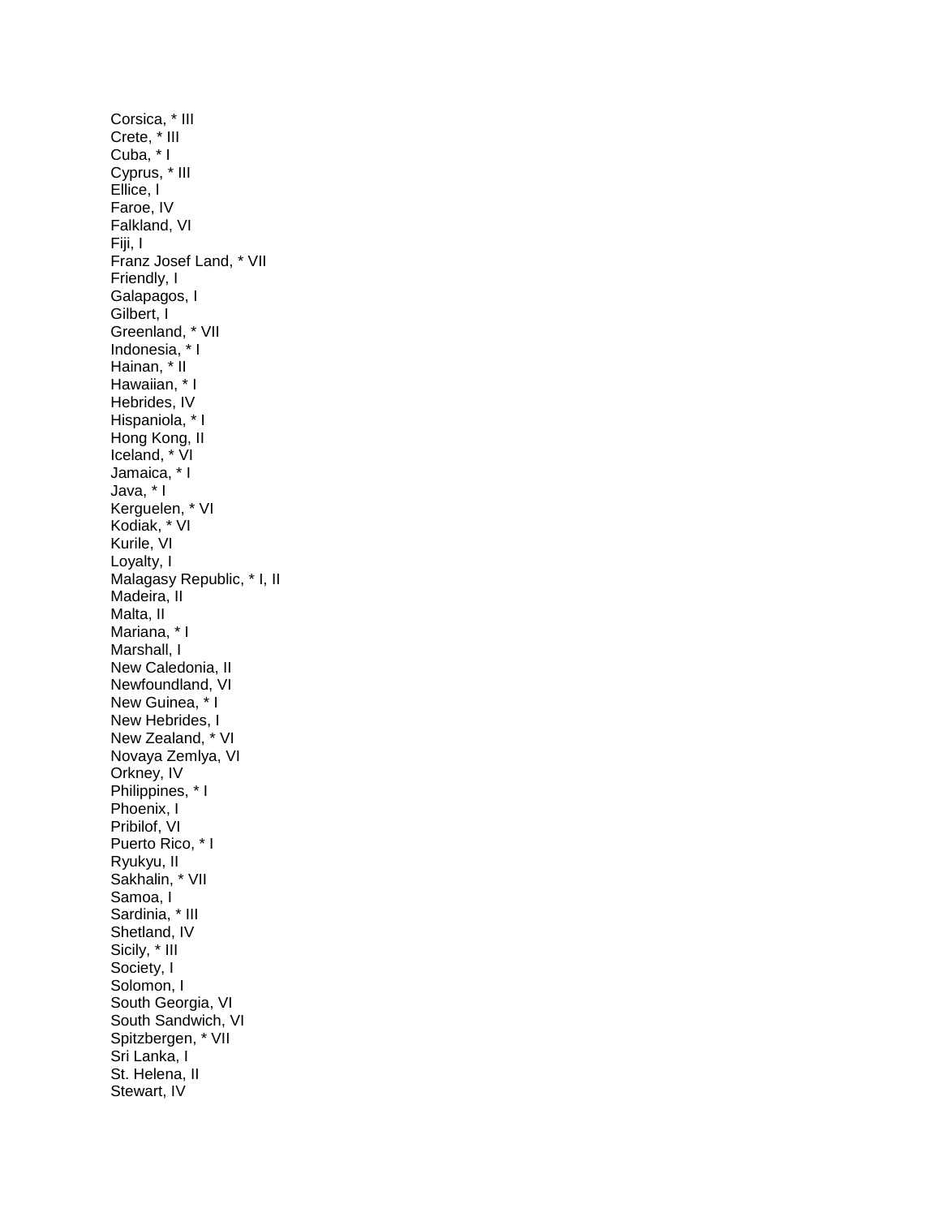Corsica, * III
Crete, * III
Cuba, * I
Cyprus, * III
Ellice, I
Faroe, IV
Falkland, VI
Fiji, I
Franz Josef Land, * VII
Friendly, I
Galapagos, I
Gilbert, I
Greenland, * VII
Indonesia, * I
Hainan, * II
Hawaiian, * I
Hebrides, IV
Hispaniola, * I
Hong Kong, II
Iceland, * VI
Jamaica, * I
Java, * I
Kerguelen, * VI
Kodiak, * VI
Kurile, VI
Loyalty, I
Malagasy Republic, * I, II
Madeira, II
Malta, II
Mariana, * I
Marshall, I
New Caledonia, II
Newfoundland, VI
New Guinea, * I
New Hebrides, I
New Zealand, * VI
Novaya Zemlya, VI
Orkney, IV
Philippines, * I
Phoenix, I
Pribilof, VI
Puerto Rico, * I
Ryukyu, II
Sakhalin, * VII
Samoa, I
Sardinia, * III
Shetland, IV
Sicily, * III
Society, I
Solomon, I
South Georgia, VI
South Sandwich, VI
Spitzbergen, * VII
Sri Lanka, I
St. Helena, II
Stewart, IV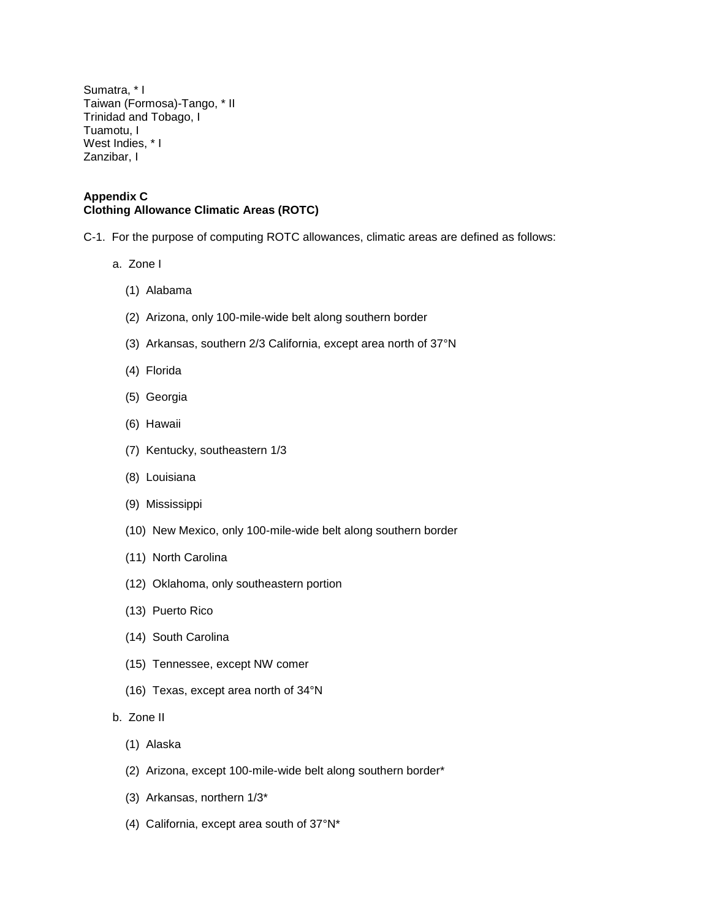Sumatra, * I
Taiwan (Formosa)-Tango, * II
Trinidad and Tobago, I
Tuamotu, I
West Indies, * I
Zanzibar, I

**Appendix C**
**Clothing Allowance Climatic Areas (ROTC)**

C-1. For the purpose of computing ROTC allowances, climatic areas are defined as follows:

a. Zone I

(1) Alabama

(2) Arizona, only 100-mile-wide belt along southern border

(3) Arkansas, southern 2/3 California, except area north of 37°N

(4) Florida

(5) Georgia

(6) Hawaii

(7) Kentucky, southeastern 1/3

(8) Louisiana

(9) Mississippi

(10) New Mexico, only 100-mile-wide belt along southern border

(11) North Carolina

(12) Oklahoma, only southeastern portion

(13) Puerto Rico

(14) South Carolina

(15) Tennessee, except NW comer

(16) Texas, except area north of 34°N

b. Zone II

(1) Alaska

(2) Arizona, except 100-mile-wide belt along southern border*

(3) Arkansas, northern 1/3*

(4) California, except area south of 37°N*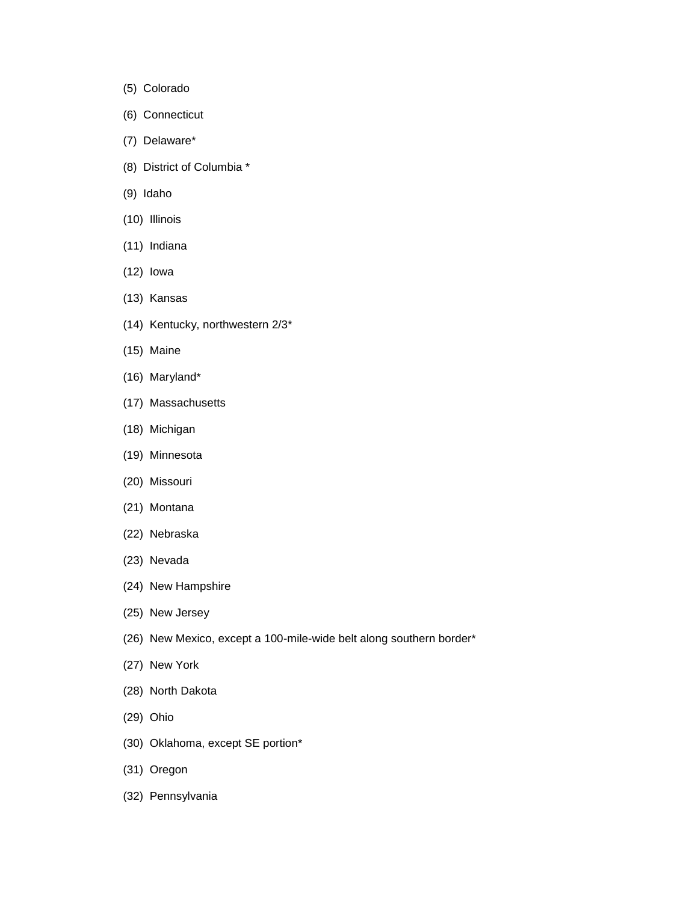(5) Colorado

(6) Connecticut

(7) Delaware*

(8) District of Columbia *

(9) Idaho

(10) Illinois

(11) Indiana

(12) Iowa

(13) Kansas

(14) Kentucky, northwestern 2/3*

(15) Maine

(16) Maryland*

(17) Massachusetts

(18) Michigan

(19) Minnesota

(20) Missouri

(21) Montana

(22) Nebraska

(23) Nevada

(24) New Hampshire

(25) New Jersey

(26) New Mexico, except a 100-mile-wide belt along southern border*

(27) New York

(28) North Dakota

(29) Ohio

(30) Oklahoma, except SE portion*

(31) Oregon

(32) Pennsylvania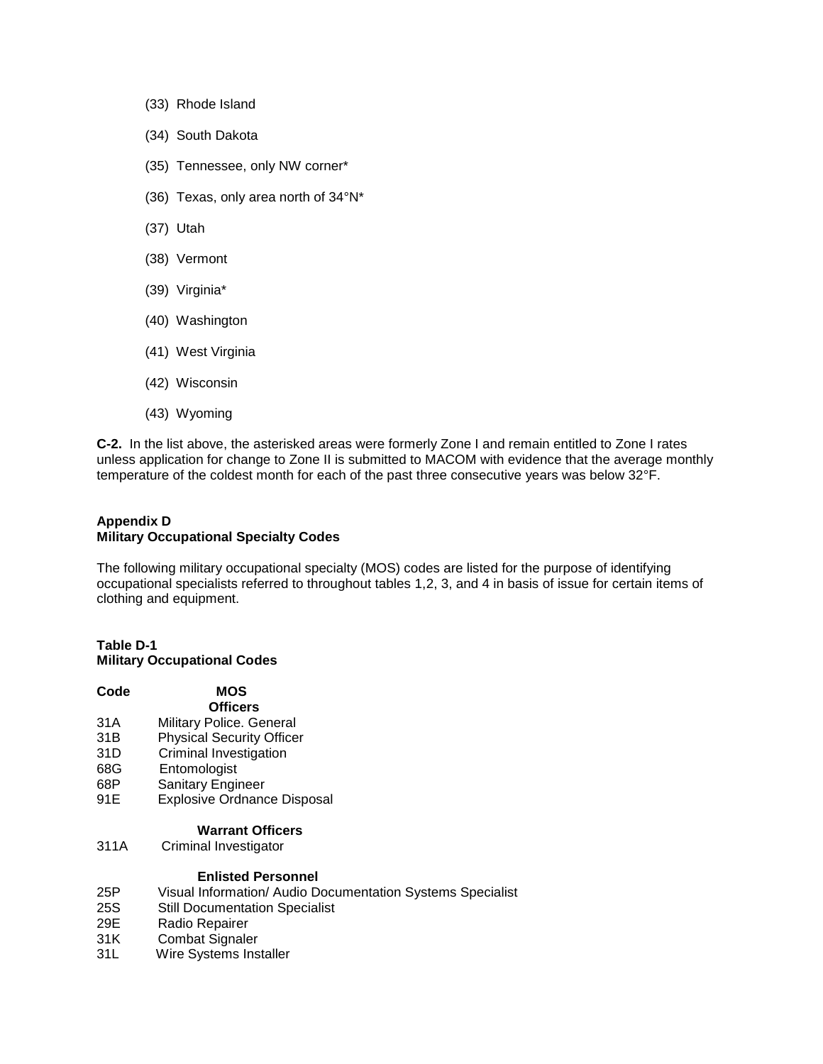(33) Rhode Island

(34) South Dakota

(35) Tennessee, only NW corner*

(36) Texas, only area north of 34°N*

(37) Utah

(38) Vermont

(39) Virginia*

(40) Washington

(41) West Virginia

(42) Wisconsin

(43) Wyoming

**C-2.** In the list above, the asterisked areas were formerly Zone I and remain entitled to Zone I rates unless application for change to Zone II is submitted to MACOM with evidence that the average monthly temperature of the coldest month for each of the past three consecutive years was below 32°F.

## Appendix D
## Military Occupational Specialty Codes

The following military occupational specialty (MOS) codes are listed for the purpose of identifying occupational specialists referred to throughout tables 1,2, 3, and 4 in basis of issue for certain items of clothing and equipment.

**Table D-1**
**Military Occupational Codes**

| Code | MOS |
|---|---|
| | **Officers** |
| 31A | Military Police. General |
| 31B | Physical Security Officer |
| 31D | Criminal Investigation |
| 68G | Entomologist |
| 68P | Sanitary Engineer |
| 91E | Explosive Ordnance Disposal |
| | **Warrant Officers** |
| 311A | Criminal Investigator |
| | **Enlisted Personnel** |
| 25P | Visual Information/ Audio Documentation Systems Specialist |
| 25S | Still Documentation Specialist |
| 29E | Radio Repairer |
| 31K | Combat Signaler |
| 31L | Wire Systems Installer |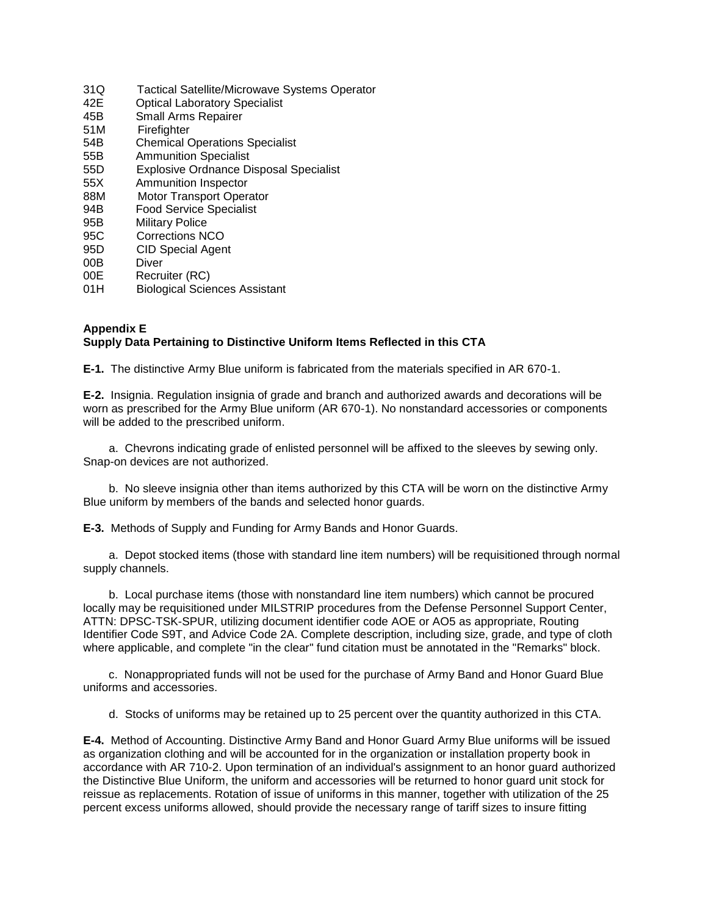31Q Tactical Satellite/Microwave Systems Operator
42E Optical Laboratory Specialist
45B Small Arms Repairer
51M Firefighter
54B Chemical Operations Specialist
55B Ammunition Specialist
55D Explosive Ordnance Disposal Specialist
55X Ammunition Inspector
88M Motor Transport Operator
94B Food Service Specialist
95B Military Police
95C Corrections NCO
95D CID Special Agent
00B Diver
00E Recruiter (RC)
01H Biological Sciences Assistant

**Appendix E**
**Supply Data Pertaining to Distinctive Uniform Items Reflected in this CTA**

**E-1.** The distinctive Army Blue uniform is fabricated from the materials specified in AR 670-1.

**E-2.** Insignia. Regulation insignia of grade and branch and authorized awards and decorations will be worn as prescribed for the Army Blue uniform (AR 670-1). No nonstandard accessories or components will be added to the prescribed uniform.

a. Chevrons indicating grade of enlisted personnel will be affixed to the sleeves by sewing only. Snap-on devices are not authorized.

b. No sleeve insignia other than items authorized by this CTA will be worn on the distinctive Army Blue uniform by members of the bands and selected honor guards.

**E-3.** Methods of Supply and Funding for Army Bands and Honor Guards.

a. Depot stocked items (those with standard line item numbers) will be requisitioned through normal supply channels.

b. Local purchase items (those with nonstandard line item numbers) which cannot be procured locally may be requisitioned under MILSTRIP procedures from the Defense Personnel Support Center, ATTN: DPSC-TSK-SPUR, utilizing document identifier code AOE or AO5 as appropriate, Routing Identifier Code S9T, and Advice Code 2A. Complete description, including size, grade, and type of cloth where applicable, and complete "in the clear" fund citation must be annotated in the "Remarks" block.

c. Nonappropriated funds will not be used for the purchase of Army Band and Honor Guard Blue uniforms and accessories.

d. Stocks of uniforms may be retained up to 25 percent over the quantity authorized in this CTA.

**E-4.** Method of Accounting. Distinctive Army Band and Honor Guard Army Blue uniforms will be issued as organization clothing and will be accounted for in the organization or installation property book in accordance with AR 710-2. Upon termination of an individual's assignment to an honor guard authorized the Distinctive Blue Uniform, the uniform and accessories will be returned to honor guard unit stock for reissue as replacements. Rotation of issue of uniforms in this manner, together with utilization of the 25 percent excess uniforms allowed, should provide the necessary range of tariff sizes to insure fitting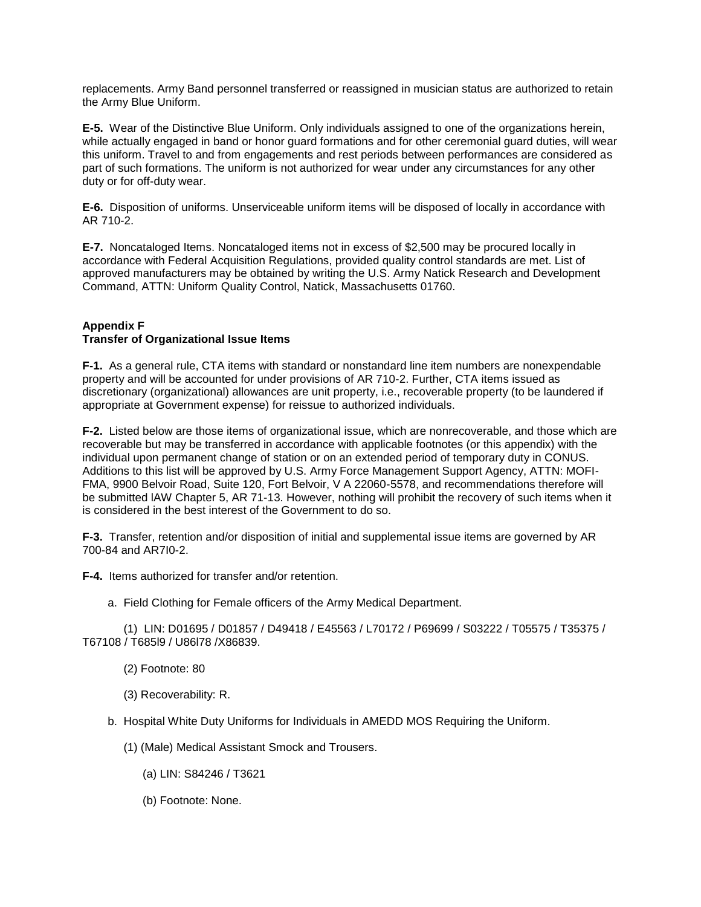replacements. Army Band personnel transferred or reassigned in musician status are authorized to retain the Army Blue Uniform.

**E-5.** Wear of the Distinctive Blue Uniform. Only individuals assigned to one of the organizations herein, while actually engaged in band or honor guard formations and for other ceremonial guard duties, will wear this uniform. Travel to and from engagements and rest periods between performances are considered as part of such formations. The uniform is not authorized for wear under any circumstances for any other duty or for off-duty wear.

**E-6.** Disposition of uniforms. Unserviceable uniform items will be disposed of locally in accordance with AR 710-2.

**E-7.** Noncataloged Items. Noncataloged items not in excess of $2,500 may be procured locally in accordance with Federal Acquisition Regulations, provided quality control standards are met. List of approved manufacturers may be obtained by writing the U.S. Army Natick Research and Development Command, ATTN: Uniform Quality Control, Natick, Massachusetts 01760.

## Appendix F
## Transfer of Organizational Issue Items

**F-1.** As a general rule, CTA items with standard or nonstandard line item numbers are nonexpendable property and will be accounted for under provisions of AR 710-2. Further, CTA items issued as discretionary (organizational) allowances are unit property, i.e., recoverable property (to be laundered if appropriate at Government expense) for reissue to authorized individuals.

**F-2.** Listed below are those items of organizational issue, which are nonrecoverable, and those which are recoverable but may be transferred in accordance with applicable footnotes (or this appendix) with the individual upon permanent change of station or on an extended period of temporary duty in CONUS. Additions to this list will be approved by U.S. Army Force Management Support Agency, ATTN: MOFI-FMA, 9900 Belvoir Road, Suite 120, Fort Belvoir, V A 22060-5578, and recommendations therefore will be submitted lAW Chapter 5, AR 71-13. However, nothing will prohibit the recovery of such items when it is considered in the best interest of the Government to do so.

**F-3.** Transfer, retention and/or disposition of initial and supplemental issue items are governed by AR 700-84 and AR7I0-2.

**F-4.** Items authorized for transfer and/or retention.

a. Field Clothing for Female officers of the Army Medical Department.

(1) LIN: D01695 / D01857 / D49418 / E45563 / L70172 / P69699 / S03222 / T05575 / T35375 / T67108 / T685l9 / U86l78 /X86839.

(2) Footnote: 80

(3) Recoverability: R.

b. Hospital White Duty Uniforms for Individuals in AMEDD MOS Requiring the Uniform.

(1) (Male) Medical Assistant Smock and Trousers.

(a) LIN: S84246 / T3621

(b) Footnote: None.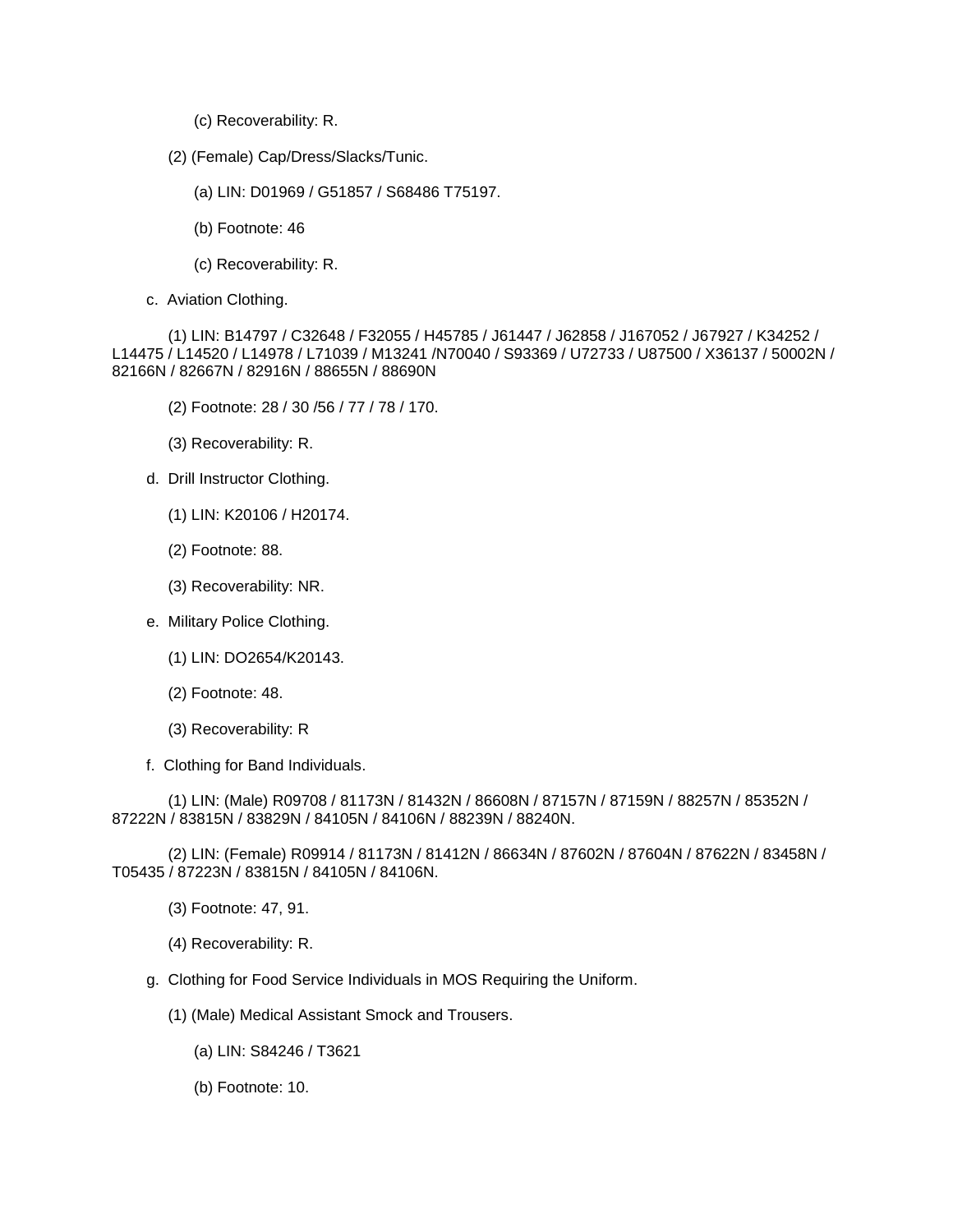(c) Recoverability: R.

(2) (Female) Cap/Dress/Slacks/Tunic.

(a) LIN: D01969 / G51857 / S68486 T75197.

(b) Footnote: 46

(c) Recoverability: R.

c. Aviation Clothing.

(1) LIN: B14797 / C32648 / F32055 / H45785 / J61447 / J62858 / J167052 / J67927 / K34252 / L14475 / L14520 / L14978 / L71039 / M13241 /N70040 / S93369 / U72733 / U87500 / X36137 / 50002N / 82166N / 82667N / 82916N / 88655N / 88690N

(2) Footnote: 28 / 30 /56 / 77 / 78 / 170.

(3) Recoverability: R.

d. Drill Instructor Clothing.

(1) LIN: K20106 / H20174.

(2) Footnote: 88.

(3) Recoverability: NR.

e. Military Police Clothing.

(1) LIN: DO2654/K20143.

(2) Footnote: 48.

(3) Recoverability: R

f. Clothing for Band Individuals.

(1) LIN: (Male) R09708 / 81173N / 81432N / 86608N / 87157N / 87159N / 88257N / 85352N / 87222N / 83815N / 83829N / 84105N / 84106N / 88239N / 88240N.

(2) LIN: (Female) R09914 / 81173N / 81412N / 86634N / 87602N / 87604N / 87622N / 83458N / T05435 / 87223N / 83815N / 84105N / 84106N.

(3) Footnote: 47, 91.

(4) Recoverability: R.

g. Clothing for Food Service Individuals in MOS Requiring the Uniform.

(1) (Male) Medical Assistant Smock and Trousers.

(a) LIN: S84246 / T3621

(b) Footnote: 10.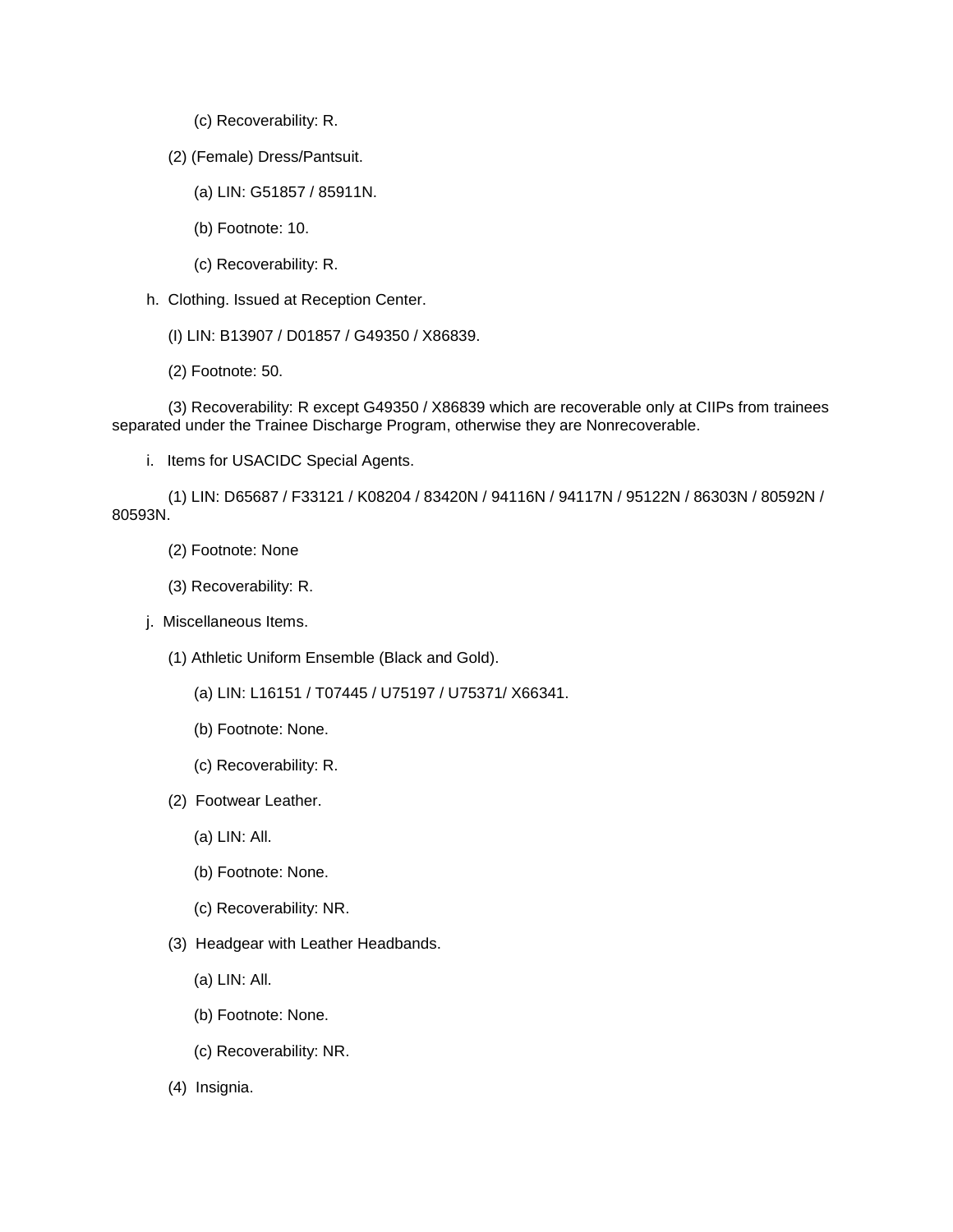(c) Recoverability: R.

(2) (Female) Dress/Pantsuit.

(a) LIN: G51857 / 85911N.

(b) Footnote: 10.

(c) Recoverability: R.

h. Clothing. Issued at Reception Center.

(I) LIN: B13907 / D01857 / G49350 / X86839.

(2) Footnote: 50.

(3) Recoverability: R except G49350 / X86839 which are recoverable only at CIIPs from trainees separated under the Trainee Discharge Program, otherwise they are Nonrecoverable.

i. Items for USACIDC Special Agents.

(1) LIN: D65687 / F33121 / K08204 / 83420N / 94116N / 94117N / 95122N / 86303N / 80592N / 80593N.

(2) Footnote: None

(3) Recoverability: R.

j. Miscellaneous Items.

(1) Athletic Uniform Ensemble (Black and Gold).

(a) LIN: L16151 / T07445 / U75197 / U75371/ X66341.

(b) Footnote: None.

(c) Recoverability: R.

(2) Footwear Leather.

(a) LIN: All.

(b) Footnote: None.

(c) Recoverability: NR.

(3) Headgear with Leather Headbands.

(a) LIN: All.

(b) Footnote: None.

(c) Recoverability: NR.

(4) Insignia.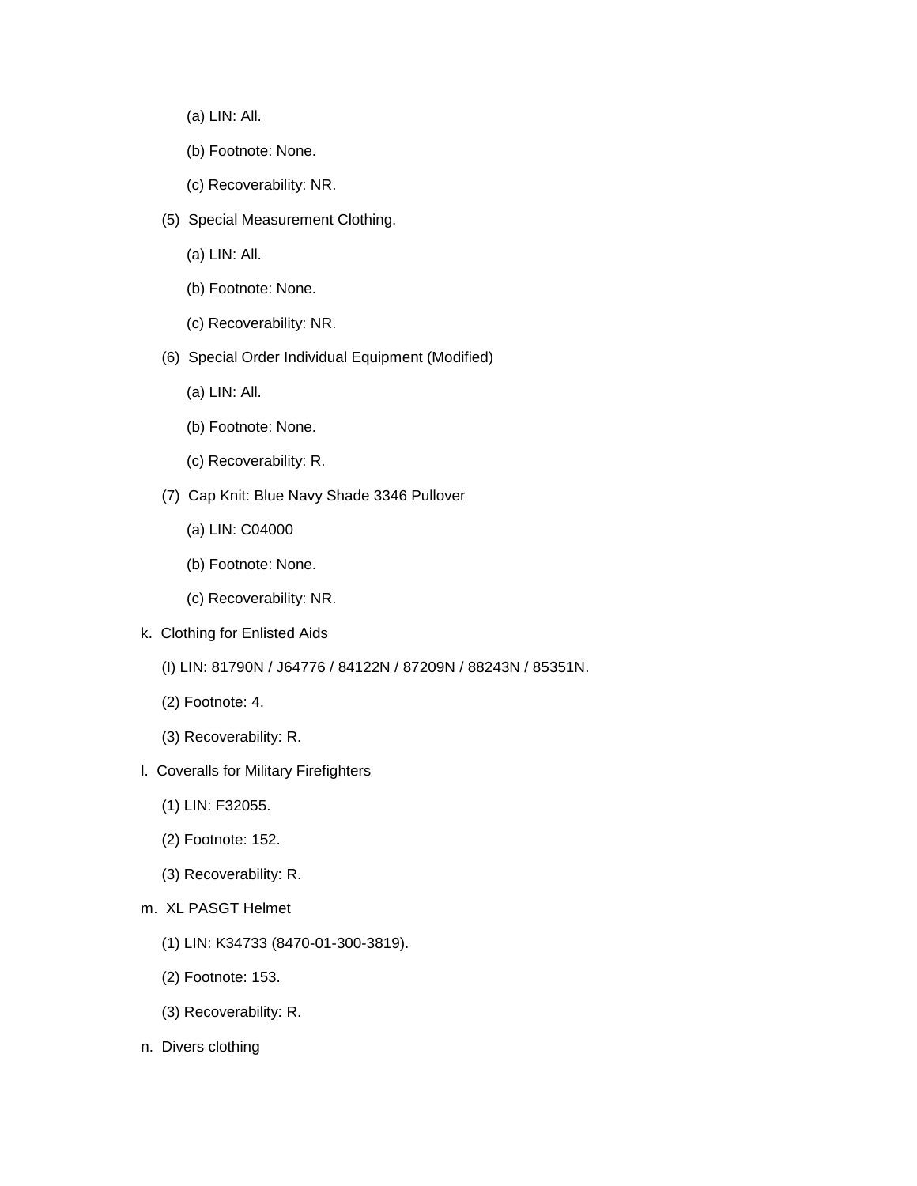(a) LIN: All.

(b) Footnote: None.

(c) Recoverability: NR.

(5) Special Measurement Clothing.

(a) LIN: All.

(b) Footnote: None.

(c) Recoverability: NR.

(6) Special Order Individual Equipment (Modified)

(a) LIN: All.

(b) Footnote: None.

(c) Recoverability: R.

(7) Cap Knit: Blue Navy Shade 3346 Pullover

(a) LIN: C04000

(b) Footnote: None.

(c) Recoverability: NR.

k. Clothing for Enlisted Aids

(I) LIN: 81790N / J64776 / 84122N / 87209N / 88243N / 85351N.

(2) Footnote: 4.

(3) Recoverability: R.

l. Coveralls for Military Firefighters

(1) LIN: F32055.

(2) Footnote: 152.

(3) Recoverability: R.

m. XL PASGT Helmet

(1) LIN: K34733 (8470-01-300-3819).

(2) Footnote: 153.

(3) Recoverability: R.

n. Divers clothing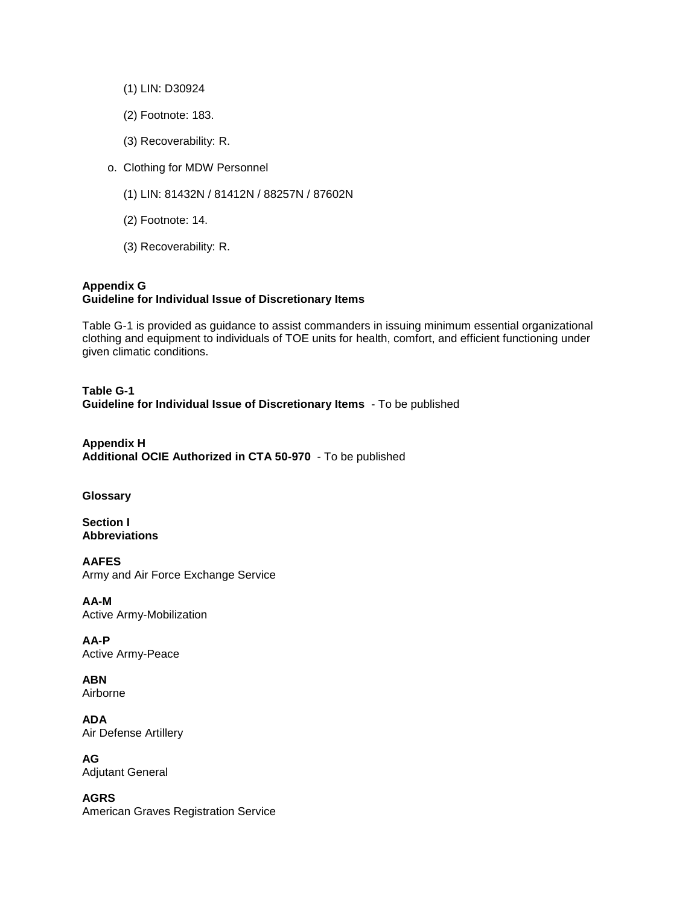(1) LIN: D30924

(2) Footnote: 183.

(3) Recoverability: R.

o. Clothing for MDW Personnel

(1) LIN: 81432N / 81412N / 88257N / 87602N

(2) Footnote: 14.

(3) Recoverability: R.

## Appendix G
## Guideline for Individual Issue of Discretionary Items

Table G-1 is provided as guidance to assist commanders in issuing minimum essential organizational clothing and equipment to individuals of TOE units for health, comfort, and efficient functioning under given climatic conditions.

**Table G-1**
**Guideline for Individual Issue of Discretionary Items** - To be published

## Appendix H
## Additional OCIE Authorized in CTA 50-970 - To be published

## Glossary

### Section I
### Abbreviations

**AAFES**
Army and Air Force Exchange Service

**AA-M**
Active Army-Mobilization

**AA-P**
Active Army-Peace

**ABN**
Airborne

**ADA**
Air Defense Artillery

**AG**
Adjutant General

**AGRS**
American Graves Registration Service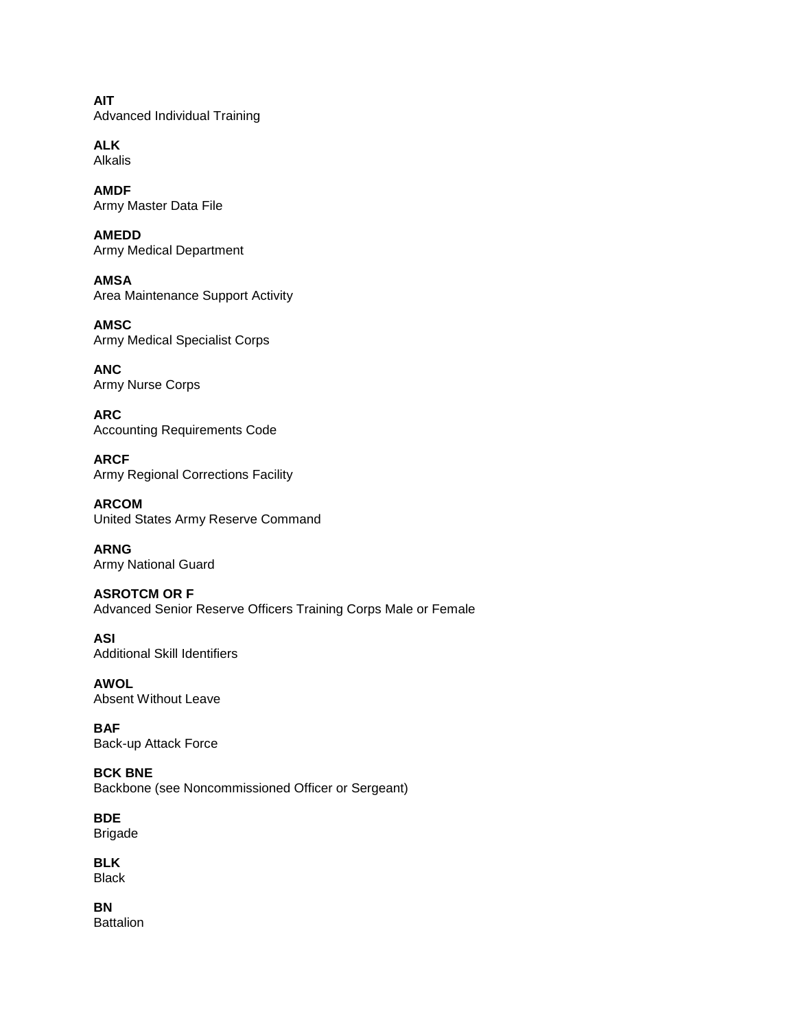**AIT**
Advanced Individual Training

**ALK**
Alkalis

**AMDF**
Army Master Data File

**AMEDD**
Army Medical Department

**AMSA**
Area Maintenance Support Activity

**AMSC**
Army Medical Specialist Corps

**ANC**
Army Nurse Corps

**ARC**
Accounting Requirements Code

**ARCF**
Army Regional Corrections Facility

**ARCOM**
United States Army Reserve Command

**ARNG**
Army National Guard

**ASROTCM OR F**
Advanced Senior Reserve Officers Training Corps Male or Female

**ASI**
Additional Skill Identifiers

**AWOL**
Absent Without Leave

**BAF**
Back-up Attack Force

**BCK BNE**
Backbone (see Noncommissioned Officer or Sergeant)

**BDE**
Brigade

**BLK**
Black

**BN**
Battalion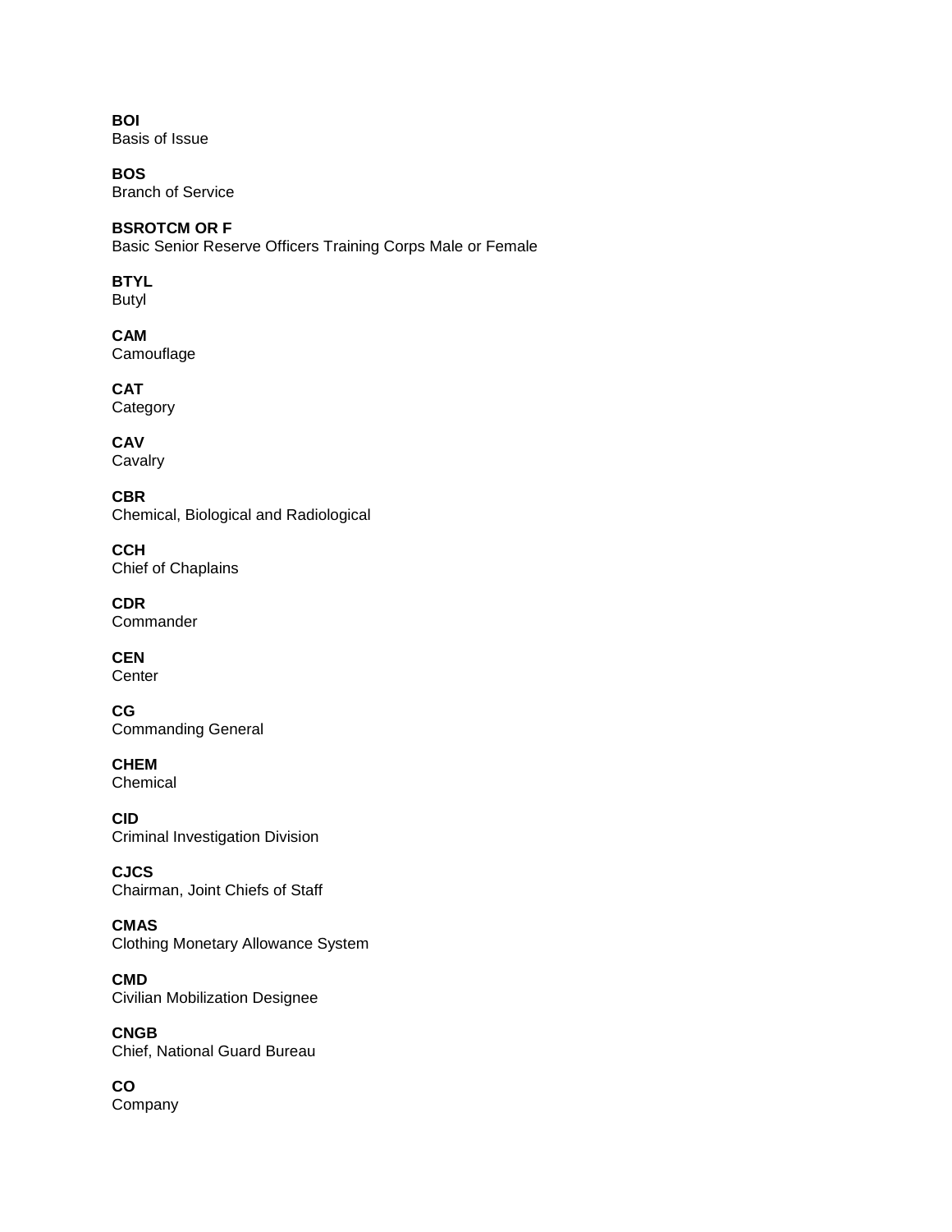**BOI**
Basis of Issue

**BOS**
Branch of Service

**BSROTCM OR F**
Basic Senior Reserve Officers Training Corps Male or Female

**BTYL**
Butyl

**CAM**
Camouflage

**CAT**
Category

**CAV**
Cavalry

**CBR**
Chemical, Biological and Radiological

**CCH**
Chief of Chaplains

**CDR**
Commander

**CEN**
Center

**CG**
Commanding General

**CHEM**
Chemical

**CID**
Criminal Investigation Division

**CJCS**
Chairman, Joint Chiefs of Staff

**CMAS**
Clothing Monetary Allowance System

**CMD**
Civilian Mobilization Designee

**CNGB**
Chief, National Guard Bureau

**CO**
Company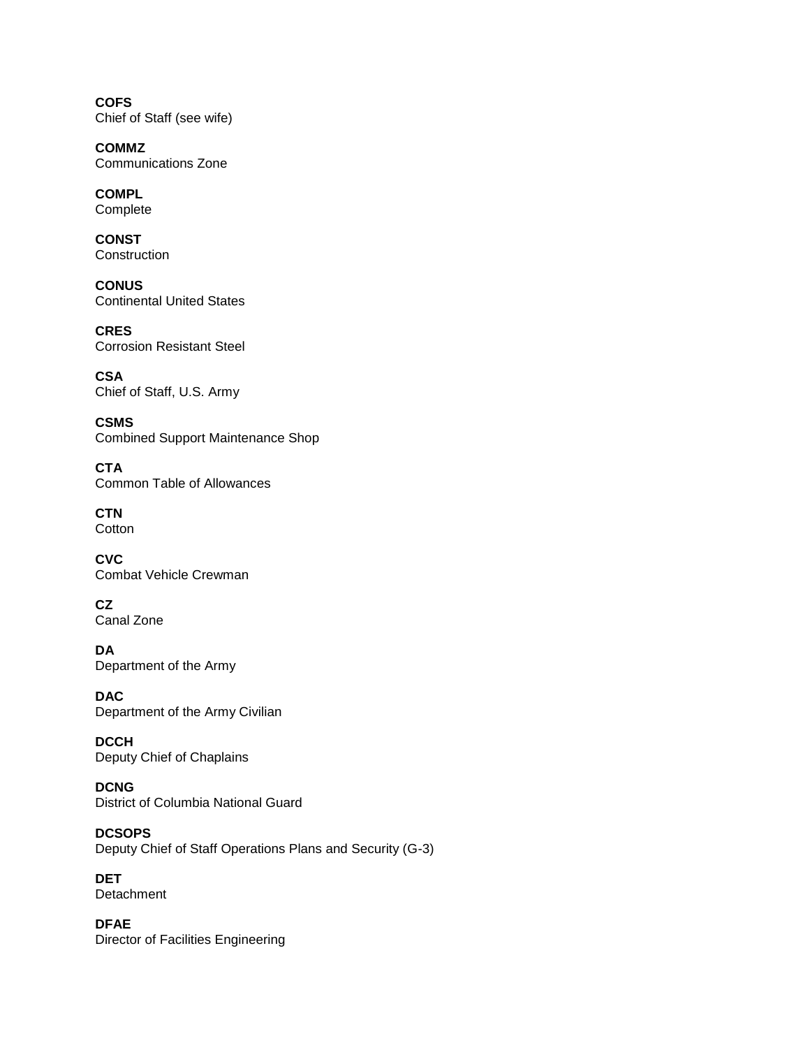**COFS**
Chief of Staff (see wife)

**COMMZ**
Communications Zone

**COMPL**
Complete

**CONST**
Construction

**CONUS**
Continental United States

**CRES**
Corrosion Resistant Steel

**CSA**
Chief of Staff, U.S. Army

**CSMS**
Combined Support Maintenance Shop

**CTA**
Common Table of Allowances

**CTN**
Cotton

**CVC**
Combat Vehicle Crewman

**CZ**
Canal Zone

**DA**
Department of the Army

**DAC**
Department of the Army Civilian

**DCCH**
Deputy Chief of Chaplains

**DCNG**
District of Columbia National Guard

**DCSOPS**
Deputy Chief of Staff Operations Plans and Security (G-3)

**DET**
Detachment

**DFAE**
Director of Facilities Engineering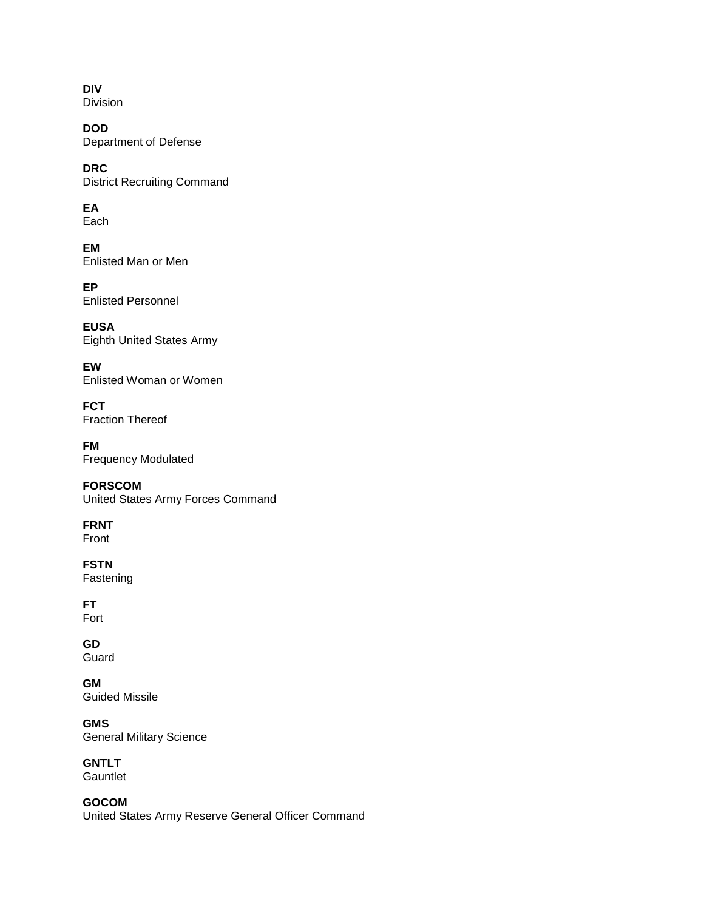**DIV**
Division

**DOD**
Department of Defense

**DRC**
District Recruiting Command

**EA**
Each

**EM**
Enlisted Man or Men

**EP**
Enlisted Personnel

**EUSA**
Eighth United States Army

**EW**
Enlisted Woman or Women

**FCT**
Fraction Thereof

**FM**
Frequency Modulated

**FORSCOM**
United States Army Forces Command

**FRNT**
Front

**FSTN**
Fastening

**FT**
Fort

**GD**
Guard

**GM**
Guided Missile

**GMS**
General Military Science

**GNTLT**
Gauntlet

**GOCOM**
United States Army Reserve General Officer Command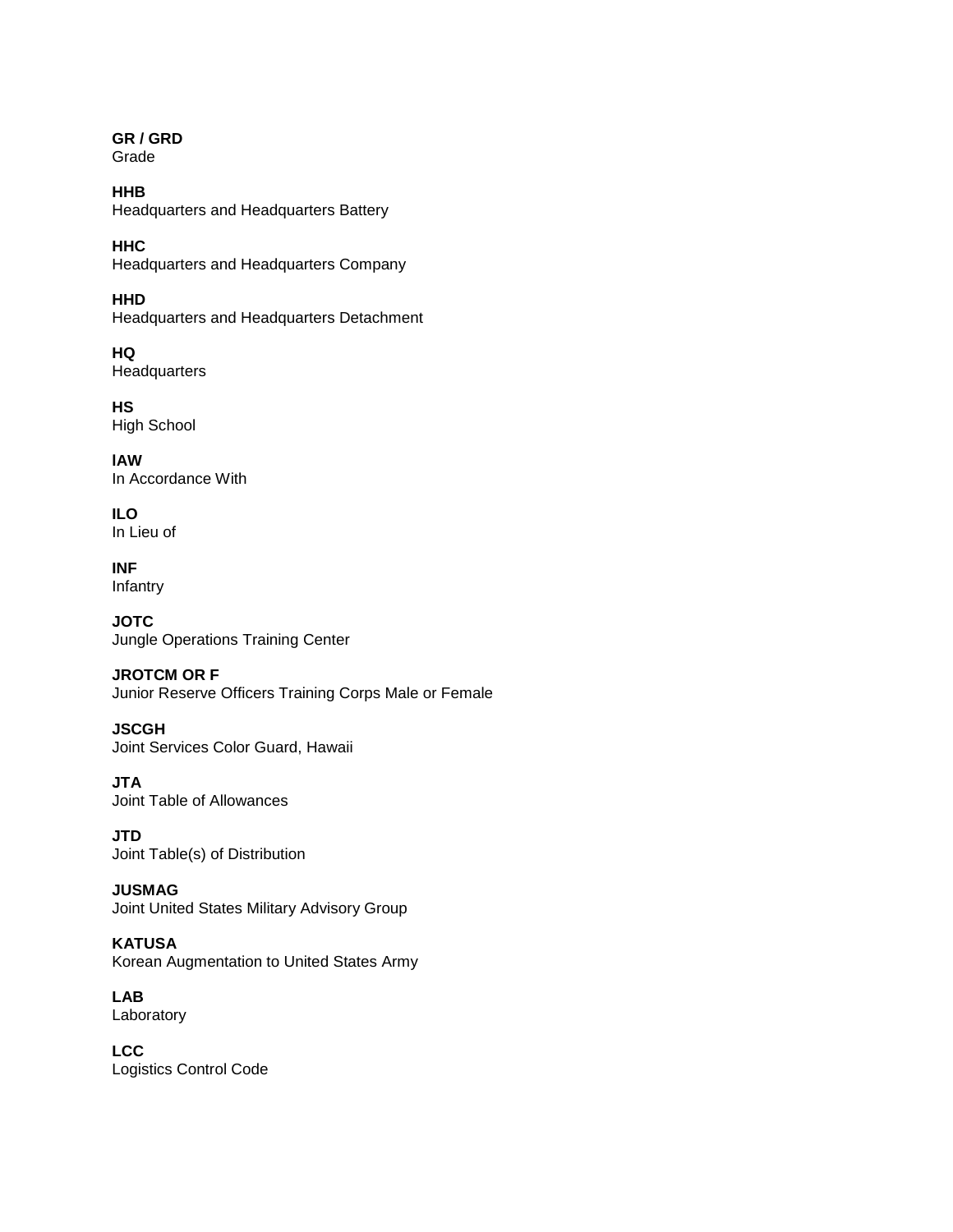**GR / GRD**
Grade

**HHB**
Headquarters and Headquarters Battery

**HHC**
Headquarters and Headquarters Company

**HHD**
Headquarters and Headquarters Detachment

**HQ**
Headquarters

**HS**
High School

**IAW**
In Accordance With

**ILO**
In Lieu of

**INF**
Infantry

**JOTC**
Jungle Operations Training Center

**JROTCM OR F**
Junior Reserve Officers Training Corps Male or Female

**JSCGH**
Joint Services Color Guard, Hawaii

**JTA**
Joint Table of Allowances

**JTD**
Joint Table(s) of Distribution

**JUSMAG**
Joint United States Military Advisory Group

**KATUSA**
Korean Augmentation to United States Army

**LAB**
Laboratory

**LCC**
Logistics Control Code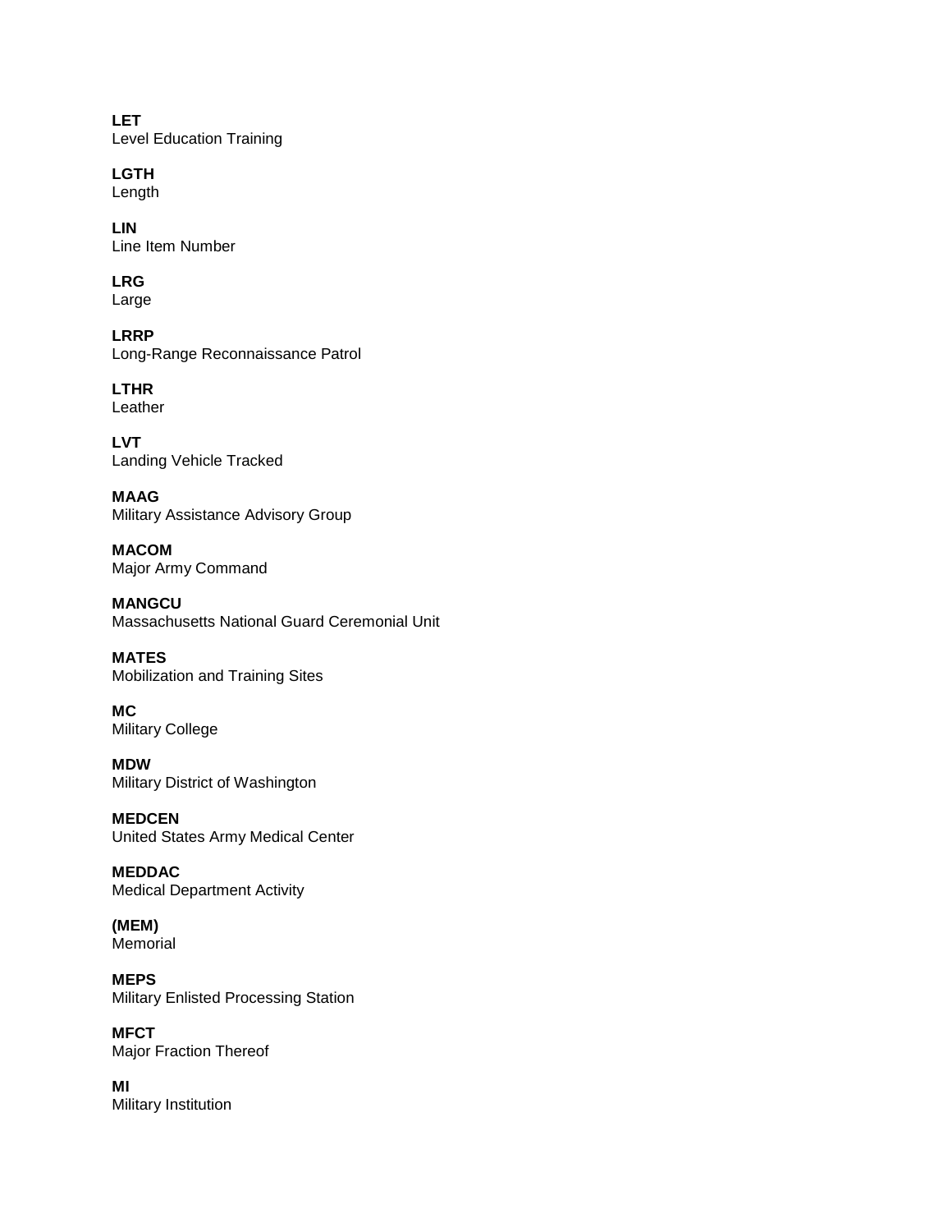**LET**
Level Education Training

**LGTH**
Length

**LIN**
Line Item Number

**LRG**
Large

**LRRP**
Long-Range Reconnaissance Patrol

**LTHR**
Leather

**LVT**
Landing Vehicle Tracked

**MAAG**
Military Assistance Advisory Group

**MACOM**
Major Army Command

**MANGCU**
Massachusetts National Guard Ceremonial Unit

**MATES**
Mobilization and Training Sites

**MC**
Military College

**MDW**
Military District of Washington

**MEDCEN**
United States Army Medical Center

**MEDDAC**
Medical Department Activity

**(MEM)**
Memorial

**MEPS**
Military Enlisted Processing Station

**MFCT**
Major Fraction Thereof

**MI**
Military Institution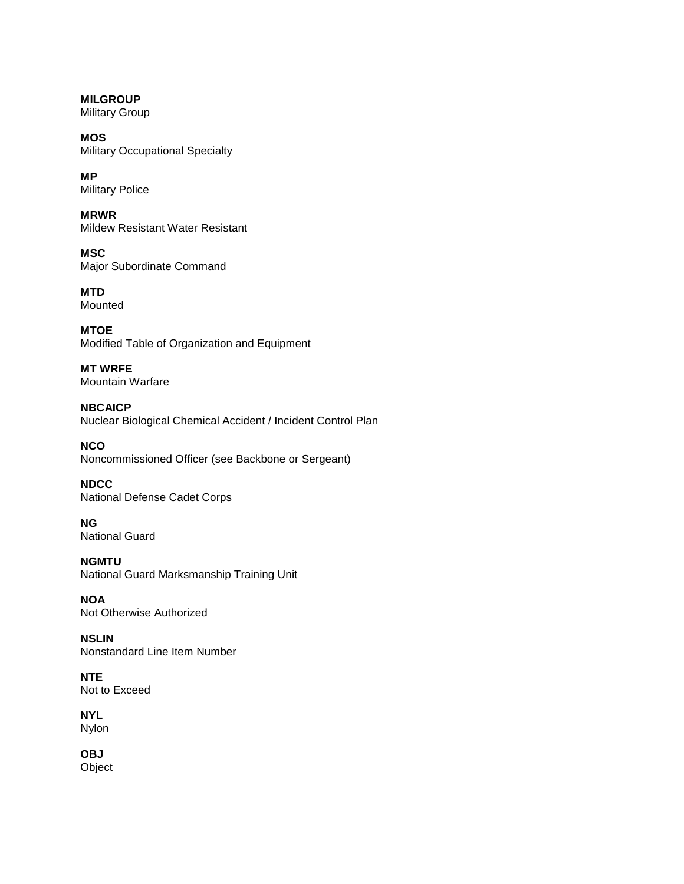**MILGROUP**
Military Group

**MOS**
Military Occupational Specialty

**MP**
Military Police

**MRWR**
Mildew Resistant Water Resistant

**MSC**
Major Subordinate Command

**MTD**
Mounted

**MTOE**
Modified Table of Organization and Equipment

**MT WRFE**
Mountain Warfare

**NBCAICP**
Nuclear Biological Chemical Accident / Incident Control Plan

**NCO**
Noncommissioned Officer (see Backbone or Sergeant)

**NDCC**
National Defense Cadet Corps

**NG**
National Guard

**NGMTU**
National Guard Marksmanship Training Unit

**NOA**
Not Otherwise Authorized

**NSLIN**
Nonstandard Line Item Number

**NTE**
Not to Exceed

**NYL**
Nylon

**OBJ**
Object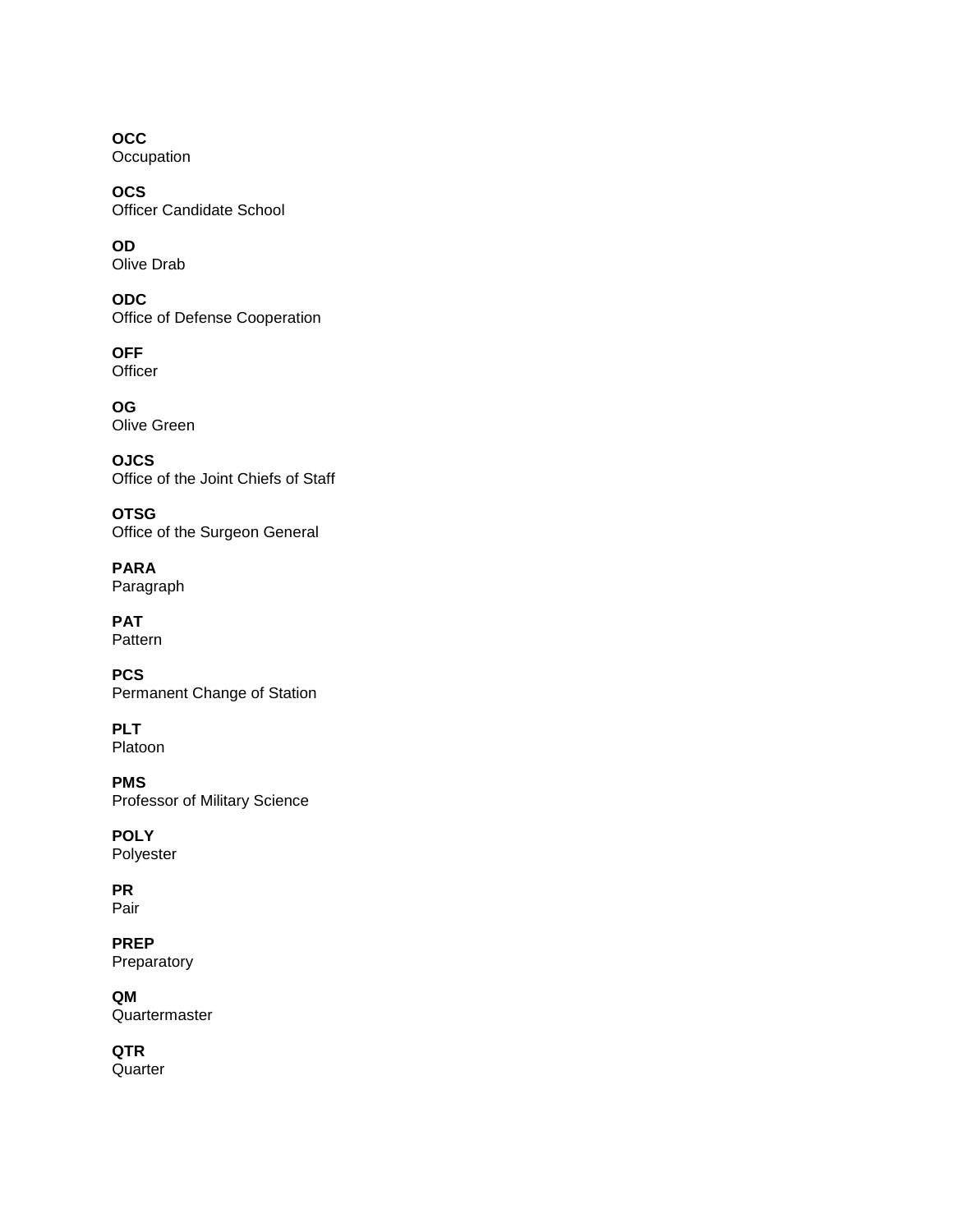**OCC**
Occupation

**OCS**
Officer Candidate School

**OD**
Olive Drab

**ODC**
Office of Defense Cooperation

**OFF**
Officer

**OG**
Olive Green

**OJCS**
Office of the Joint Chiefs of Staff

**OTSG**
Office of the Surgeon General

**PARA**
Paragraph

**PAT**
Pattern

**PCS**
Permanent Change of Station

**PLT**
Platoon

**PMS**
Professor of Military Science

**POLY**
Polyester

**PR**
Pair

**PREP**
Preparatory

**QM**
Quartermaster

**QTR**
Quarter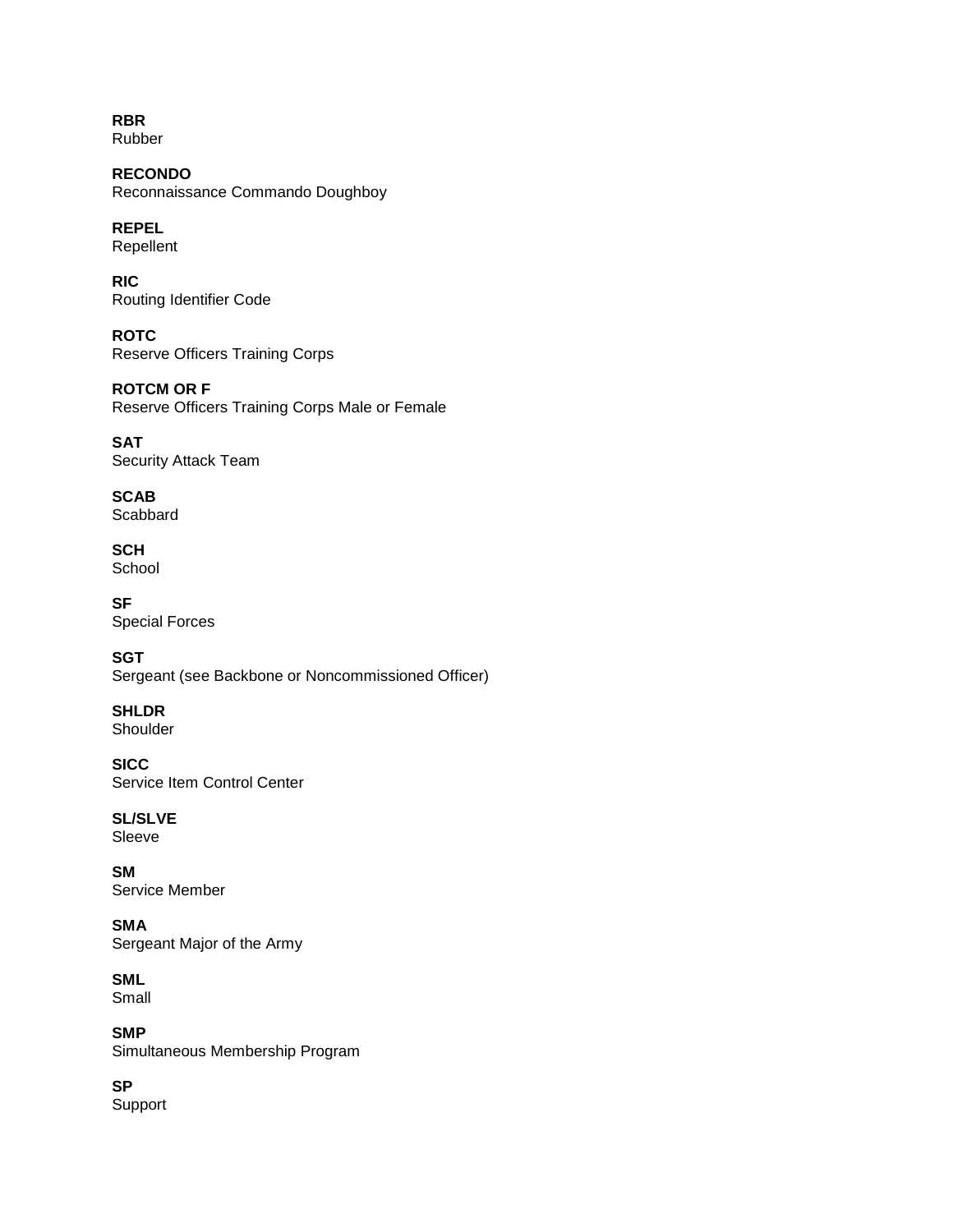**RBR**
Rubber

**RECONDO**
Reconnaissance Commando Doughboy

**REPEL**
Repellent

**RIC**
Routing Identifier Code

**ROTC**
Reserve Officers Training Corps

**ROTCM OR F**
Reserve Officers Training Corps Male or Female

**SAT**
Security Attack Team

**SCAB**
Scabbard

**SCH**
School

**SF**
Special Forces

**SGT**
Sergeant (see Backbone or Noncommissioned Officer)

**SHLDR**
Shoulder

**SICC**
Service Item Control Center

**SL/SLVE**
Sleeve

**SM**
Service Member

**SMA**
Sergeant Major of the Army

**SML**
Small

**SMP**
Simultaneous Membership Program

**SP**
Support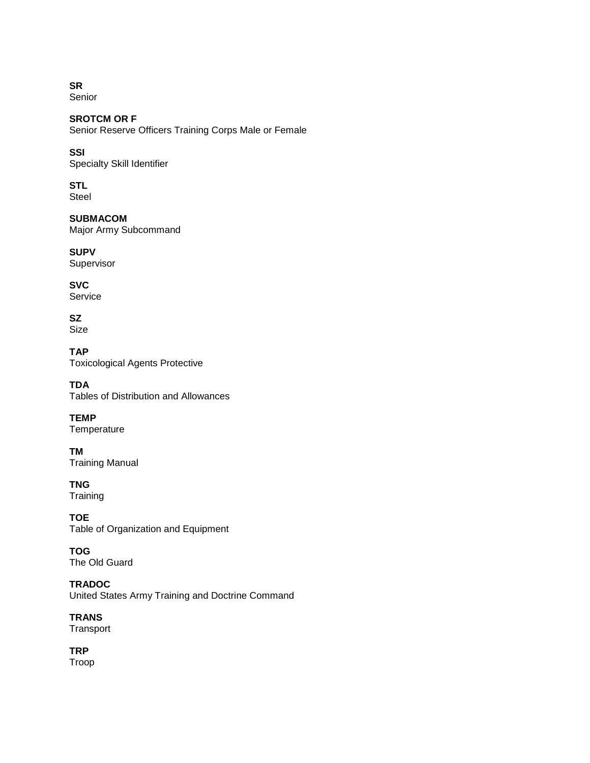**SR**
Senior

**SROTCM OR F**
Senior Reserve Officers Training Corps Male or Female

**SSI**
Specialty Skill Identifier

**STL**
Steel

**SUBMACOM**
Major Army Subcommand

**SUPV**
Supervisor

**SVC**
Service

**SZ**
Size

**TAP**
Toxicological Agents Protective

**TDA**
Tables of Distribution and Allowances

**TEMP**
Temperature

**TM**
Training Manual

**TNG**
Training

**TOE**
Table of Organization and Equipment

**TOG**
The Old Guard

**TRADOC**
United States Army Training and Doctrine Command

**TRANS**
Transport

**TRP**
Troop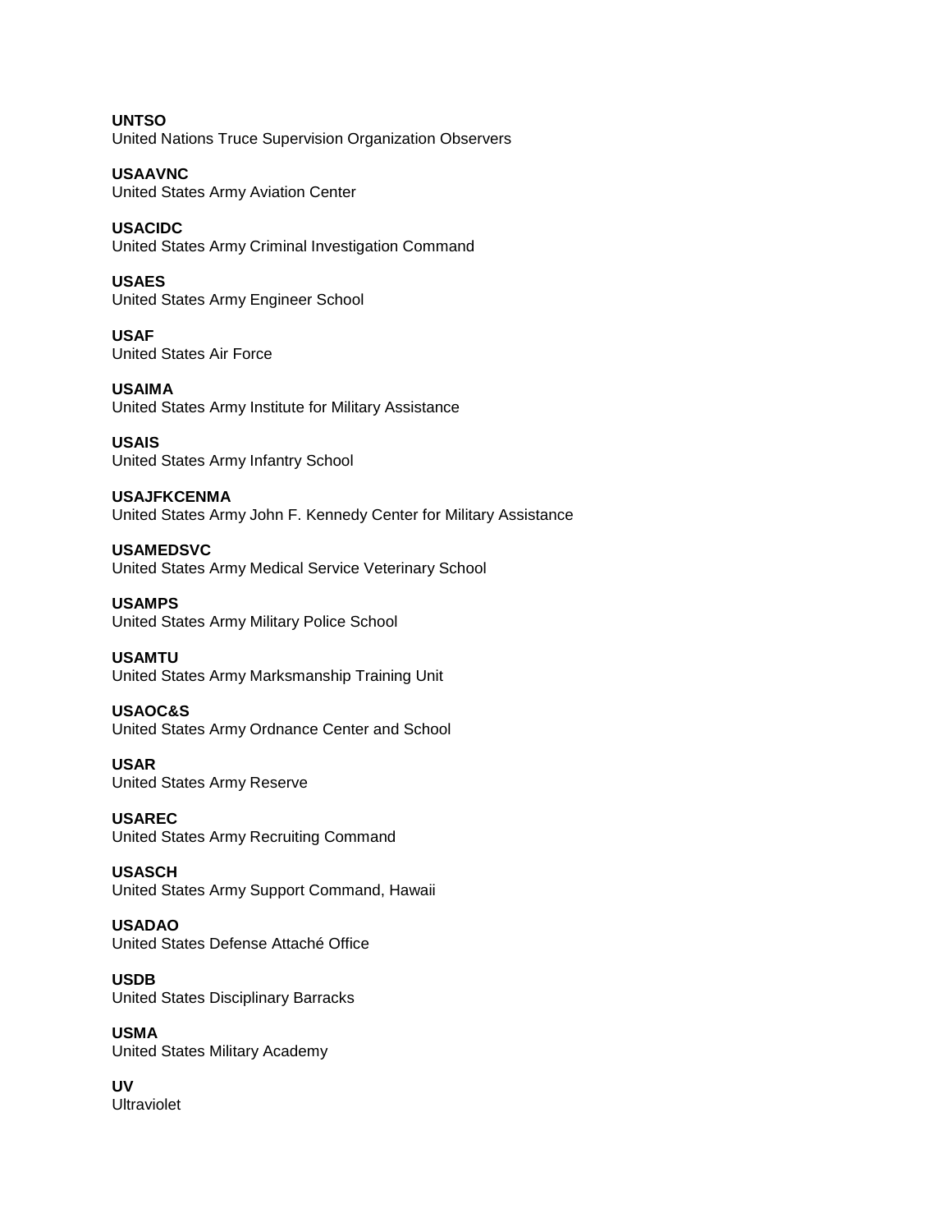**UNTSO**
United Nations Truce Supervision Organization Observers

**USAAVNC**
United States Army Aviation Center

**USACIDC**
United States Army Criminal Investigation Command

**USAES**
United States Army Engineer School

**USAF**
United States Air Force

**USAIMA**
United States Army Institute for Military Assistance

**USAIS**
United States Army Infantry School

**USAJFKCENMA**
United States Army John F. Kennedy Center for Military Assistance

**USAMEDSVC**
United States Army Medical Service Veterinary School

**USAMPS**
United States Army Military Police School

**USAMTU**
United States Army Marksmanship Training Unit

**USAOC&S**
United States Army Ordnance Center and School

**USAR**
United States Army Reserve

**USAREC**
United States Army Recruiting Command

**USASCH**
United States Army Support Command, Hawaii

**USADAO**
United States Defense Attaché Office

**USDB**
United States Disciplinary Barracks

**USMA**
United States Military Academy

**UV**
Ultraviolet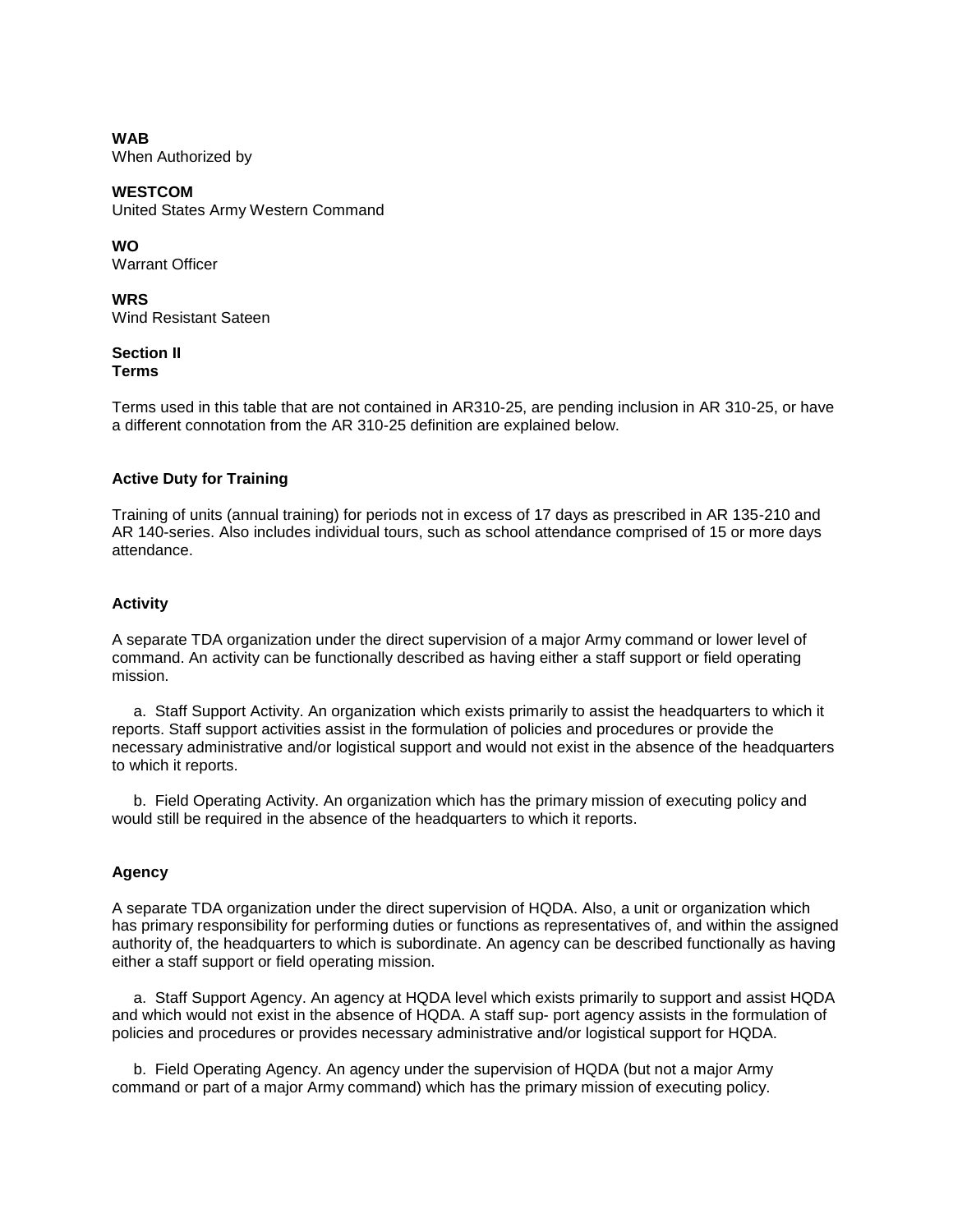**WAB**
When Authorized by

**WESTCOM**
United States Army Western Command

**WO**
Warrant Officer

**WRS**
Wind Resistant Sateen

## Section II
## Terms

Terms used in this table that are not contained in AR310-25, are pending inclusion in AR 310-25, or have a different connotation from the AR 310-25 definition are explained below.

### Active Duty for Training

Training of units (annual training) for periods not in excess of 17 days as prescribed in AR 135-210 and AR 140-series. Also includes individual tours, such as school attendance comprised of 15 or more days attendance.

### Activity

A separate TDA organization under the direct supervision of a major Army command or lower level of command. An activity can be functionally described as having either a staff support or field operating mission.

a. Staff Support Activity. An organization which exists primarily to assist the headquarters to which it reports. Staff support activities assist in the formulation of policies and procedures or provide the necessary administrative and/or logistical support and would not exist in the absence of the headquarters to which it reports.

b. Field Operating Activity. An organization which has the primary mission of executing policy and would still be required in the absence of the headquarters to which it reports.

### Agency

A separate TDA organization under the direct supervision of HQDA. Also, a unit or organization which has primary responsibility for performing duties or functions as representatives of, and within the assigned authority of, the headquarters to which is subordinate. An agency can be described functionally as having either a staff support or field operating mission.

a. Staff Support Agency. An agency at HQDA level which exists primarily to support and assist HQDA and which would not exist in the absence of HQDA. A staff sup- port agency assists in the formulation of policies and procedures or provides necessary administrative and/or logistical support for HQDA.

b. Field Operating Agency. An agency under the supervision of HQDA (but not a major Army command or part of a major Army command) which has the primary mission of executing policy.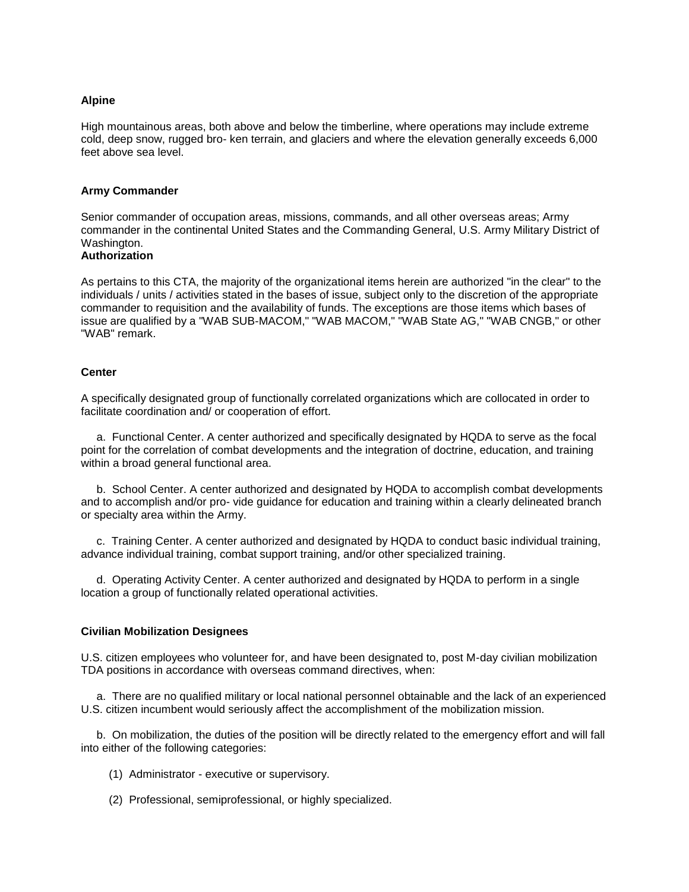**Alpine**

High mountainous areas, both above and below the timberline, where operations may include extreme cold, deep snow, rugged bro- ken terrain, and glaciers and where the elevation generally exceeds 6,000 feet above sea level.

**Army Commander**

Senior commander of occupation areas, missions, commands, and all other overseas areas; Army commander in the continental United States and the Commanding General, U.S. Army Military District of Washington.

**Authorization**

As pertains to this CTA, the majority of the organizational items herein are authorized "in the clear" to the individuals / units / activities stated in the bases of issue, subject only to the discretion of the appropriate commander to requisition and the availability of funds. The exceptions are those items which bases of issue are qualified by a "WAB SUB-MACOM," "WAB MACOM," "WAB State AG," "WAB CNGB," or other "WAB" remark.

**Center**

A specifically designated group of functionally correlated organizations which are collocated in order to facilitate coordination and/ or cooperation of effort.

a. Functional Center. A center authorized and specifically designated by HQDA to serve as the focal point for the correlation of combat developments and the integration of doctrine, education, and training within a broad general functional area.

b. School Center. A center authorized and designated by HQDA to accomplish combat developments and to accomplish and/or pro- vide guidance for education and training within a clearly delineated branch or specialty area within the Army.

c. Training Center. A center authorized and designated by HQDA to conduct basic individual training, advance individual training, combat support training, and/or other specialized training.

d. Operating Activity Center. A center authorized and designated by HQDA to perform in a single location a group of functionally related operational activities.

**Civilian Mobilization Designees**

U.S. citizen employees who volunteer for, and have been designated to, post M-day civilian mobilization TDA positions in accordance with overseas command directives, when:

a. There are no qualified military or local national personnel obtainable and the lack of an experienced U.S. citizen incumbent would seriously affect the accomplishment of the mobilization mission.

b. On mobilization, the duties of the position will be directly related to the emergency effort and will fall into either of the following categories:

(1) Administrator - executive or supervisory.

(2) Professional, semiprofessional, or highly specialized.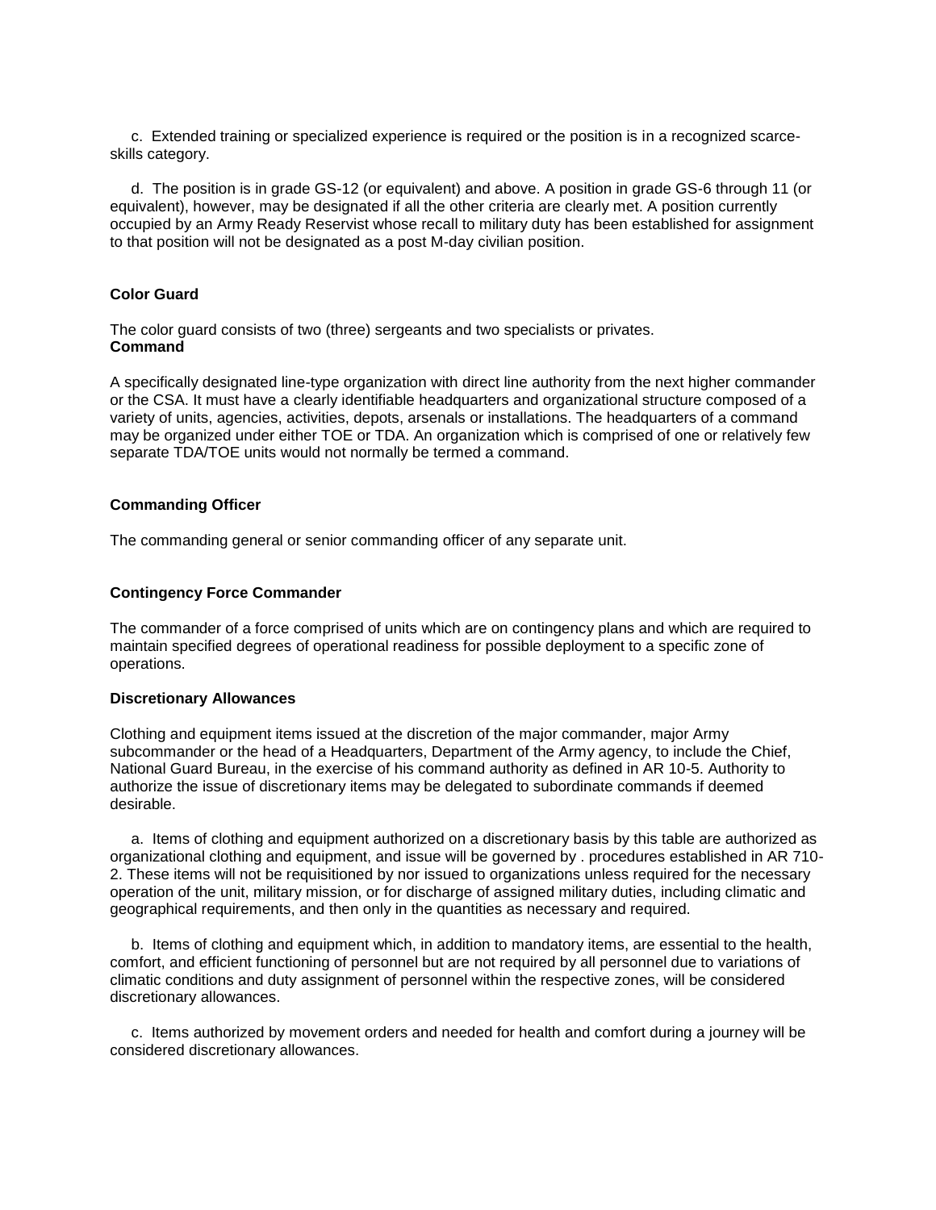c. Extended training or specialized experience is required or the position is in a recognized scarce-skills category.

d. The position is in grade GS-12 (or equivalent) and above. A position in grade GS-6 through 11 (or equivalent), however, may be designated if all the other criteria are clearly met. A position currently occupied by an Army Ready Reservist whose recall to military duty has been established for assignment to that position will not be designated as a post M-day civilian position.

**Color Guard**

The color guard consists of two (three) sergeants and two specialists or privates.

**Command**

A specifically designated line-type organization with direct line authority from the next higher commander or the CSA. It must have a clearly identifiable headquarters and organizational structure composed of a variety of units, agencies, activities, depots, arsenals or installations. The headquarters of a command may be organized under either TOE or TDA. An organization which is comprised of one or relatively few separate TDA/TOE units would not normally be termed a command.

**Commanding Officer**

The commanding general or senior commanding officer of any separate unit.

**Contingency Force Commander**

The commander of a force comprised of units which are on contingency plans and which are required to maintain specified degrees of operational readiness for possible deployment to a specific zone of operations.

**Discretionary Allowances**

Clothing and equipment items issued at the discretion of the major commander, major Army subcommander or the head of a Headquarters, Department of the Army agency, to include the Chief, National Guard Bureau, in the exercise of his command authority as defined in AR 10-5. Authority to authorize the issue of discretionary items may be delegated to subordinate commands if deemed desirable.

a. Items of clothing and equipment authorized on a discretionary basis by this table are authorized as organizational clothing and equipment, and issue will be governed by . procedures established in AR 710-2. These items will not be requisitioned by nor issued to organizations unless required for the necessary operation of the unit, military mission, or for discharge of assigned military duties, including climatic and geographical requirements, and then only in the quantities as necessary and required.

b. Items of clothing and equipment which, in addition to mandatory items, are essential to the health, comfort, and efficient functioning of personnel but are not required by all personnel due to variations of climatic conditions and duty assignment of personnel within the respective zones, will be considered discretionary allowances.

c. Items authorized by movement orders and needed for health and comfort during a journey will be considered discretionary allowances.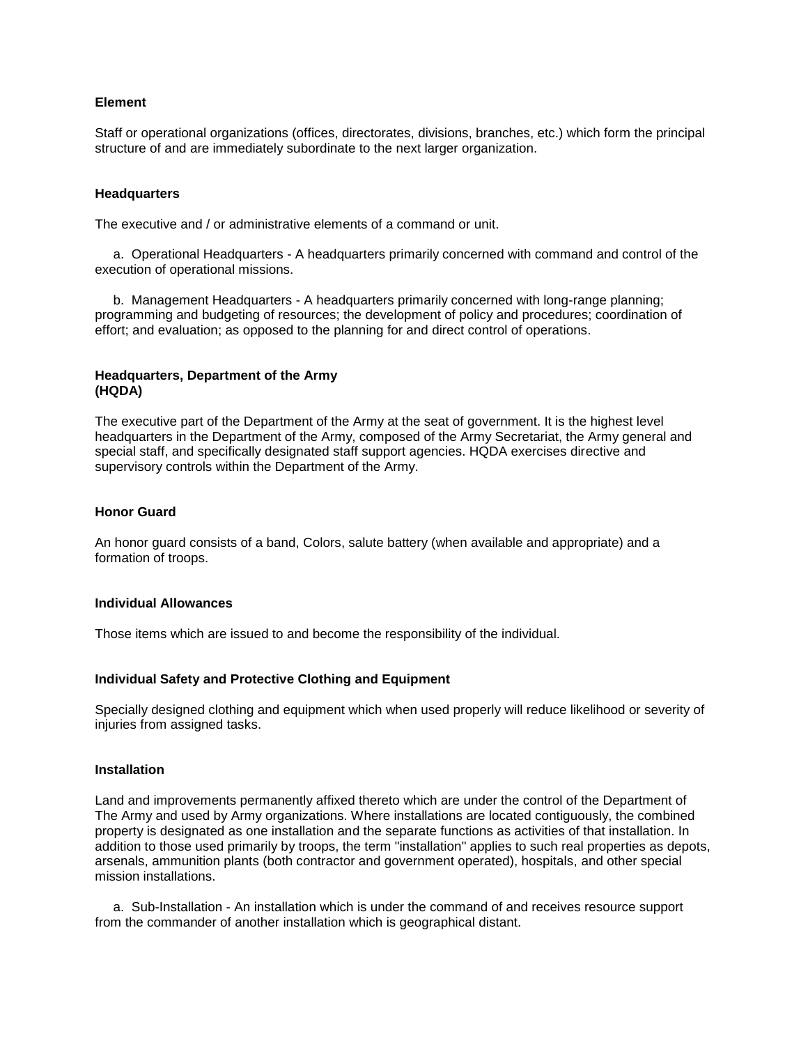**Element**

Staff or operational organizations (offices, directorates, divisions, branches, etc.) which form the principal structure of and are immediately subordinate to the next larger organization.

**Headquarters**

The executive and / or administrative elements of a command or unit.

a. Operational Headquarters - A headquarters primarily concerned with command and control of the execution of operational missions.

b. Management Headquarters - A headquarters primarily concerned with long-range planning; programming and budgeting of resources; the development of policy and procedures; coordination of effort; and evaluation; as opposed to the planning for and direct control of operations.

**Headquarters, Department of the Army (HQDA)**

The executive part of the Department of the Army at the seat of government. It is the highest level headquarters in the Department of the Army, composed of the Army Secretariat, the Army general and special staff, and specifically designated staff support agencies. HQDA exercises directive and supervisory controls within the Department of the Army.

**Honor Guard**

An honor guard consists of a band, Colors, salute battery (when available and appropriate) and a formation of troops.

**Individual Allowances**

Those items which are issued to and become the responsibility of the individual.

**Individual Safety and Protective Clothing and Equipment**

Specially designed clothing and equipment which when used properly will reduce likelihood or severity of injuries from assigned tasks.

**Installation**

Land and improvements permanently affixed thereto which are under the control of the Department of The Army and used by Army organizations. Where installations are located contiguously, the combined property is designated as one installation and the separate functions as activities of that installation. In addition to those used primarily by troops, the term "installation" applies to such real properties as depots, arsenals, ammunition plants (both contractor and government operated), hospitals, and other special mission installations.

a. Sub-Installation - An installation which is under the command of and receives resource support from the commander of another installation which is geographical distant.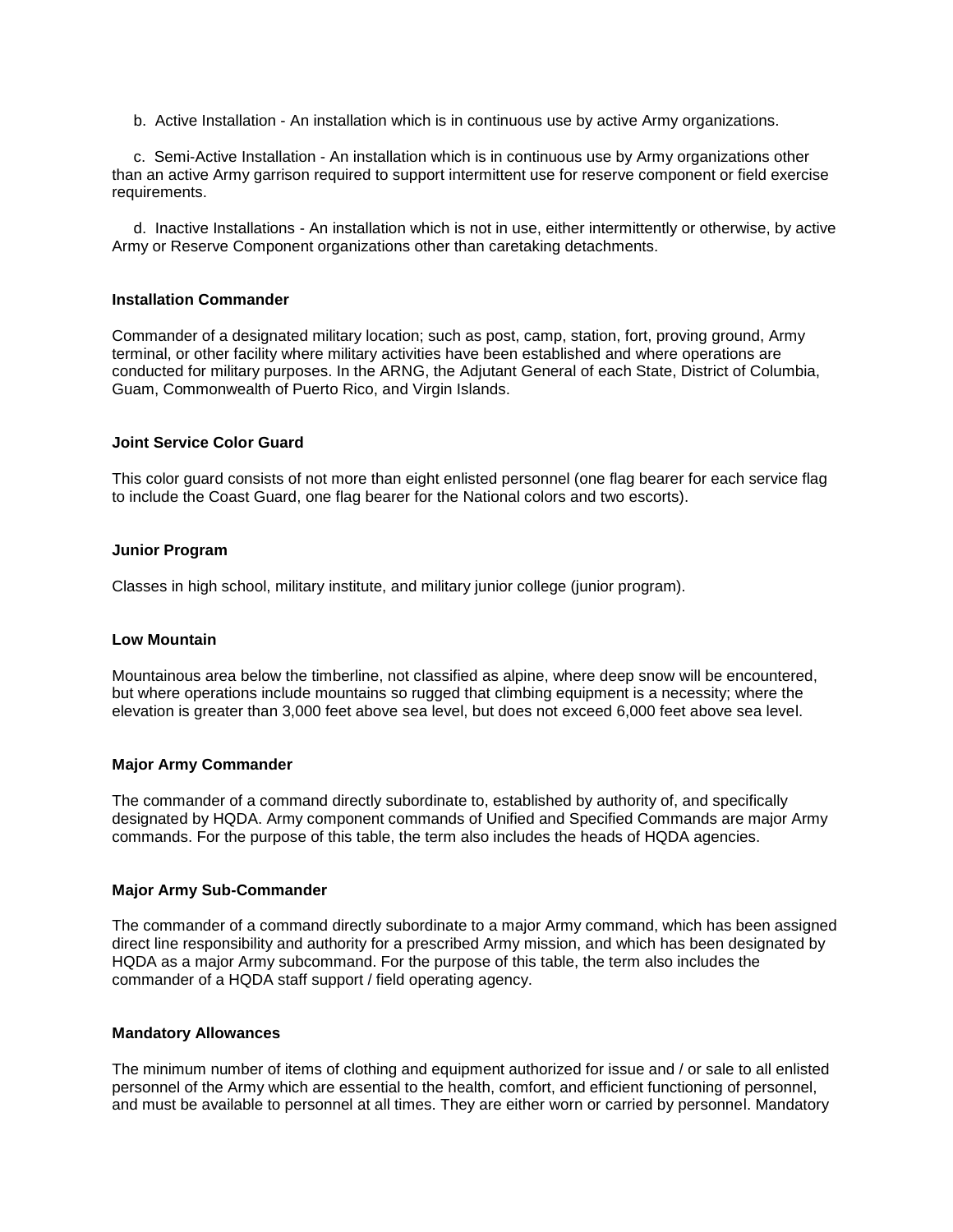b. Active Installation - An installation which is in continuous use by active Army organizations.

c. Semi-Active Installation - An installation which is in continuous use by Army organizations other than an active Army garrison required to support intermittent use for reserve component or field exercise requirements.

d. Inactive Installations - An installation which is not in use, either intermittently or otherwise, by active Army or Reserve Component organizations other than caretaking detachments.

**Installation Commander**

Commander of a designated military location; such as post, camp, station, fort, proving ground, Army terminal, or other facility where military activities have been established and where operations are conducted for military purposes. In the ARNG, the Adjutant General of each State, District of Columbia, Guam, Commonwealth of Puerto Rico, and Virgin Islands.

**Joint Service Color Guard**

This color guard consists of not more than eight enlisted personnel (one flag bearer for each service flag to include the Coast Guard, one flag bearer for the National colors and two escorts).

**Junior Program**

Classes in high school, military institute, and military junior college (junior program).

**Low Mountain**

Mountainous area below the timberline, not classified as alpine, where deep snow will be encountered, but where operations include mountains so rugged that climbing equipment is a necessity; where the elevation is greater than 3,000 feet above sea level, but does not exceed 6,000 feet above sea level.

**Major Army Commander**

The commander of a command directly subordinate to, established by authority of, and specifically designated by HQDA. Army component commands of Unified and Specified Commands are major Army commands. For the purpose of this table, the term also includes the heads of HQDA agencies.

**Major Army Sub-Commander**

The commander of a command directly subordinate to a major Army command, which has been assigned direct line responsibility and authority for a prescribed Army mission, and which has been designated by HQDA as a major Army subcommand. For the purpose of this table, the term also includes the commander of a HQDA staff support / field operating agency.

**Mandatory Allowances**

The minimum number of items of clothing and equipment authorized for issue and / or sale to all enlisted personnel of the Army which are essential to the health, comfort, and efficient functioning of personnel, and must be available to personnel at all times. They are either worn or carried by personnel. Mandatory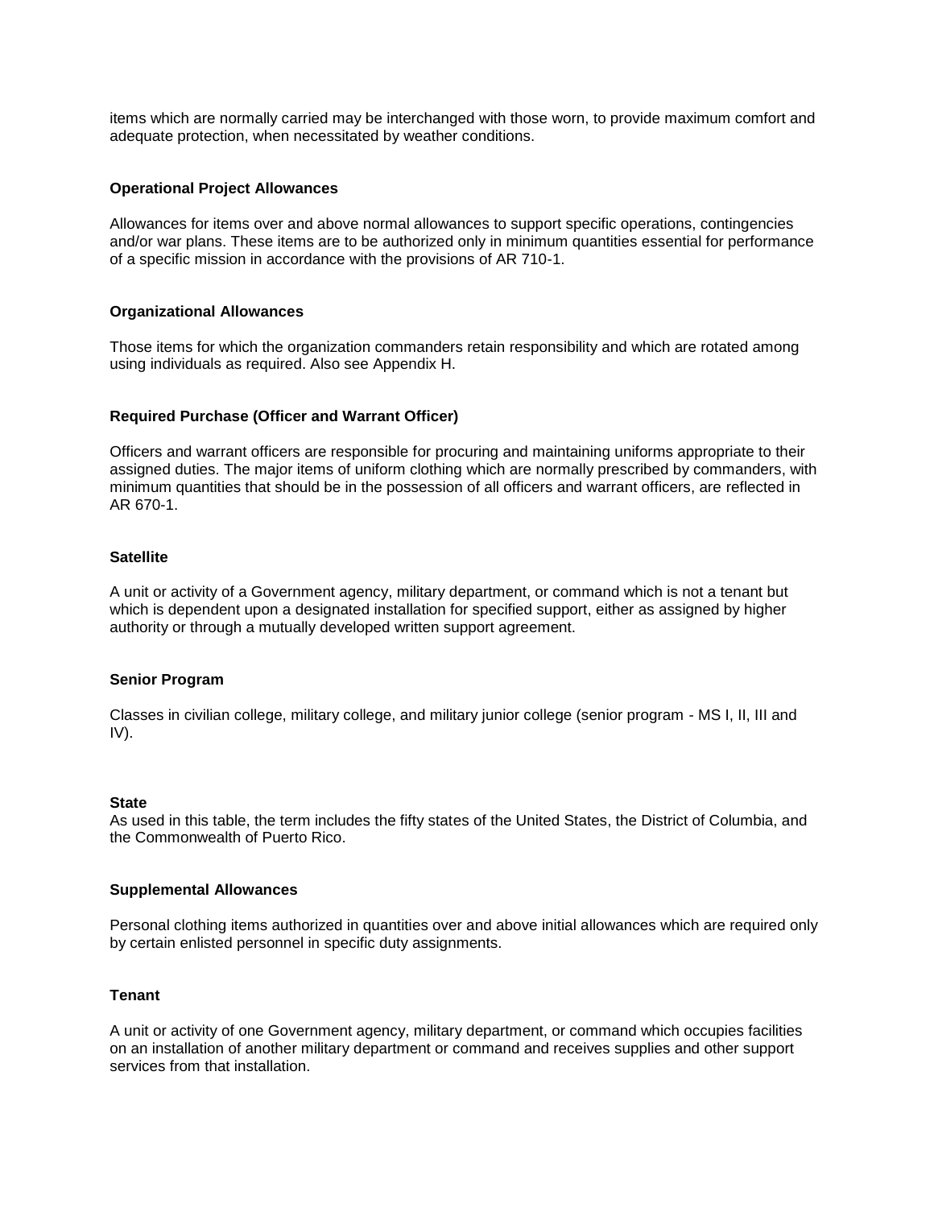items which are normally carried may be interchanged with those worn, to provide maximum comfort and adequate protection, when necessitated by weather conditions.

**Operational Project Allowances**

Allowances for items over and above normal allowances to support specific operations, contingencies and/or war plans. These items are to be authorized only in minimum quantities essential for performance of a specific mission in accordance with the provisions of AR 710-1.

**Organizational Allowances**

Those items for which the organization commanders retain responsibility and which are rotated among using individuals as required. Also see Appendix H.

**Required Purchase (Officer and Warrant Officer)**

Officers and warrant officers are responsible for procuring and maintaining uniforms appropriate to their assigned duties. The major items of uniform clothing which are normally prescribed by commanders, with minimum quantities that should be in the possession of all officers and warrant officers, are reflected in AR 670-1.

**Satellite**

A unit or activity of a Government agency, military department, or command which is not a tenant but which is dependent upon a designated installation for specified support, either as assigned by higher authority or through a mutually developed written support agreement.

**Senior Program**

Classes in civilian college, military college, and military junior college (senior program - MS I, II, III and IV).

**State**

As used in this table, the term includes the fifty states of the United States, the District of Columbia, and the Commonwealth of Puerto Rico.

**Supplemental Allowances**

Personal clothing items authorized in quantities over and above initial allowances which are required only by certain enlisted personnel in specific duty assignments.

**Tenant**

A unit or activity of one Government agency, military department, or command which occupies facilities on an installation of another military department or command and receives supplies and other support services from that installation.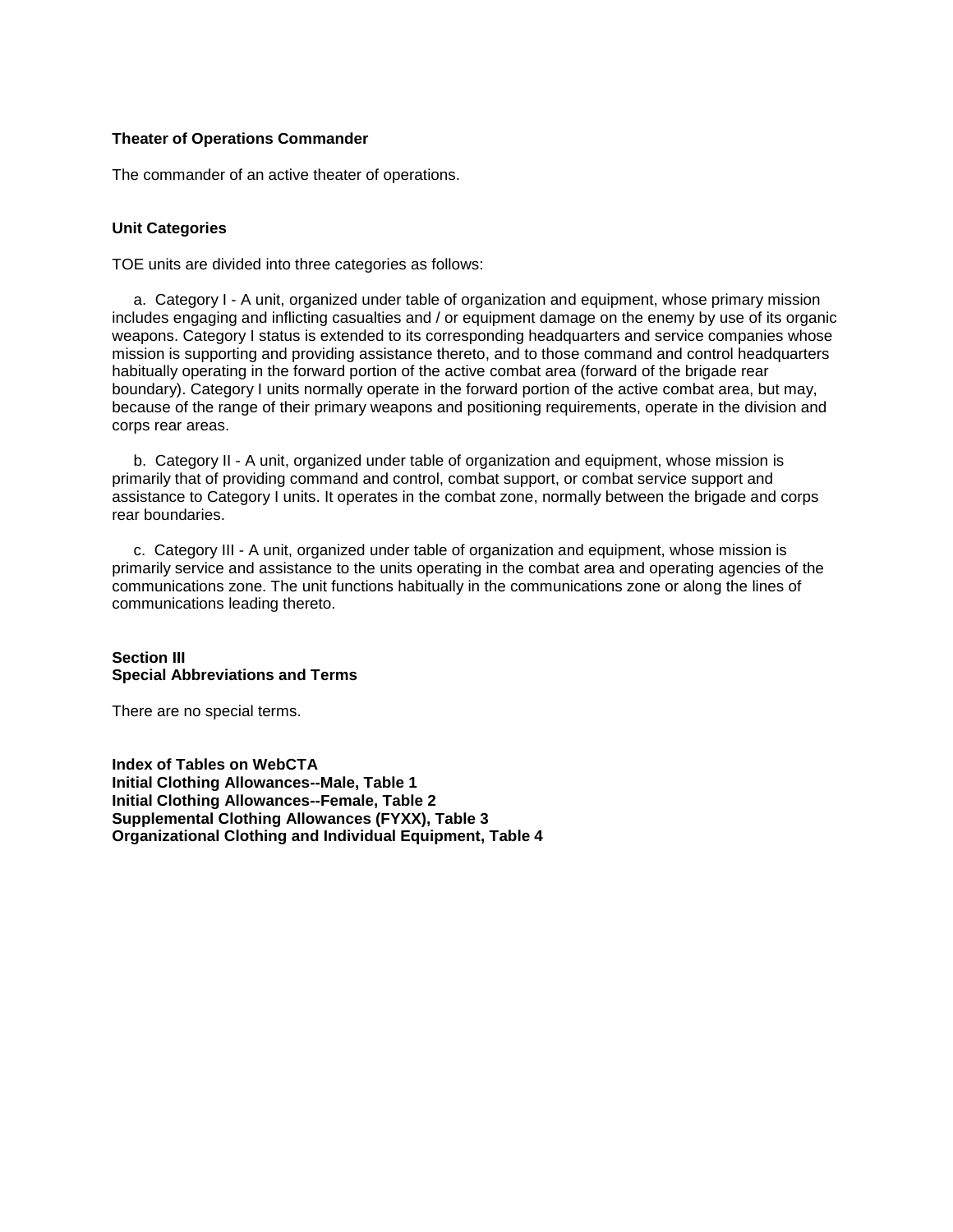**Theater of Operations Commander**

The commander of an active theater of operations.

**Unit Categories**

TOE units are divided into three categories as follows:

a. Category I - A unit, organized under table of organization and equipment, whose primary mission includes engaging and inflicting casualties and / or equipment damage on the enemy by use of its organic weapons. Category I status is extended to its corresponding headquarters and service companies whose mission is supporting and providing assistance thereto, and to those command and control headquarters habitually operating in the forward portion of the active combat area (forward of the brigade rear boundary). Category I units normally operate in the forward portion of the active combat area, but may, because of the range of their primary weapons and positioning requirements, operate in the division and corps rear areas.

b. Category II - A unit, organized under table of organization and equipment, whose mission is primarily that of providing command and control, combat support, or combat service support and assistance to Category I units. It operates in the combat zone, normally between the brigade and corps rear boundaries.

c. Category III - A unit, organized under table of organization and equipment, whose mission is primarily service and assistance to the units operating in the combat area and operating agencies of the communications zone. The unit functions habitually in the communications zone or along the lines of communications leading thereto.

**Section III**
**Special Abbreviations and Terms**

There are no special terms.

**Index of Tables on WebCTA**
**Initial Clothing Allowances--Male, Table 1**
**Initial Clothing Allowances--Female, Table 2**
**Supplemental Clothing Allowances (FYXX), Table 3**
**Organizational Clothing and Individual Equipment, Table 4**